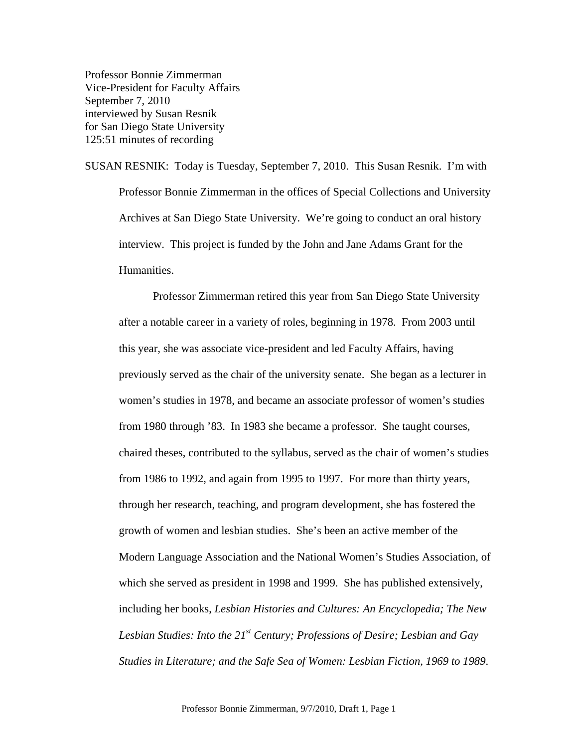Professor Bonnie Zimmerman
Vice-President for Faculty Affairs
September 7, 2010
interviewed by Susan Resnik
for San Diego State University
125:51 minutes of recording

SUSAN RESNIK: Today is Tuesday, September 7, 2010. This Susan Resnik. I'm with Professor Bonnie Zimmerman in the offices of Special Collections and University Archives at San Diego State University. We're going to conduct an oral history interview. This project is funded by the John and Jane Adams Grant for the Humanities.

Professor Zimmerman retired this year from San Diego State University after a notable career in a variety of roles, beginning in 1978. From 2003 until this year, she was associate vice-president and led Faculty Affairs, having previously served as the chair of the university senate. She began as a lecturer in women's studies in 1978, and became an associate professor of women's studies from 1980 through '83. In 1983 she became a professor. She taught courses, chaired theses, contributed to the syllabus, served as the chair of women's studies from 1986 to 1992, and again from 1995 to 1997. For more than thirty years, through her research, teaching, and program development, she has fostered the growth of women and lesbian studies. She's been an active member of the Modern Language Association and the National Women's Studies Association, of which she served as president in 1998 and 1999. She has published extensively, including her books, *Lesbian Histories and Cultures: An Encyclopedia; The New Lesbian Studies: Into the 21st Century; Professions of Desire; Lesbian and Gay Studies in Literature; and the Safe Sea of Women: Lesbian Fiction, 1969 to 1989*.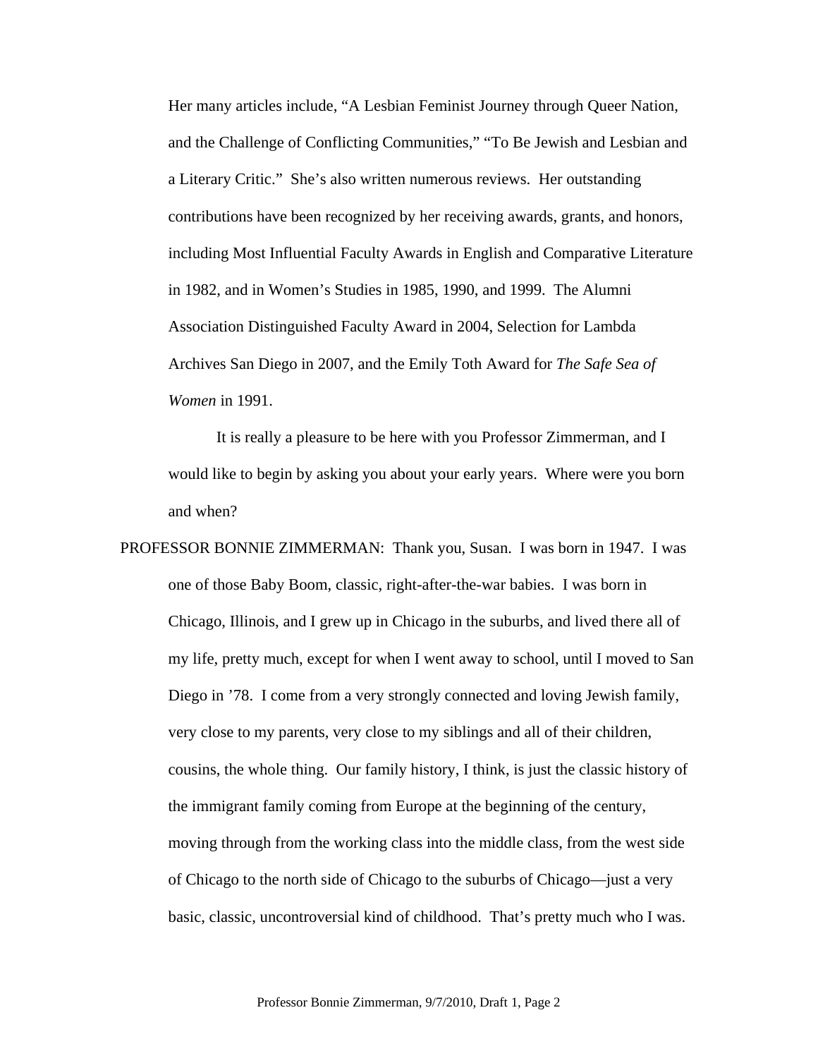Her many articles include, "A Lesbian Feminist Journey through Queer Nation, and the Challenge of Conflicting Communities," "To Be Jewish and Lesbian and a Literary Critic." She's also written numerous reviews. Her outstanding contributions have been recognized by her receiving awards, grants, and honors, including Most Influential Faculty Awards in English and Comparative Literature in 1982, and in Women's Studies in 1985, 1990, and 1999. The Alumni Association Distinguished Faculty Award in 2004, Selection for Lambda Archives San Diego in 2007, and the Emily Toth Award for *The Safe Sea of Women* in 1991.

It is really a pleasure to be here with you Professor Zimmerman, and I would like to begin by asking you about your early years. Where were you born and when?

PROFESSOR BONNIE ZIMMERMAN: Thank you, Susan. I was born in 1947. I was one of those Baby Boom, classic, right-after-the-war babies. I was born in Chicago, Illinois, and I grew up in Chicago in the suburbs, and lived there all of my life, pretty much, except for when I went away to school, until I moved to San Diego in '78. I come from a very strongly connected and loving Jewish family, very close to my parents, very close to my siblings and all of their children, cousins, the whole thing. Our family history, I think, is just the classic history of the immigrant family coming from Europe at the beginning of the century, moving through from the working class into the middle class, from the west side of Chicago to the north side of Chicago to the suburbs of Chicago—just a very basic, classic, uncontroversial kind of childhood. That's pretty much who I was.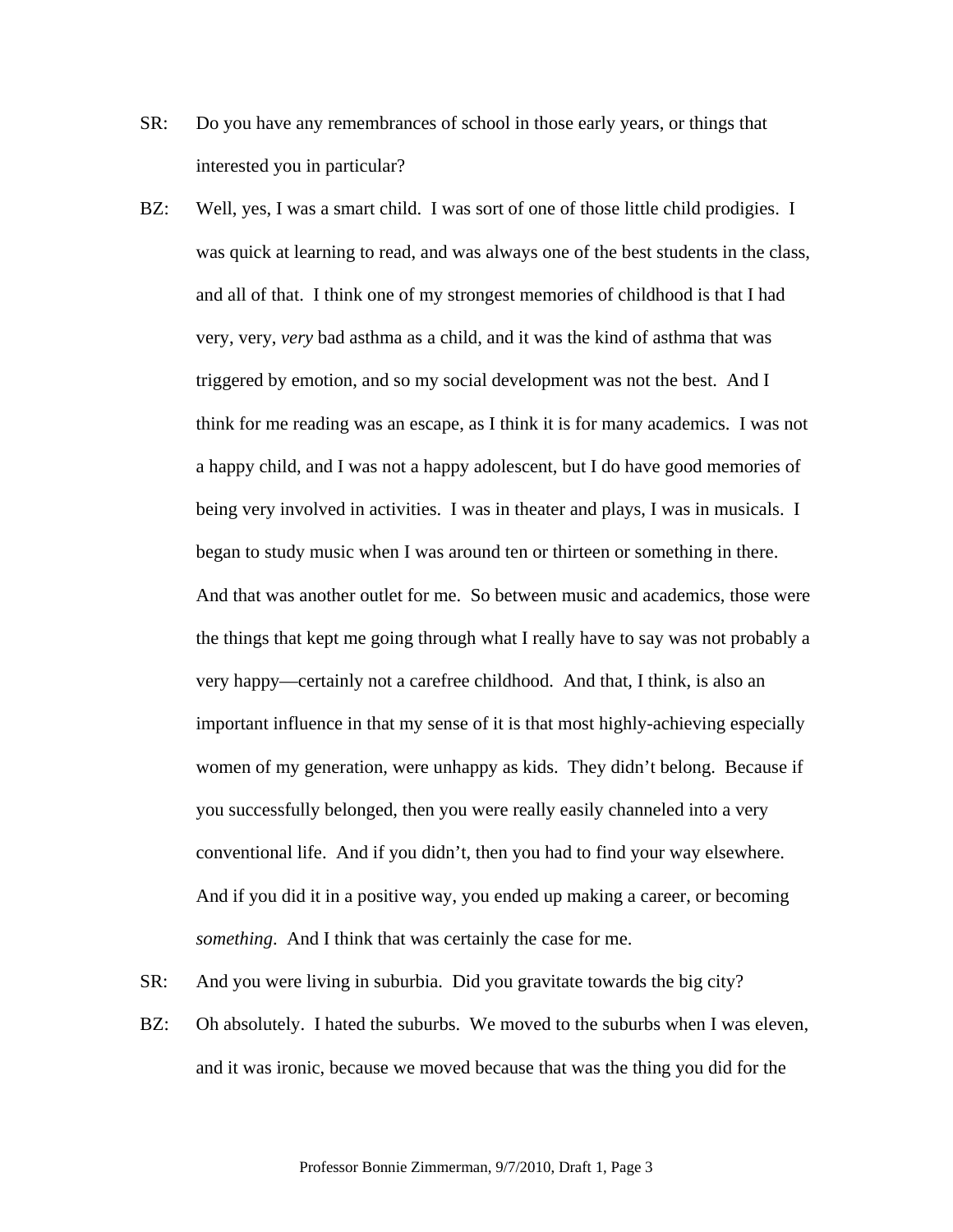SR: Do you have any remembrances of school in those early years, or things that interested you in particular?

BZ: Well, yes, I was a smart child. I was sort of one of those little child prodigies. I was quick at learning to read, and was always one of the best students in the class, and all of that. I think one of my strongest memories of childhood is that I had very, very, *very* bad asthma as a child, and it was the kind of asthma that was triggered by emotion, and so my social development was not the best. And I think for me reading was an escape, as I think it is for many academics. I was not a happy child, and I was not a happy adolescent, but I do have good memories of being very involved in activities. I was in theater and plays, I was in musicals. I began to study music when I was around ten or thirteen or something in there. And that was another outlet for me. So between music and academics, those were the things that kept me going through what I really have to say was not probably a very happy—certainly not a carefree childhood. And that, I think, is also an important influence in that my sense of it is that most highly-achieving especially women of my generation, were unhappy as kids. They didn't belong. Because if you successfully belonged, then you were really easily channeled into a very conventional life. And if you didn't, then you had to find your way elsewhere. And if you did it in a positive way, you ended up making a career, or becoming *something*. And I think that was certainly the case for me.

SR: And you were living in suburbia. Did you gravitate towards the big city?

BZ: Oh absolutely. I hated the suburbs. We moved to the suburbs when I was eleven, and it was ironic, because we moved because that was the thing you did for the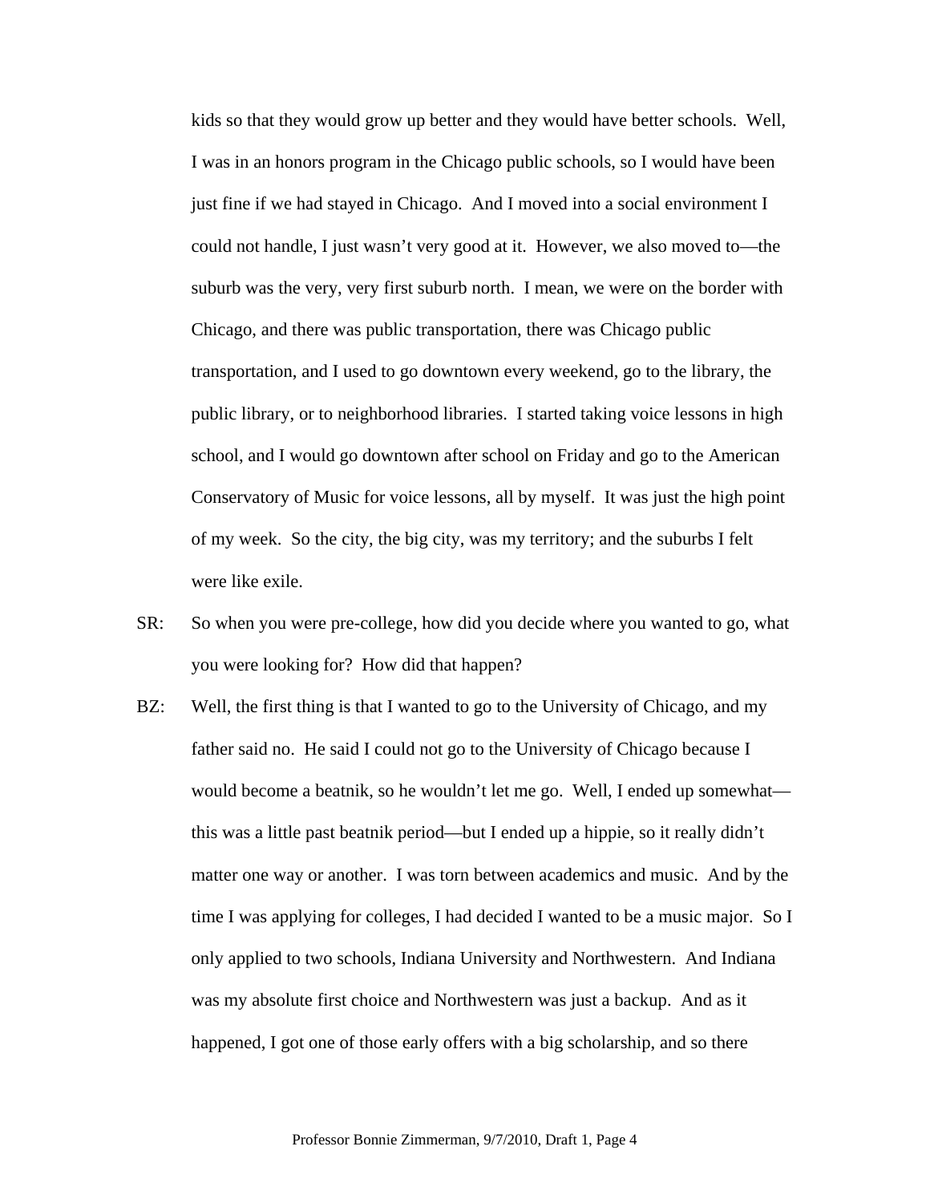kids so that they would grow up better and they would have better schools. Well, I was in an honors program in the Chicago public schools, so I would have been just fine if we had stayed in Chicago. And I moved into a social environment I could not handle, I just wasn't very good at it. However, we also moved to—the suburb was the very, very first suburb north. I mean, we were on the border with Chicago, and there was public transportation, there was Chicago public transportation, and I used to go downtown every weekend, go to the library, the public library, or to neighborhood libraries. I started taking voice lessons in high school, and I would go downtown after school on Friday and go to the American Conservatory of Music for voice lessons, all by myself. It was just the high point of my week. So the city, the big city, was my territory; and the suburbs I felt were like exile.

SR: So when you were pre-college, how did you decide where you wanted to go, what you were looking for? How did that happen?

BZ: Well, the first thing is that I wanted to go to the University of Chicago, and my father said no. He said I could not go to the University of Chicago because I would become a beatnik, so he wouldn't let me go. Well, I ended up somewhat—this was a little past beatnik period—but I ended up a hippie, so it really didn't matter one way or another. I was torn between academics and music. And by the time I was applying for colleges, I had decided I wanted to be a music major. So I only applied to two schools, Indiana University and Northwestern. And Indiana was my absolute first choice and Northwestern was just a backup. And as it happened, I got one of those early offers with a big scholarship, and so there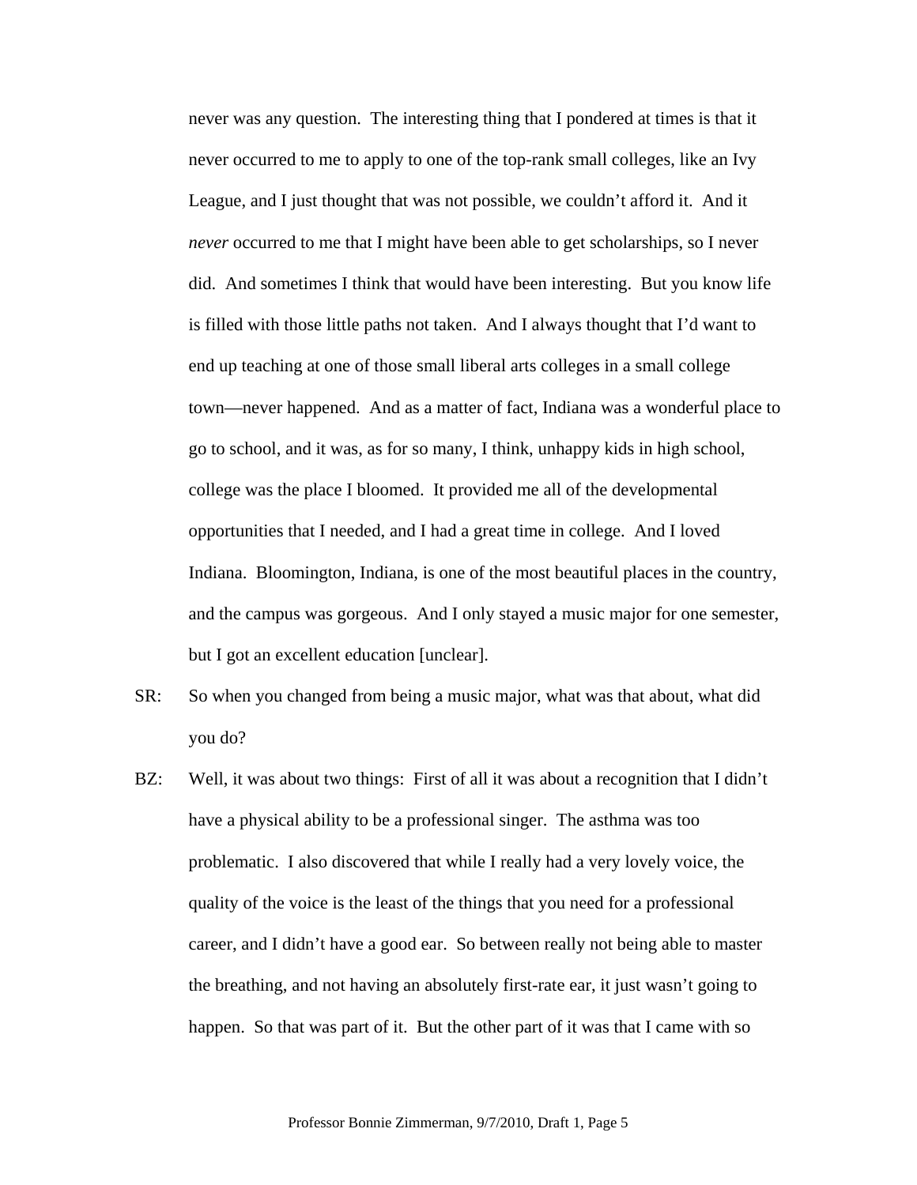never was any question. The interesting thing that I pondered at times is that it never occurred to me to apply to one of the top-rank small colleges, like an Ivy League, and I just thought that was not possible, we couldn't afford it. And it *never* occurred to me that I might have been able to get scholarships, so I never did. And sometimes I think that would have been interesting. But you know life is filled with those little paths not taken. And I always thought that I'd want to end up teaching at one of those small liberal arts colleges in a small college town—never happened. And as a matter of fact, Indiana was a wonderful place to go to school, and it was, as for so many, I think, unhappy kids in high school, college was the place I bloomed. It provided me all of the developmental opportunities that I needed, and I had a great time in college. And I loved Indiana. Bloomington, Indiana, is one of the most beautiful places in the country, and the campus was gorgeous. And I only stayed a music major for one semester, but I got an excellent education [unclear].

SR: So when you changed from being a music major, what was that about, what did you do?

BZ: Well, it was about two things: First of all it was about a recognition that I didn't have a physical ability to be a professional singer. The asthma was too problematic. I also discovered that while I really had a very lovely voice, the quality of the voice is the least of the things that you need for a professional career, and I didn't have a good ear. So between really not being able to master the breathing, and not having an absolutely first-rate ear, it just wasn't going to happen. So that was part of it. But the other part of it was that I came with so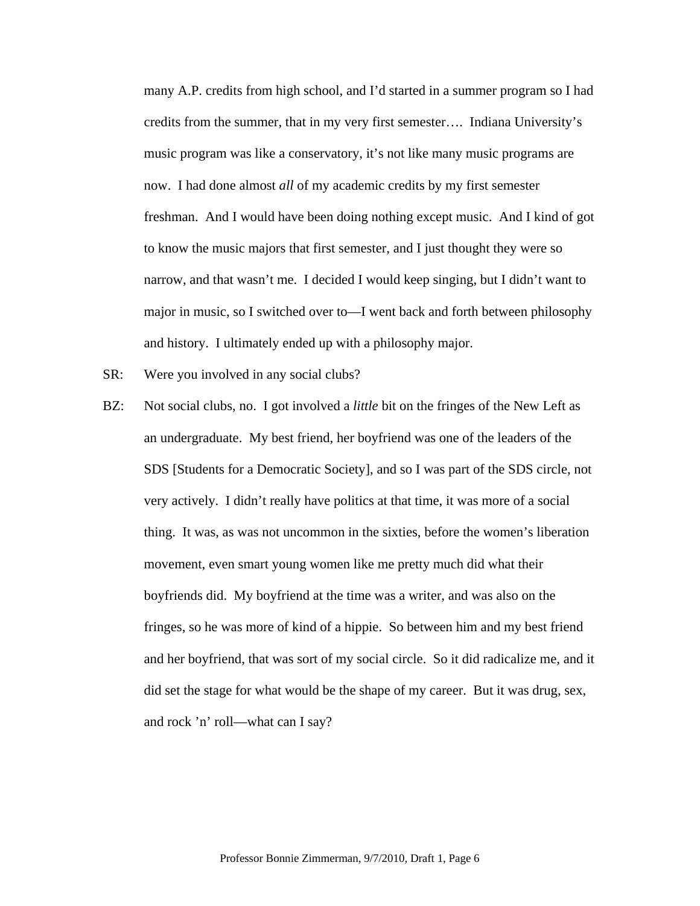many A.P. credits from high school, and I'd started in a summer program so I had credits from the summer, that in my very first semester…. Indiana University's music program was like a conservatory, it's not like many music programs are now. I had done almost *all* of my academic credits by my first semester freshman. And I would have been doing nothing except music. And I kind of got to know the music majors that first semester, and I just thought they were so narrow, and that wasn't me. I decided I would keep singing, but I didn't want to major in music, so I switched over to—I went back and forth between philosophy and history. I ultimately ended up with a philosophy major.

SR: Were you involved in any social clubs?

BZ: Not social clubs, no. I got involved a *little* bit on the fringes of the New Left as an undergraduate. My best friend, her boyfriend was one of the leaders of the SDS [Students for a Democratic Society], and so I was part of the SDS circle, not very actively. I didn't really have politics at that time, it was more of a social thing. It was, as was not uncommon in the sixties, before the women's liberation movement, even smart young women like me pretty much did what their boyfriends did. My boyfriend at the time was a writer, and was also on the fringes, so he was more of kind of a hippie. So between him and my best friend and her boyfriend, that was sort of my social circle. So it did radicalize me, and it did set the stage for what would be the shape of my career. But it was drug, sex, and rock 'n' roll—what can I say?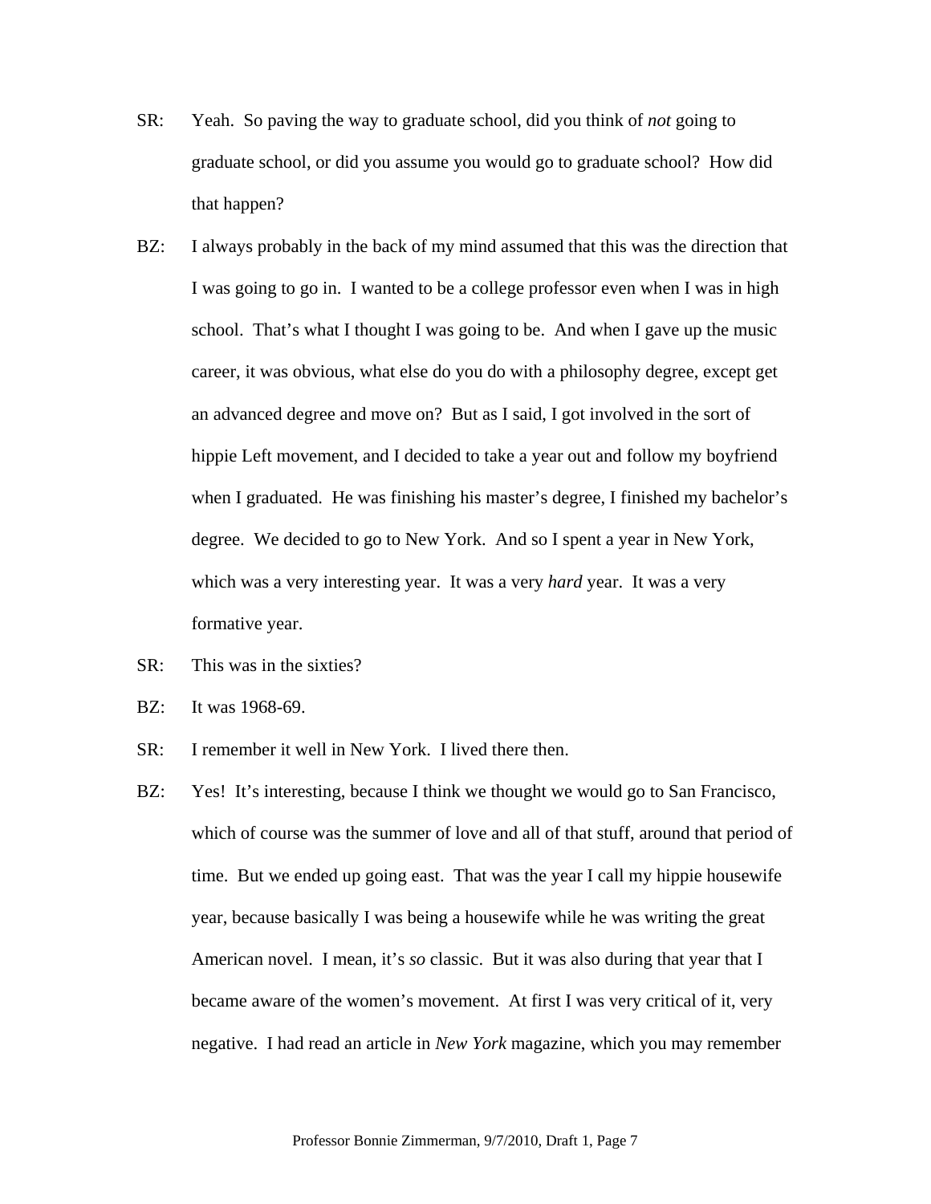SR: Yeah. So paving the way to graduate school, did you think of *not* going to graduate school, or did you assume you would go to graduate school? How did that happen?

BZ: I always probably in the back of my mind assumed that this was the direction that I was going to go in. I wanted to be a college professor even when I was in high school. That's what I thought I was going to be. And when I gave up the music career, it was obvious, what else do you do with a philosophy degree, except get an advanced degree and move on? But as I said, I got involved in the sort of hippie Left movement, and I decided to take a year out and follow my boyfriend when I graduated. He was finishing his master's degree, I finished my bachelor's degree. We decided to go to New York. And so I spent a year in New York, which was a very interesting year. It was a very *hard* year. It was a very formative year.

SR: This was in the sixties?

BZ: It was 1968-69.

SR: I remember it well in New York. I lived there then.

BZ: Yes! It's interesting, because I think we thought we would go to San Francisco, which of course was the summer of love and all of that stuff, around that period of time. But we ended up going east. That was the year I call my hippie housewife year, because basically I was being a housewife while he was writing the great American novel. I mean, it's *so* classic. But it was also during that year that I became aware of the women's movement. At first I was very critical of it, very negative. I had read an article in *New York* magazine, which you may remember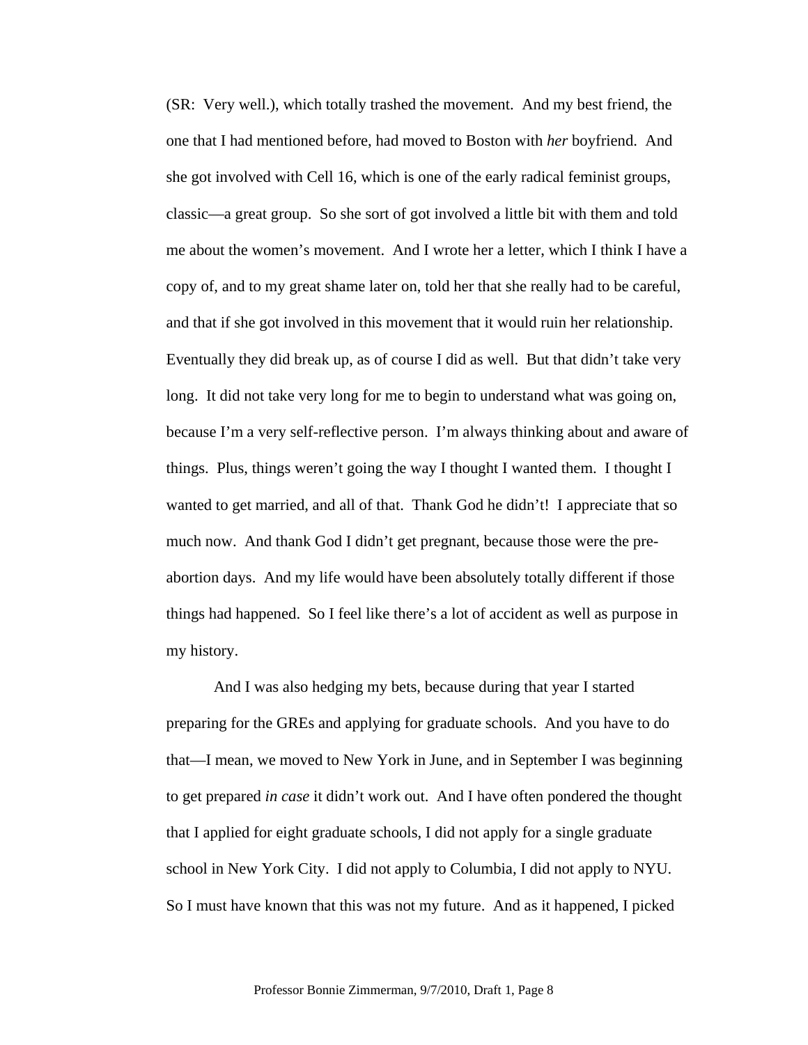(SR: Very well.), which totally trashed the movement. And my best friend, the one that I had mentioned before, had moved to Boston with *her* boyfriend. And she got involved with Cell 16, which is one of the early radical feminist groups, classic—a great group. So she sort of got involved a little bit with them and told me about the women's movement. And I wrote her a letter, which I think I have a copy of, and to my great shame later on, told her that she really had to be careful, and that if she got involved in this movement that it would ruin her relationship. Eventually they did break up, as of course I did as well. But that didn't take very long. It did not take very long for me to begin to understand what was going on, because I'm a very self-reflective person. I'm always thinking about and aware of things. Plus, things weren't going the way I thought I wanted them. I thought I wanted to get married, and all of that. Thank God he didn't! I appreciate that so much now. And thank God I didn't get pregnant, because those were the pre-abortion days. And my life would have been absolutely totally different if those things had happened. So I feel like there's a lot of accident as well as purpose in my history.

And I was also hedging my bets, because during that year I started preparing for the GREs and applying for graduate schools. And you have to do that—I mean, we moved to New York in June, and in September I was beginning to get prepared *in case* it didn't work out. And I have often pondered the thought that I applied for eight graduate schools, I did not apply for a single graduate school in New York City. I did not apply to Columbia, I did not apply to NYU. So I must have known that this was not my future. And as it happened, I picked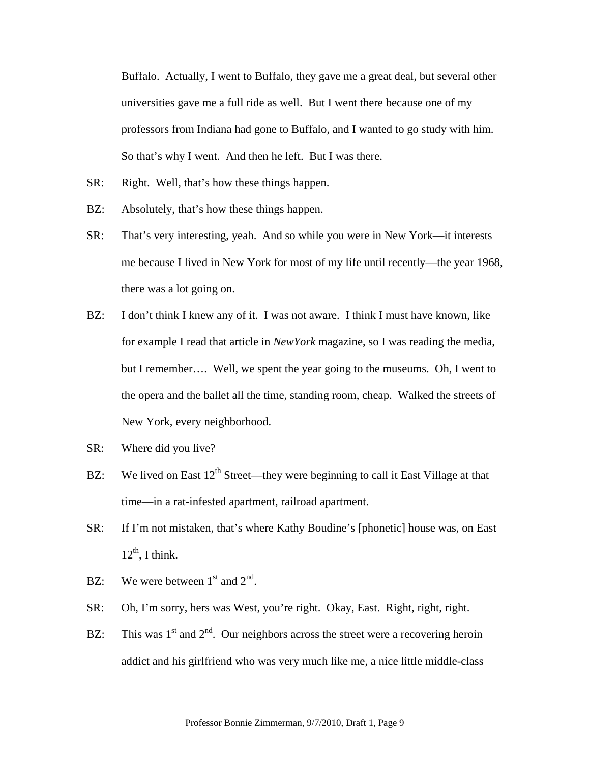Buffalo. Actually, I went to Buffalo, they gave me a great deal, but several other universities gave me a full ride as well. But I went there because one of my professors from Indiana had gone to Buffalo, and I wanted to go study with him. So that's why I went. And then he left. But I was there.

SR: Right. Well, that's how these things happen.

BZ: Absolutely, that's how these things happen.

SR: That's very interesting, yeah. And so while you were in New York—it interests me because I lived in New York for most of my life until recently—the year 1968, there was a lot going on.

BZ: I don't think I knew any of it. I was not aware. I think I must have known, like for example I read that article in *NewYork* magazine, so I was reading the media, but I remember…. Well, we spent the year going to the museums. Oh, I went to the opera and the ballet all the time, standing room, cheap. Walked the streets of New York, every neighborhood.

SR: Where did you live?

BZ: We lived on East 12th Street—they were beginning to call it East Village at that time—in a rat-infested apartment, railroad apartment.

SR: If I'm not mistaken, that's where Kathy Boudine's [phonetic] house was, on East 12th, I think.

BZ: We were between 1st and 2nd.

SR: Oh, I'm sorry, hers was West, you're right. Okay, East. Right, right, right.

BZ: This was 1st and 2nd. Our neighbors across the street were a recovering heroin addict and his girlfriend who was very much like me, a nice little middle-class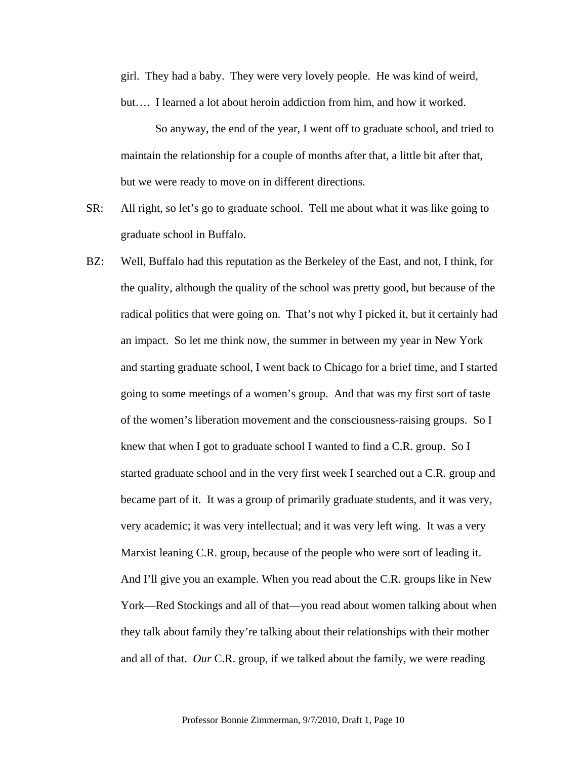girl. They had a baby. They were very lovely people. He was kind of weird, but…. I learned a lot about heroin addiction from him, and how it worked.

So anyway, the end of the year, I went off to graduate school, and tried to maintain the relationship for a couple of months after that, a little bit after that, but we were ready to move on in different directions.

SR: All right, so let's go to graduate school. Tell me about what it was like going to graduate school in Buffalo.

BZ: Well, Buffalo had this reputation as the Berkeley of the East, and not, I think, for the quality, although the quality of the school was pretty good, but because of the radical politics that were going on. That's not why I picked it, but it certainly had an impact. So let me think now, the summer in between my year in New York and starting graduate school, I went back to Chicago for a brief time, and I started going to some meetings of a women's group. And that was my first sort of taste of the women's liberation movement and the consciousness-raising groups. So I knew that when I got to graduate school I wanted to find a C.R. group. So I started graduate school and in the very first week I searched out a C.R. group and became part of it. It was a group of primarily graduate students, and it was very, very academic; it was very intellectual; and it was very left wing. It was a very Marxist leaning C.R. group, because of the people who were sort of leading it. And I'll give you an example. When you read about the C.R. groups like in New York—Red Stockings and all of that—you read about women talking about when they talk about family they're talking about their relationships with their mother and all of that. *Our* C.R. group, if we talked about the family, we were reading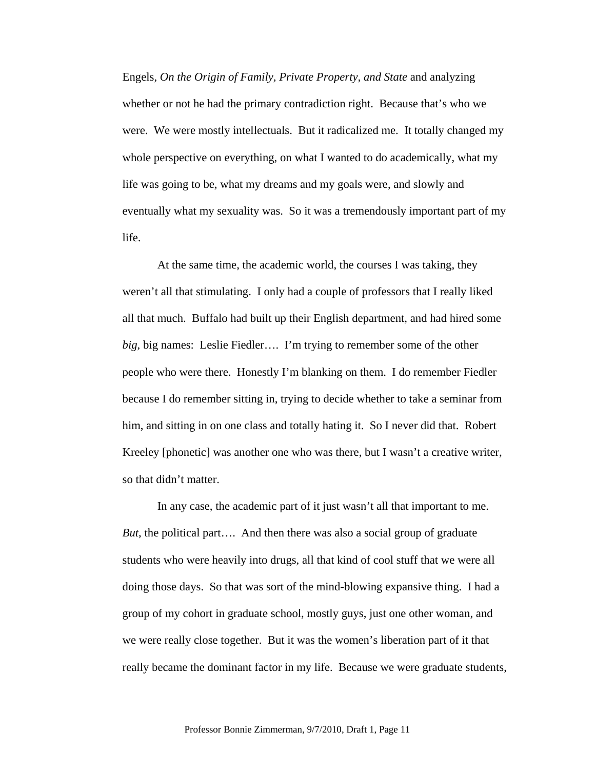Engels, *On the Origin of Family, Private Property, and State* and analyzing whether or not he had the primary contradiction right. Because that's who we were. We were mostly intellectuals. But it radicalized me. It totally changed my whole perspective on everything, on what I wanted to do academically, what my life was going to be, what my dreams and my goals were, and slowly and eventually what my sexuality was. So it was a tremendously important part of my life.

At the same time, the academic world, the courses I was taking, they weren't all that stimulating. I only had a couple of professors that I really liked all that much. Buffalo had built up their English department, and had hired some *big*, big names: Leslie Fiedler…. I'm trying to remember some of the other people who were there. Honestly I'm blanking on them. I do remember Fiedler because I do remember sitting in, trying to decide whether to take a seminar from him, and sitting in on one class and totally hating it. So I never did that. Robert Kreeley [phonetic] was another one who was there, but I wasn't a creative writer, so that didn't matter.

In any case, the academic part of it just wasn't all that important to me. *But*, the political part…. And then there was also a social group of graduate students who were heavily into drugs, all that kind of cool stuff that we were all doing those days. So that was sort of the mind-blowing expansive thing. I had a group of my cohort in graduate school, mostly guys, just one other woman, and we were really close together. But it was the women's liberation part of it that really became the dominant factor in my life. Because we were graduate students,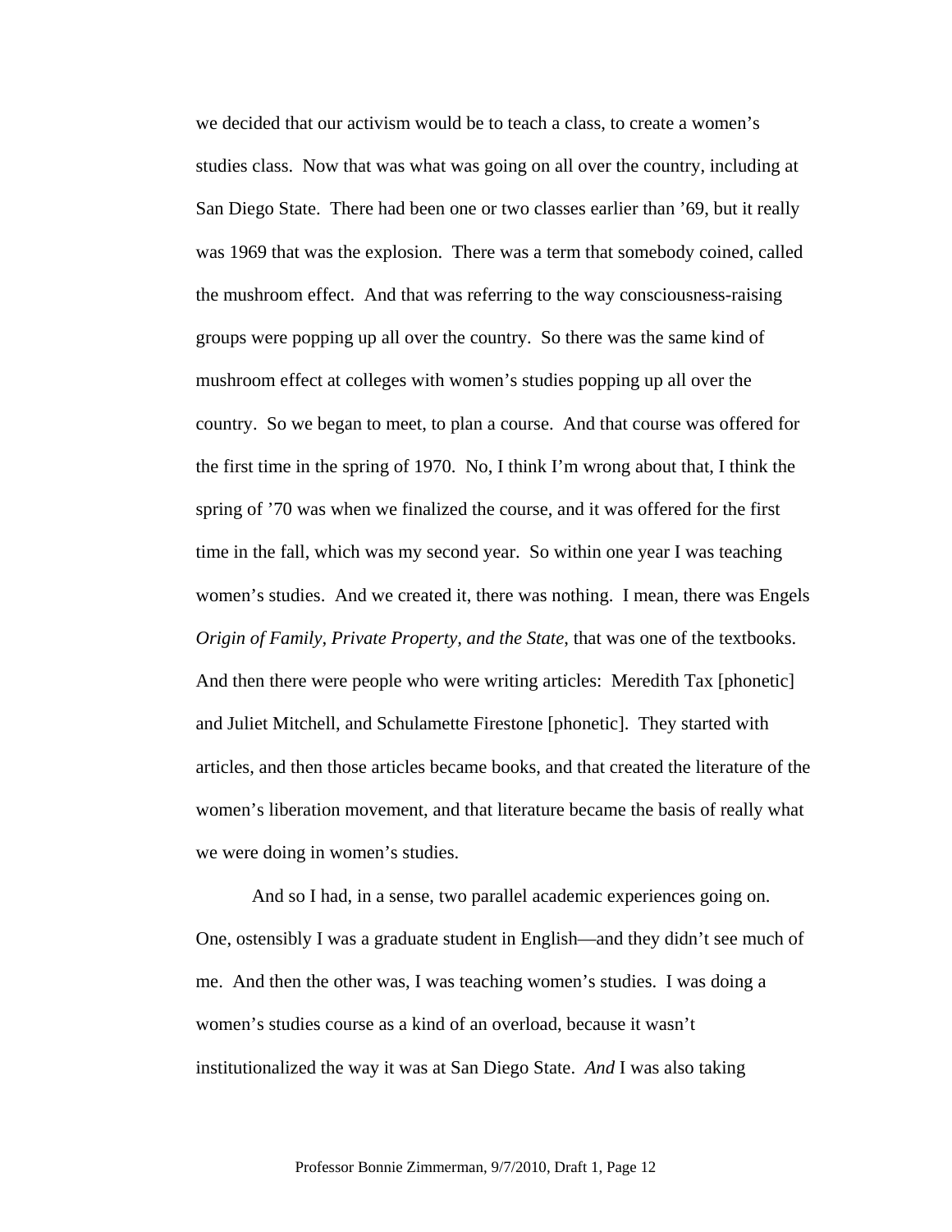we decided that our activism would be to teach a class, to create a women's studies class. Now that was what was going on all over the country, including at San Diego State. There had been one or two classes earlier than '69, but it really was 1969 that was the explosion. There was a term that somebody coined, called the mushroom effect. And that was referring to the way consciousness-raising groups were popping up all over the country. So there was the same kind of mushroom effect at colleges with women's studies popping up all over the country. So we began to meet, to plan a course. And that course was offered for the first time in the spring of 1970. No, I think I'm wrong about that, I think the spring of '70 was when we finalized the course, and it was offered for the first time in the fall, which was my second year. So within one year I was teaching women's studies. And we created it, there was nothing. I mean, there was Engels *Origin of Family, Private Property, and the State*, that was one of the textbooks. And then there were people who were writing articles: Meredith Tax [phonetic] and Juliet Mitchell, and Schulamette Firestone [phonetic]. They started with articles, and then those articles became books, and that created the literature of the women's liberation movement, and that literature became the basis of really what we were doing in women's studies.

And so I had, in a sense, two parallel academic experiences going on. One, ostensibly I was a graduate student in English—and they didn't see much of me. And then the other was, I was teaching women's studies. I was doing a women's studies course as a kind of an overload, because it wasn't institutionalized the way it was at San Diego State. *And* I was also taking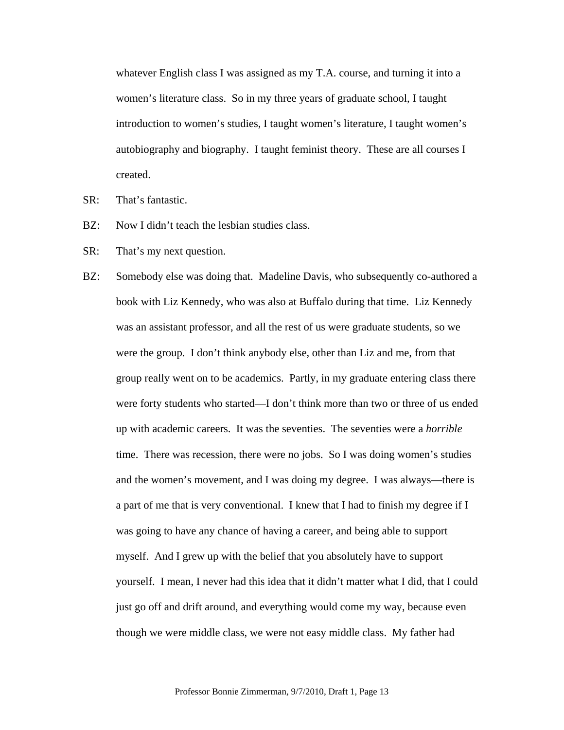whatever English class I was assigned as my T.A. course, and turning it into a women's literature class. So in my three years of graduate school, I taught introduction to women's studies, I taught women's literature, I taught women's autobiography and biography. I taught feminist theory. These are all courses I created.

SR: That's fantastic.

BZ: Now I didn't teach the lesbian studies class.

SR: That's my next question.

BZ: Somebody else was doing that. Madeline Davis, who subsequently co-authored a book with Liz Kennedy, who was also at Buffalo during that time. Liz Kennedy was an assistant professor, and all the rest of us were graduate students, so we were the group. I don't think anybody else, other than Liz and me, from that group really went on to be academics. Partly, in my graduate entering class there were forty students who started—I don't think more than two or three of us ended up with academic careers. It was the seventies. The seventies were a *horrible* time. There was recession, there were no jobs. So I was doing women's studies and the women's movement, and I was doing my degree. I was always—there is a part of me that is very conventional. I knew that I had to finish my degree if I was going to have any chance of having a career, and being able to support myself. And I grew up with the belief that you absolutely have to support yourself. I mean, I never had this idea that it didn't matter what I did, that I could just go off and drift around, and everything would come my way, because even though we were middle class, we were not easy middle class. My father had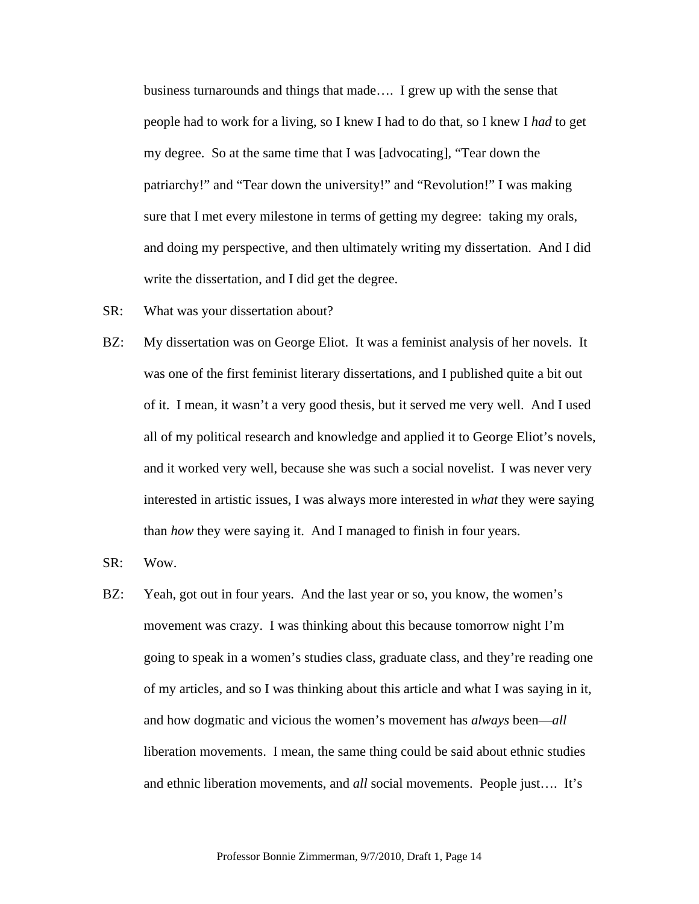business turnarounds and things that made…. I grew up with the sense that people had to work for a living, so I knew I had to do that, so I knew I *had* to get my degree. So at the same time that I was [advocating], "Tear down the patriarchy!" and "Tear down the university!" and "Revolution!" I was making sure that I met every milestone in terms of getting my degree: taking my orals, and doing my perspective, and then ultimately writing my dissertation. And I did write the dissertation, and I did get the degree.

SR: What was your dissertation about?

BZ: My dissertation was on George Eliot. It was a feminist analysis of her novels. It was one of the first feminist literary dissertations, and I published quite a bit out of it. I mean, it wasn't a very good thesis, but it served me very well. And I used all of my political research and knowledge and applied it to George Eliot's novels, and it worked very well, because she was such a social novelist. I was never very interested in artistic issues, I was always more interested in *what* they were saying than *how* they were saying it. And I managed to finish in four years.

SR: Wow.

BZ: Yeah, got out in four years. And the last year or so, you know, the women's movement was crazy. I was thinking about this because tomorrow night I'm going to speak in a women's studies class, graduate class, and they're reading one of my articles, and so I was thinking about this article and what I was saying in it, and how dogmatic and vicious the women's movement has *always* been—*all* liberation movements. I mean, the same thing could be said about ethnic studies and ethnic liberation movements, and *all* social movements. People just…. It's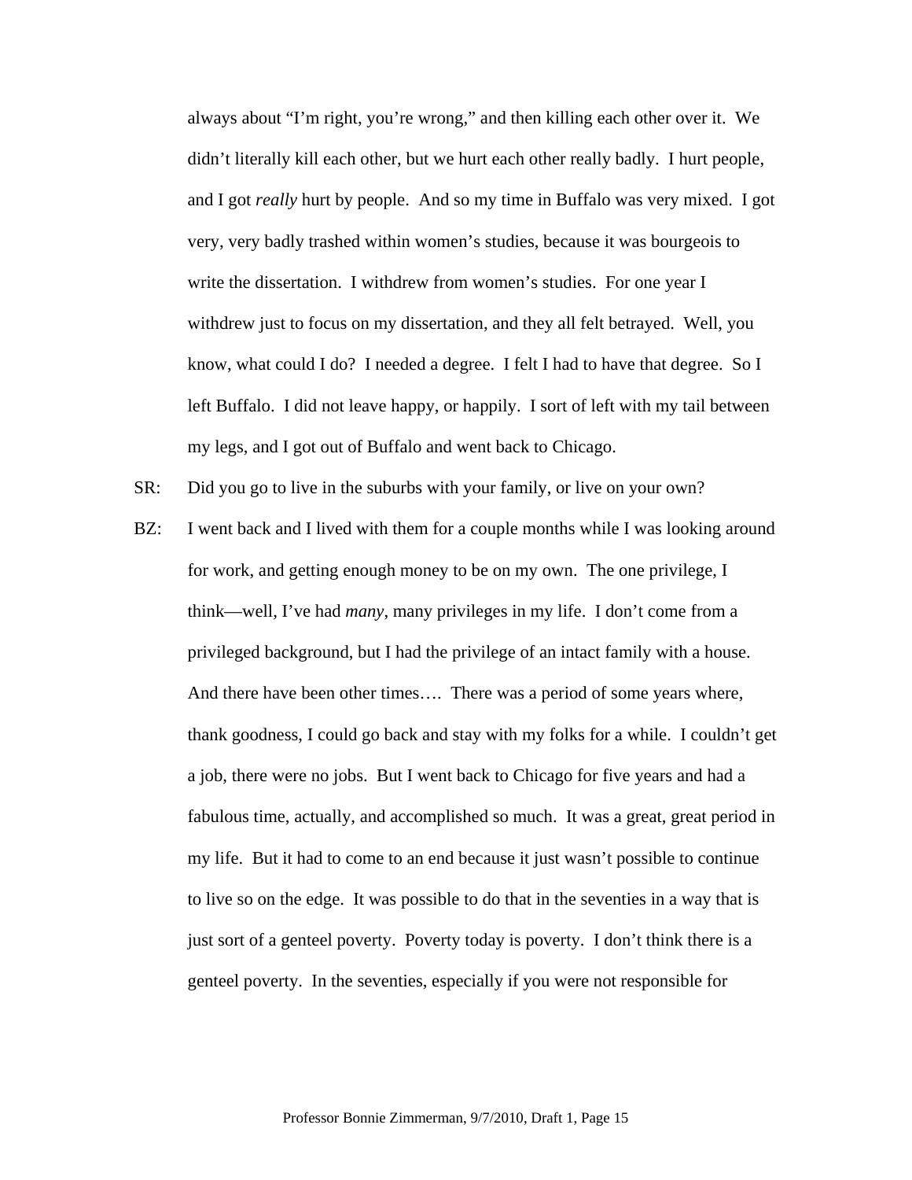always about "I'm right, you're wrong," and then killing each other over it. We didn't literally kill each other, but we hurt each other really badly. I hurt people, and I got *really* hurt by people. And so my time in Buffalo was very mixed. I got very, very badly trashed within women's studies, because it was bourgeois to write the dissertation. I withdrew from women's studies. For one year I withdrew just to focus on my dissertation, and they all felt betrayed. Well, you know, what could I do? I needed a degree. I felt I had to have that degree. So I left Buffalo. I did not leave happy, or happily. I sort of left with my tail between my legs, and I got out of Buffalo and went back to Chicago.

SR: Did you go to live in the suburbs with your family, or live on your own?

BZ: I went back and I lived with them for a couple months while I was looking around for work, and getting enough money to be on my own. The one privilege, I think—well, I've had *many*, many privileges in my life. I don't come from a privileged background, but I had the privilege of an intact family with a house. And there have been other times…. There was a period of some years where, thank goodness, I could go back and stay with my folks for a while. I couldn't get a job, there were no jobs. But I went back to Chicago for five years and had a fabulous time, actually, and accomplished so much. It was a great, great period in my life. But it had to come to an end because it just wasn't possible to continue to live so on the edge. It was possible to do that in the seventies in a way that is just sort of a genteel poverty. Poverty today is poverty. I don't think there is a genteel poverty. In the seventies, especially if you were not responsible for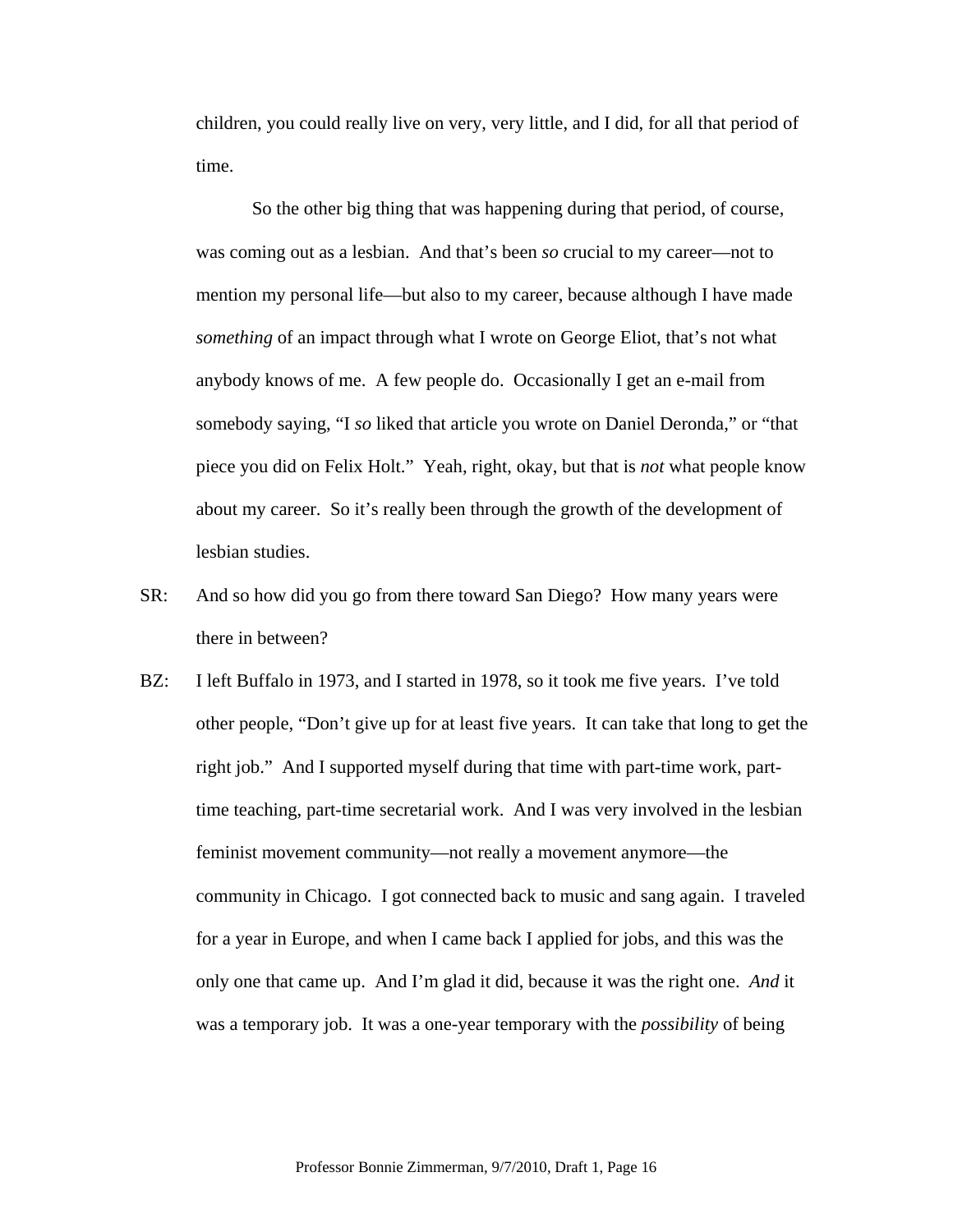children, you could really live on very, very little, and I did, for all that period of time.

So the other big thing that was happening during that period, of course, was coming out as a lesbian. And that's been *so* crucial to my career—not to mention my personal life—but also to my career, because although I have made *something* of an impact through what I wrote on George Eliot, that's not what anybody knows of me. A few people do. Occasionally I get an e-mail from somebody saying, "I *so* liked that article you wrote on Daniel Deronda," or "that piece you did on Felix Holt." Yeah, right, okay, but that is *not* what people know about my career. So it's really been through the growth of the development of lesbian studies.

SR: And so how did you go from there toward San Diego? How many years were there in between?

BZ: I left Buffalo in 1973, and I started in 1978, so it took me five years. I've told other people, "Don't give up for at least five years. It can take that long to get the right job." And I supported myself during that time with part-time work, part-time teaching, part-time secretarial work. And I was very involved in the lesbian feminist movement community—not really a movement anymore—the community in Chicago. I got connected back to music and sang again. I traveled for a year in Europe, and when I came back I applied for jobs, and this was the only one that came up. And I'm glad it did, because it was the right one. *And* it was a temporary job. It was a one-year temporary with the *possibility* of being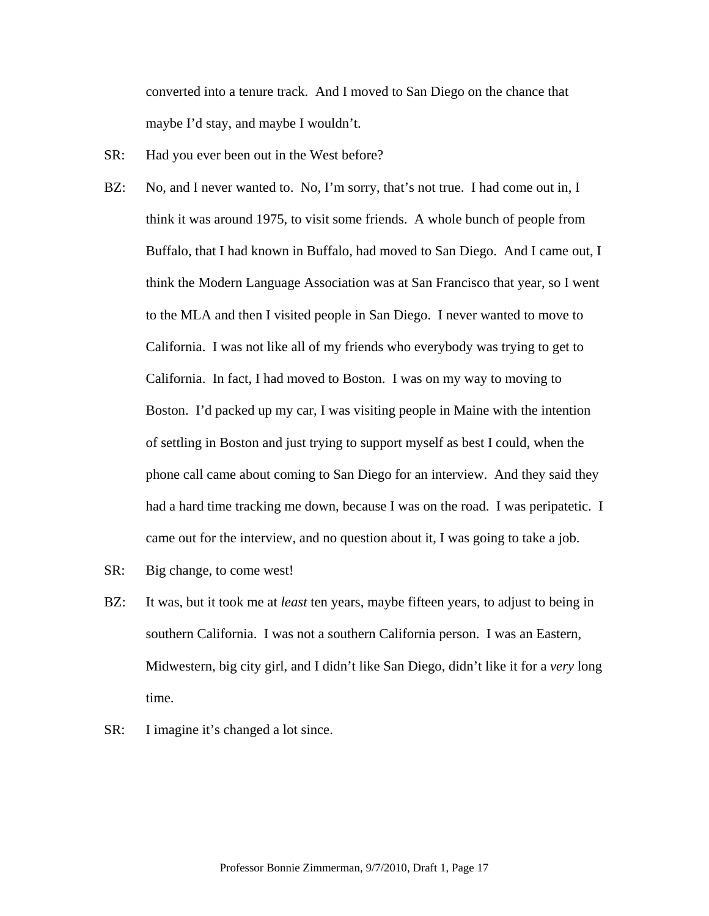converted into a tenure track. And I moved to San Diego on the chance that maybe I'd stay, and maybe I wouldn't.

SR: Had you ever been out in the West before?

BZ: No, and I never wanted to. No, I'm sorry, that's not true. I had come out in, I think it was around 1975, to visit some friends. A whole bunch of people from Buffalo, that I had known in Buffalo, had moved to San Diego. And I came out, I think the Modern Language Association was at San Francisco that year, so I went to the MLA and then I visited people in San Diego. I never wanted to move to California. I was not like all of my friends who everybody was trying to get to California. In fact, I had moved to Boston. I was on my way to moving to Boston. I'd packed up my car, I was visiting people in Maine with the intention of settling in Boston and just trying to support myself as best I could, when the phone call came about coming to San Diego for an interview. And they said they had a hard time tracking me down, because I was on the road. I was peripatetic. I came out for the interview, and no question about it, I was going to take a job.

SR: Big change, to come west!

BZ: It was, but it took me at *least* ten years, maybe fifteen years, to adjust to being in southern California. I was not a southern California person. I was an Eastern, Midwestern, big city girl, and I didn't like San Diego, didn't like it for a *very* long time.

SR: I imagine it's changed a lot since.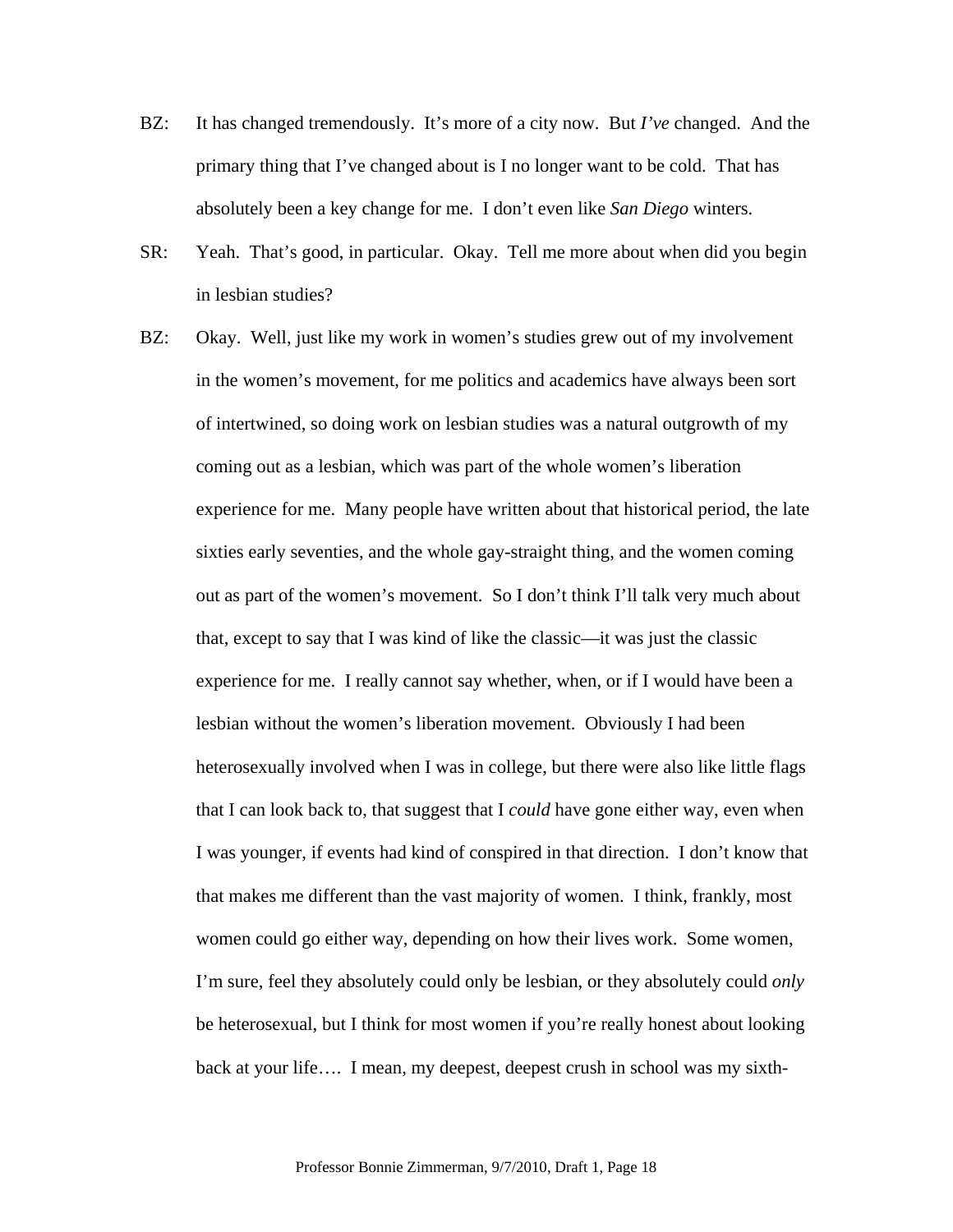BZ: It has changed tremendously. It's more of a city now. But *I've* changed. And the primary thing that I've changed about is I no longer want to be cold. That has absolutely been a key change for me. I don't even like *San Diego* winters.

SR: Yeah. That's good, in particular. Okay. Tell me more about when did you begin in lesbian studies?

BZ: Okay. Well, just like my work in women's studies grew out of my involvement in the women's movement, for me politics and academics have always been sort of intertwined, so doing work on lesbian studies was a natural outgrowth of my coming out as a lesbian, which was part of the whole women's liberation experience for me. Many people have written about that historical period, the late sixties early seventies, and the whole gay-straight thing, and the women coming out as part of the women's movement. So I don't think I'll talk very much about that, except to say that I was kind of like the classic—it was just the classic experience for me. I really cannot say whether, when, or if I would have been a lesbian without the women's liberation movement. Obviously I had been heterosexually involved when I was in college, but there were also like little flags that I can look back to, that suggest that I *could* have gone either way, even when I was younger, if events had kind of conspired in that direction. I don't know that that makes me different than the vast majority of women. I think, frankly, most women could go either way, depending on how their lives work. Some women, I'm sure, feel they absolutely could only be lesbian, or they absolutely could *only* be heterosexual, but I think for most women if you're really honest about looking back at your life…. I mean, my deepest, deepest crush in school was my sixth-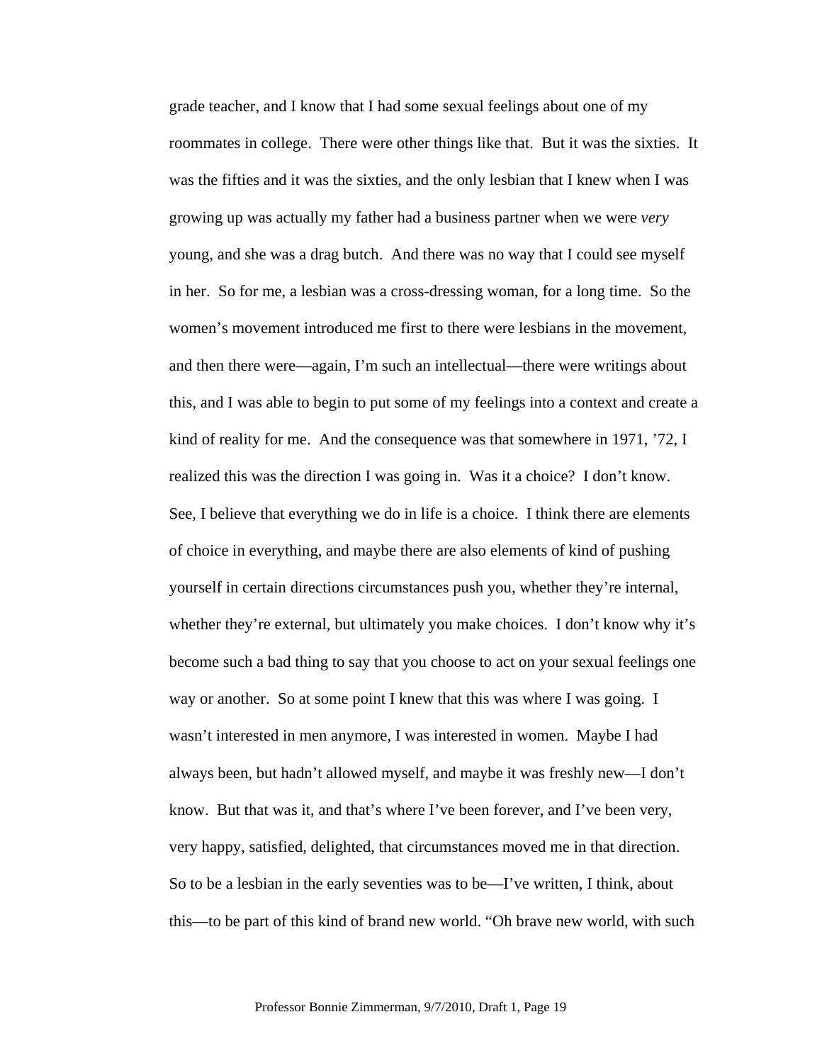grade teacher, and I know that I had some sexual feelings about one of my roommates in college. There were other things like that. But it was the sixties. It was the fifties and it was the sixties, and the only lesbian that I knew when I was growing up was actually my father had a business partner when we were *very* young, and she was a drag butch. And there was no way that I could see myself in her. So for me, a lesbian was a cross-dressing woman, for a long time. So the women's movement introduced me first to there were lesbians in the movement, and then there were—again, I'm such an intellectual—there were writings about this, and I was able to begin to put some of my feelings into a context and create a kind of reality for me. And the consequence was that somewhere in 1971, '72, I realized this was the direction I was going in. Was it a choice? I don't know. See, I believe that everything we do in life is a choice. I think there are elements of choice in everything, and maybe there are also elements of kind of pushing yourself in certain directions circumstances push you, whether they're internal, whether they're external, but ultimately you make choices. I don't know why it's become such a bad thing to say that you choose to act on your sexual feelings one way or another. So at some point I knew that this was where I was going. I wasn't interested in men anymore, I was interested in women. Maybe I had always been, but hadn't allowed myself, and maybe it was freshly new—I don't know. But that was it, and that's where I've been forever, and I've been very, very happy, satisfied, delighted, that circumstances moved me in that direction. So to be a lesbian in the early seventies was to be—I've written, I think, about this—to be part of this kind of brand new world. "Oh brave new world, with such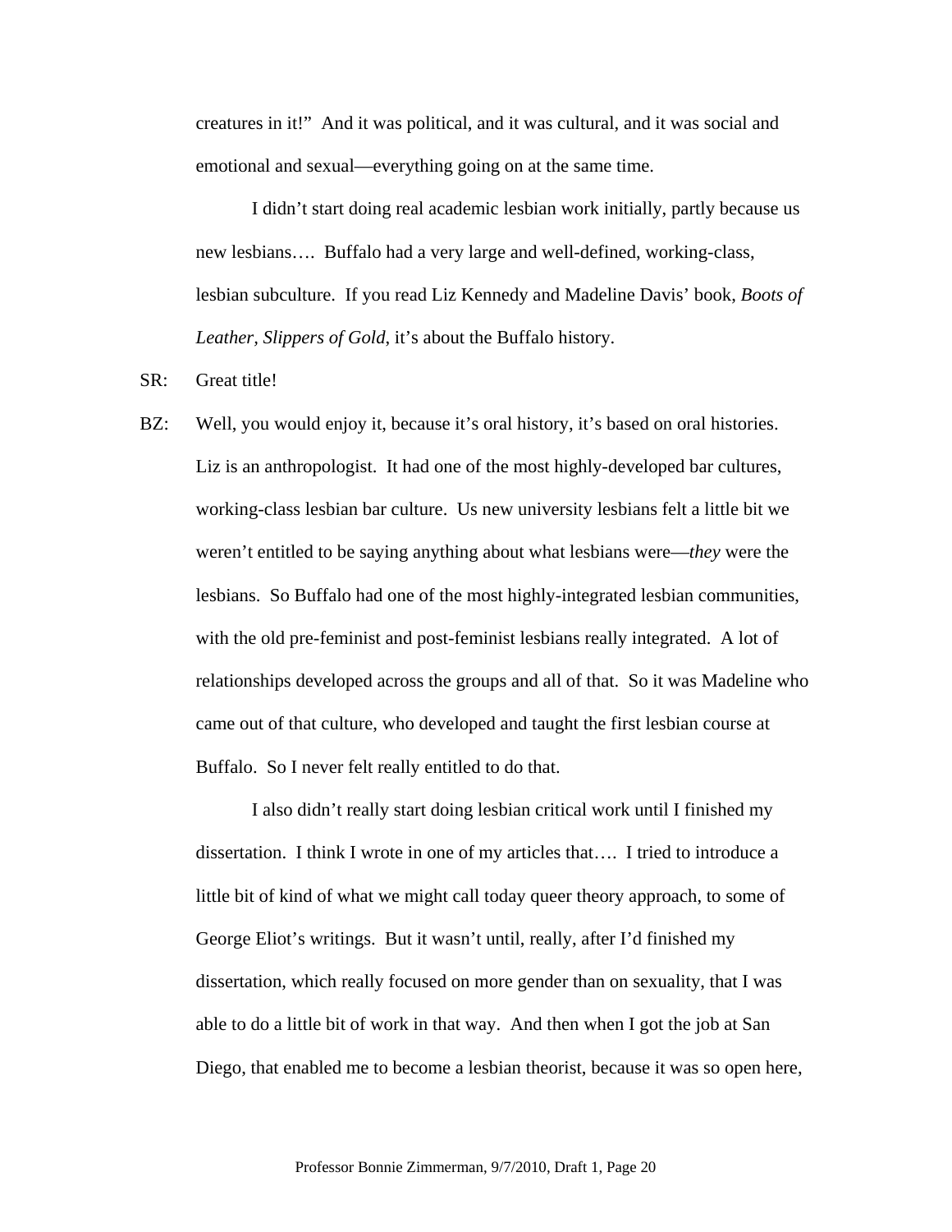creatures in it!" And it was political, and it was cultural, and it was social and emotional and sexual—everything going on at the same time.

I didn't start doing real academic lesbian work initially, partly because us new lesbians…. Buffalo had a very large and well-defined, working-class, lesbian subculture. If you read Liz Kennedy and Madeline Davis' book, *Boots of Leather, Slippers of Gold*, it's about the Buffalo history.

SR: Great title!

BZ: Well, you would enjoy it, because it's oral history, it's based on oral histories. Liz is an anthropologist. It had one of the most highly-developed bar cultures, working-class lesbian bar culture. Us new university lesbians felt a little bit we weren't entitled to be saying anything about what lesbians were—*they* were the lesbians. So Buffalo had one of the most highly-integrated lesbian communities, with the old pre-feminist and post-feminist lesbians really integrated. A lot of relationships developed across the groups and all of that. So it was Madeline who came out of that culture, who developed and taught the first lesbian course at Buffalo. So I never felt really entitled to do that.

I also didn't really start doing lesbian critical work until I finished my dissertation. I think I wrote in one of my articles that…. I tried to introduce a little bit of kind of what we might call today queer theory approach, to some of George Eliot's writings. But it wasn't until, really, after I'd finished my dissertation, which really focused on more gender than on sexuality, that I was able to do a little bit of work in that way. And then when I got the job at San Diego, that enabled me to become a lesbian theorist, because it was so open here,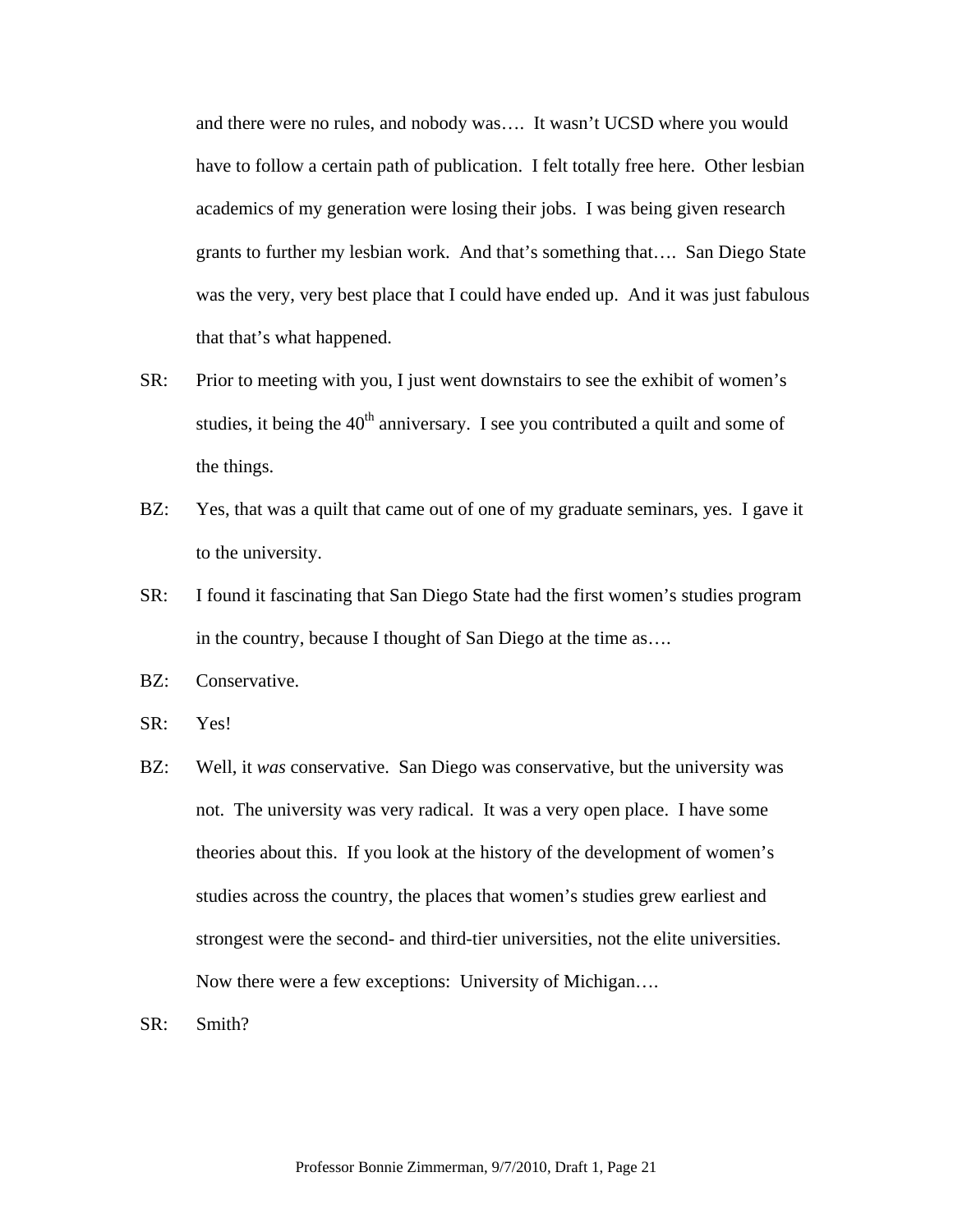and there were no rules, and nobody was…. It wasn't UCSD where you would have to follow a certain path of publication. I felt totally free here. Other lesbian academics of my generation were losing their jobs. I was being given research grants to further my lesbian work. And that's something that…. San Diego State was the very, very best place that I could have ended up. And it was just fabulous that that's what happened.

SR: Prior to meeting with you, I just went downstairs to see the exhibit of women's studies, it being the 40th anniversary. I see you contributed a quilt and some of the things.

BZ: Yes, that was a quilt that came out of one of my graduate seminars, yes. I gave it to the university.

SR: I found it fascinating that San Diego State had the first women's studies program in the country, because I thought of San Diego at the time as….

BZ: Conservative.

SR: Yes!

BZ: Well, it *was* conservative. San Diego was conservative, but the university was not. The university was very radical. It was a very open place. I have some theories about this. If you look at the history of the development of women's studies across the country, the places that women's studies grew earliest and strongest were the second- and third-tier universities, not the elite universities. Now there were a few exceptions: University of Michigan….

SR: Smith?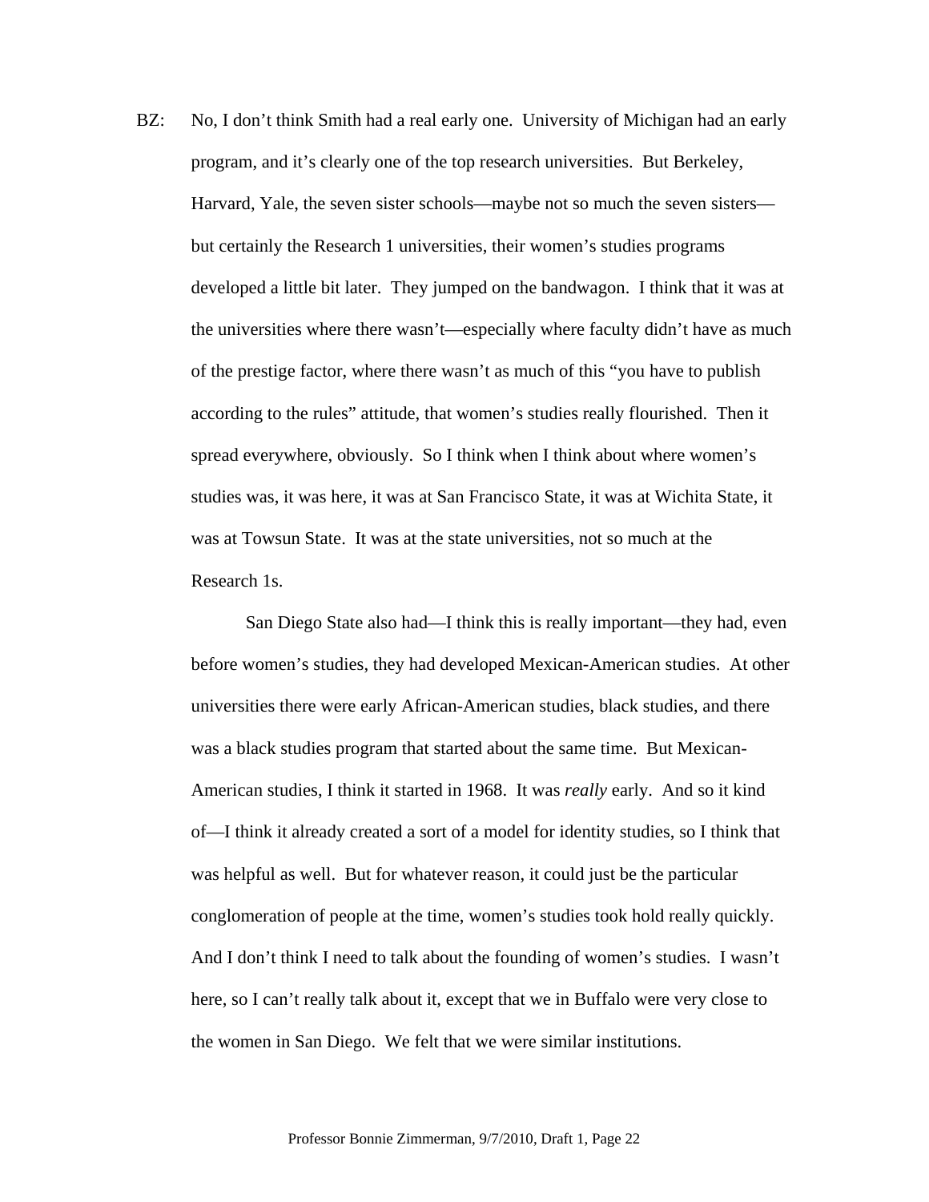BZ: No, I don't think Smith had a real early one. University of Michigan had an early program, and it's clearly one of the top research universities. But Berkeley, Harvard, Yale, the seven sister schools—maybe not so much the seven sisters—but certainly the Research 1 universities, their women's studies programs developed a little bit later. They jumped on the bandwagon. I think that it was at the universities where there wasn't—especially where faculty didn't have as much of the prestige factor, where there wasn't as much of this "you have to publish according to the rules" attitude, that women's studies really flourished. Then it spread everywhere, obviously. So I think when I think about where women's studies was, it was here, it was at San Francisco State, it was at Wichita State, it was at Towsun State. It was at the state universities, not so much at the Research 1s.

San Diego State also had—I think this is really important—they had, even before women's studies, they had developed Mexican-American studies. At other universities there were early African-American studies, black studies, and there was a black studies program that started about the same time. But Mexican-American studies, I think it started in 1968. It was *really* early. And so it kind of—I think it already created a sort of a model for identity studies, so I think that was helpful as well. But for whatever reason, it could just be the particular conglomeration of people at the time, women's studies took hold really quickly. And I don't think I need to talk about the founding of women's studies. I wasn't here, so I can't really talk about it, except that we in Buffalo were very close to the women in San Diego. We felt that we were similar institutions.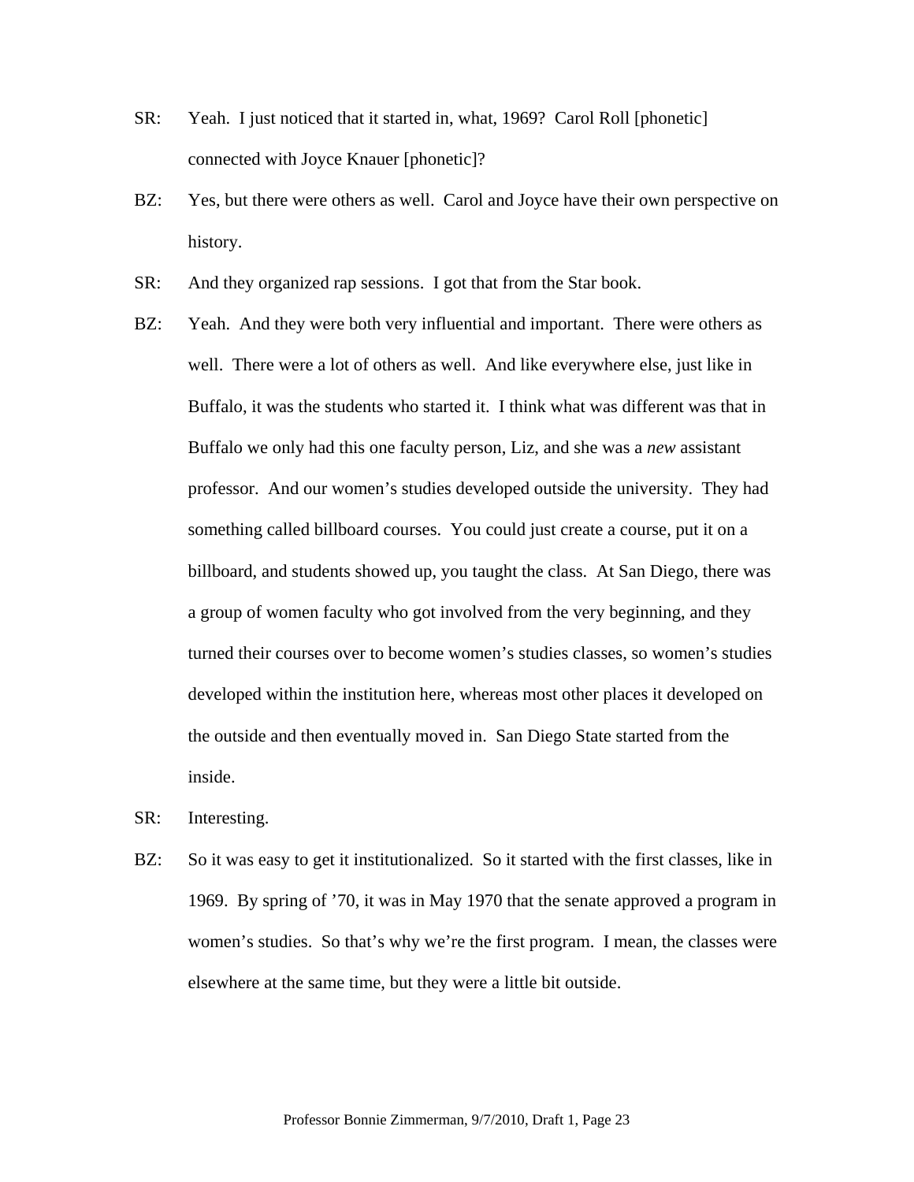SR: Yeah. I just noticed that it started in, what, 1969? Carol Roll [phonetic] connected with Joyce Knauer [phonetic]?

BZ: Yes, but there were others as well. Carol and Joyce have their own perspective on history.

SR: And they organized rap sessions. I got that from the Star book.

BZ: Yeah. And they were both very influential and important. There were others as well. There were a lot of others as well. And like everywhere else, just like in Buffalo, it was the students who started it. I think what was different was that in Buffalo we only had this one faculty person, Liz, and she was a *new* assistant professor. And our women's studies developed outside the university. They had something called billboard courses. You could just create a course, put it on a billboard, and students showed up, you taught the class. At San Diego, there was a group of women faculty who got involved from the very beginning, and they turned their courses over to become women's studies classes, so women's studies developed within the institution here, whereas most other places it developed on the outside and then eventually moved in. San Diego State started from the inside.

SR: Interesting.

BZ: So it was easy to get it institutionalized. So it started with the first classes, like in 1969. By spring of '70, it was in May 1970 that the senate approved a program in women's studies. So that's why we're the first program. I mean, the classes were elsewhere at the same time, but they were a little bit outside.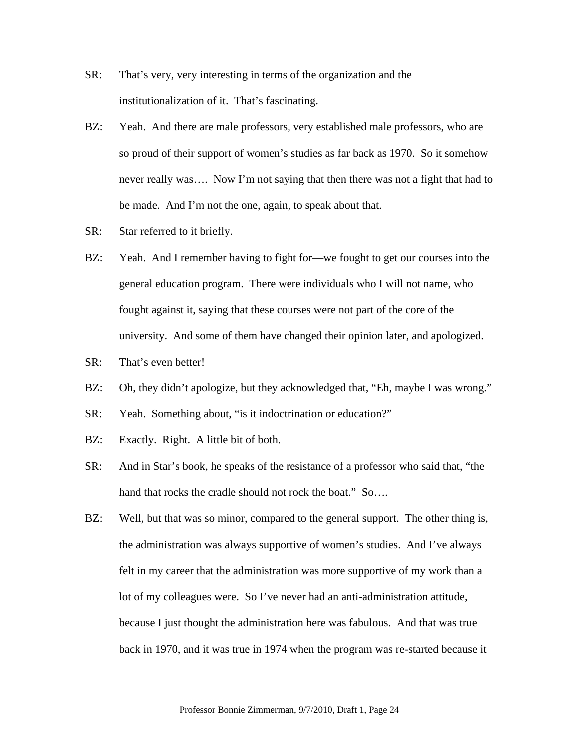SR: That's very, very interesting in terms of the organization and the institutionalization of it. That's fascinating.

BZ: Yeah. And there are male professors, very established male professors, who are so proud of their support of women's studies as far back as 1970. So it somehow never really was…. Now I'm not saying that then there was not a fight that had to be made. And I'm not the one, again, to speak about that.

SR: Star referred to it briefly.

BZ: Yeah. And I remember having to fight for—we fought to get our courses into the general education program. There were individuals who I will not name, who fought against it, saying that these courses were not part of the core of the university. And some of them have changed their opinion later, and apologized.

SR: That's even better!

BZ: Oh, they didn't apologize, but they acknowledged that, "Eh, maybe I was wrong."

SR: Yeah. Something about, "is it indoctrination or education?"

BZ: Exactly. Right. A little bit of both.

SR: And in Star's book, he speaks of the resistance of a professor who said that, "the hand that rocks the cradle should not rock the boat." So….

BZ: Well, but that was so minor, compared to the general support. The other thing is, the administration was always supportive of women's studies. And I've always felt in my career that the administration was more supportive of my work than a lot of my colleagues were. So I've never had an anti-administration attitude, because I just thought the administration here was fabulous. And that was true back in 1970, and it was true in 1974 when the program was re-started because it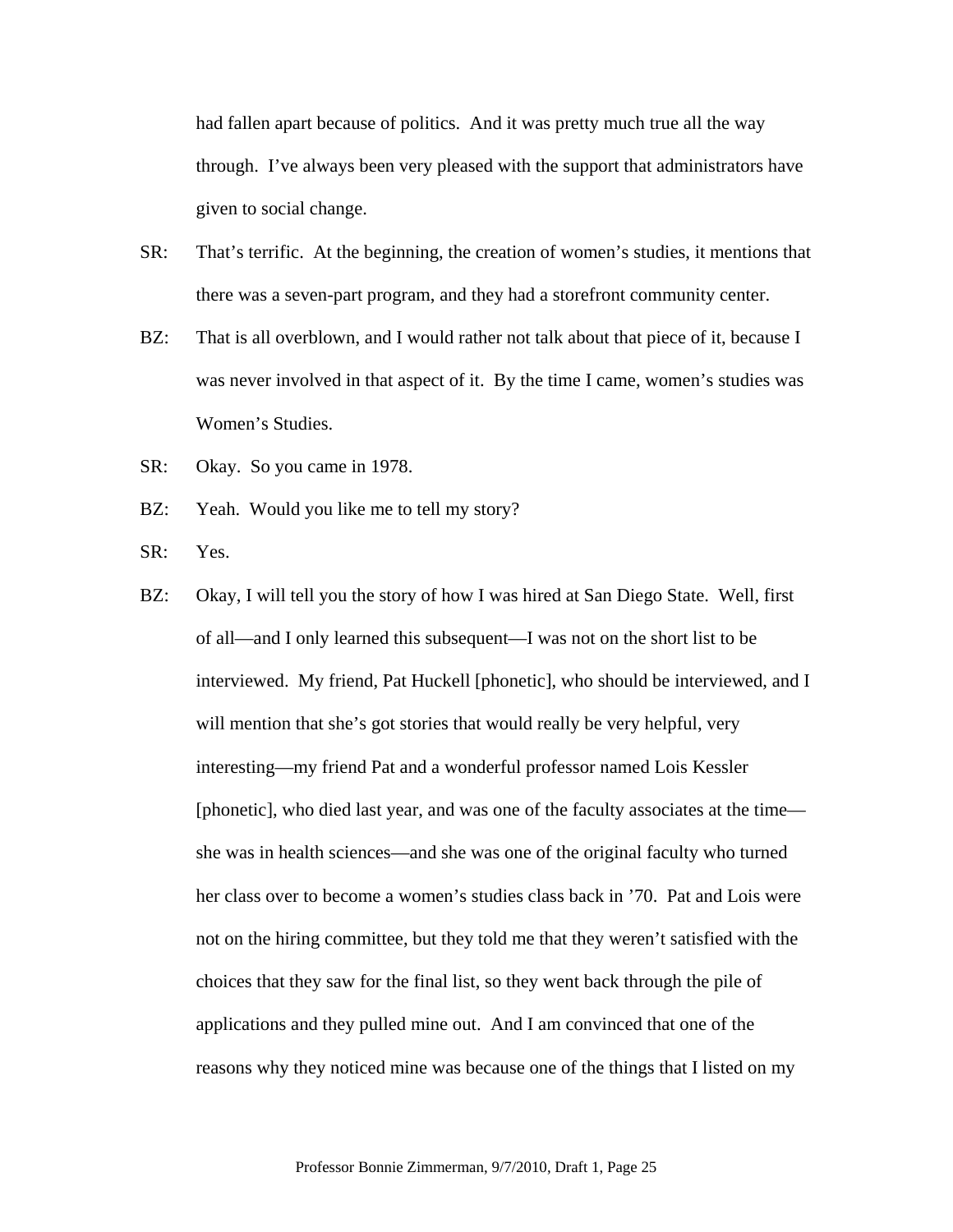had fallen apart because of politics.  And it was pretty much true all the way through.  I've always been very pleased with the support that administrators have given to social change.

SR: That's terrific.  At the beginning, the creation of women's studies, it mentions that there was a seven-part program, and they had a storefront community center.

BZ: That is all overblown, and I would rather not talk about that piece of it, because I was never involved in that aspect of it.  By the time I came, women's studies was Women's Studies.

SR: Okay.  So you came in 1978.

BZ: Yeah.  Would you like me to tell my story?

SR: Yes.

BZ: Okay, I will tell you the story of how I was hired at San Diego State.  Well, first of all—and I only learned this subsequent—I was not on the short list to be interviewed.  My friend, Pat Huckell [phonetic], who should be interviewed, and I will mention that she's got stories that would really be very helpful, very interesting—my friend Pat and a wonderful professor named Lois Kessler [phonetic], who died last year, and was one of the faculty associates at the time—she was in health sciences—and she was one of the original faculty who turned her class over to become a women's studies class back in '70.  Pat and Lois were not on the hiring committee, but they told me that they weren't satisfied with the choices that they saw for the final list, so they went back through the pile of applications and they pulled mine out.  And I am convinced that one of the reasons why they noticed mine was because one of the things that I listed on my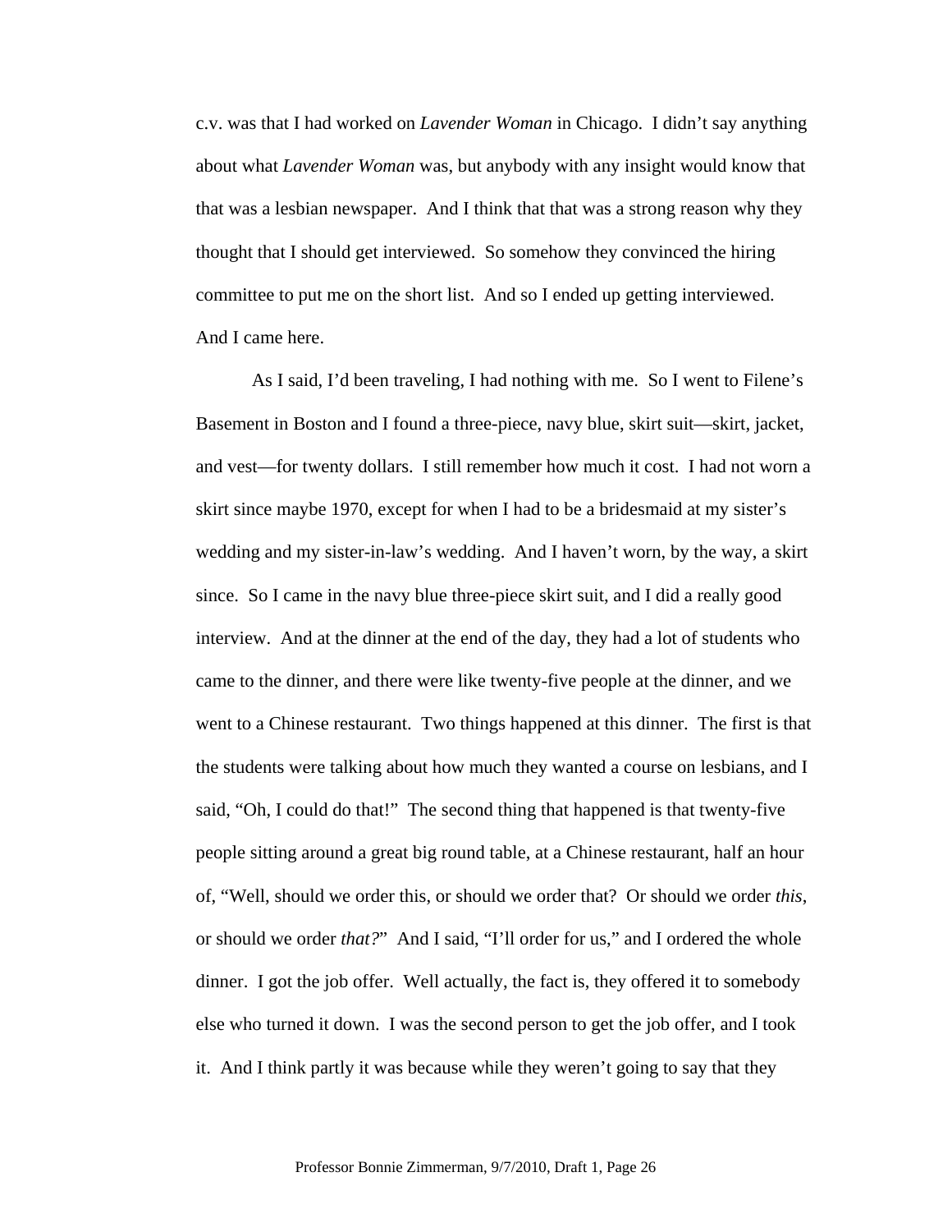c.v. was that I had worked on *Lavender Woman* in Chicago. I didn't say anything about what *Lavender Woman* was, but anybody with any insight would know that that was a lesbian newspaper. And I think that that was a strong reason why they thought that I should get interviewed. So somehow they convinced the hiring committee to put me on the short list. And so I ended up getting interviewed. And I came here.

As I said, I'd been traveling, I had nothing with me. So I went to Filene's Basement in Boston and I found a three-piece, navy blue, skirt suit—skirt, jacket, and vest—for twenty dollars. I still remember how much it cost. I had not worn a skirt since maybe 1970, except for when I had to be a bridesmaid at my sister's wedding and my sister-in-law's wedding. And I haven't worn, by the way, a skirt since. So I came in the navy blue three-piece skirt suit, and I did a really good interview. And at the dinner at the end of the day, they had a lot of students who came to the dinner, and there were like twenty-five people at the dinner, and we went to a Chinese restaurant. Two things happened at this dinner. The first is that the students were talking about how much they wanted a course on lesbians, and I said, "Oh, I could do that!" The second thing that happened is that twenty-five people sitting around a great big round table, at a Chinese restaurant, half an hour of, "Well, should we order this, or should we order that? Or should we order *this*, or should we order *that?*" And I said, "I'll order for us," and I ordered the whole dinner. I got the job offer. Well actually, the fact is, they offered it to somebody else who turned it down. I was the second person to get the job offer, and I took it. And I think partly it was because while they weren't going to say that they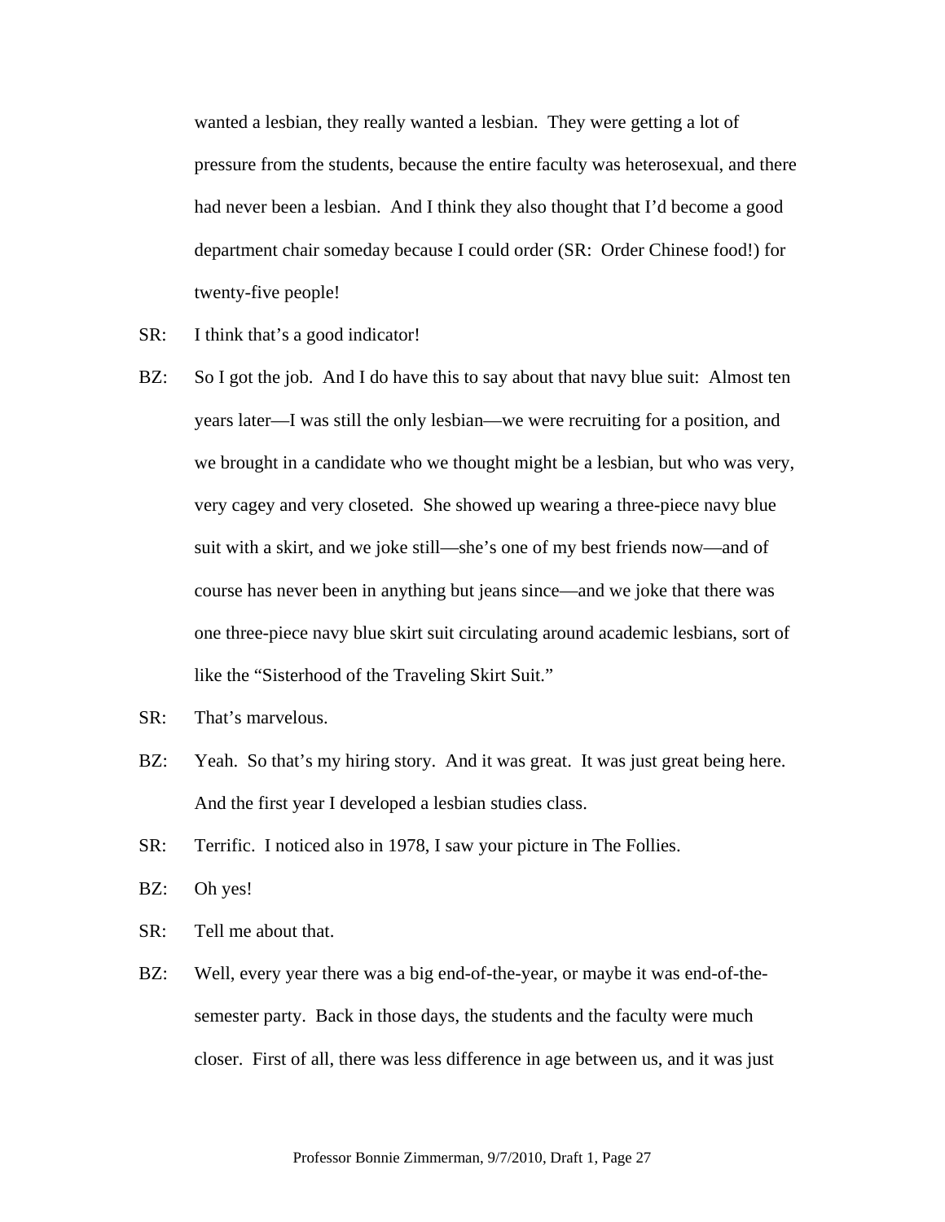wanted a lesbian, they really wanted a lesbian. They were getting a lot of pressure from the students, because the entire faculty was heterosexual, and there had never been a lesbian. And I think they also thought that I'd become a good department chair someday because I could order (SR: Order Chinese food!) for twenty-five people!

SR: I think that's a good indicator!

BZ: So I got the job. And I do have this to say about that navy blue suit: Almost ten years later—I was still the only lesbian—we were recruiting for a position, and we brought in a candidate who we thought might be a lesbian, but who was very, very cagey and very closeted. She showed up wearing a three-piece navy blue suit with a skirt, and we joke still—she's one of my best friends now—and of course has never been in anything but jeans since—and we joke that there was one three-piece navy blue skirt suit circulating around academic lesbians, sort of like the "Sisterhood of the Traveling Skirt Suit."

SR: That's marvelous.

BZ: Yeah. So that's my hiring story. And it was great. It was just great being here. And the first year I developed a lesbian studies class.

SR: Terrific. I noticed also in 1978, I saw your picture in The Follies.

BZ: Oh yes!

SR: Tell me about that.

BZ: Well, every year there was a big end-of-the-year, or maybe it was end-of-the-semester party. Back in those days, the students and the faculty were much closer. First of all, there was less difference in age between us, and it was just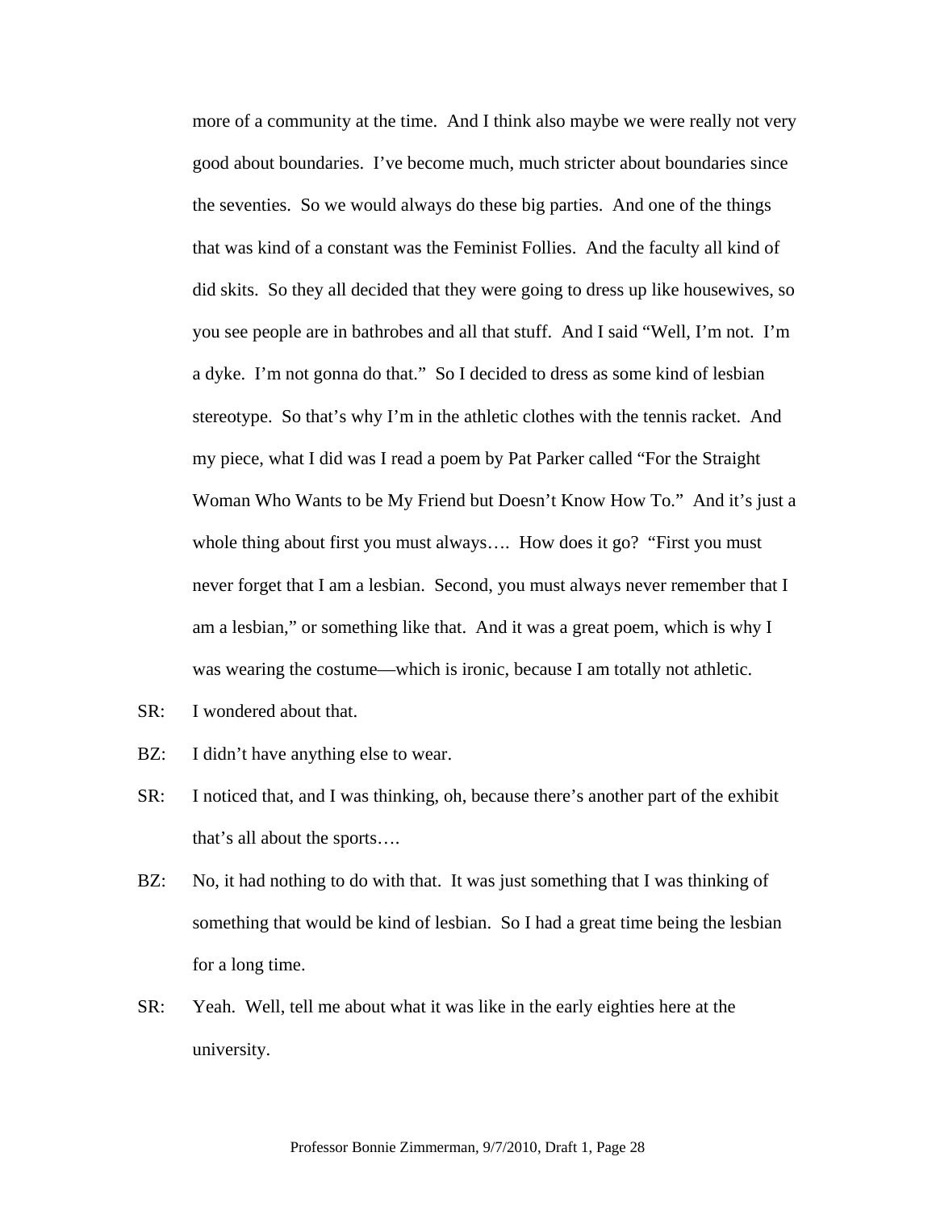more of a community at the time. And I think also maybe we were really not very good about boundaries. I've become much, much stricter about boundaries since the seventies. So we would always do these big parties. And one of the things that was kind of a constant was the Feminist Follies. And the faculty all kind of did skits. So they all decided that they were going to dress up like housewives, so you see people are in bathrobes and all that stuff. And I said "Well, I'm not. I'm a dyke. I'm not gonna do that." So I decided to dress as some kind of lesbian stereotype. So that's why I'm in the athletic clothes with the tennis racket. And my piece, what I did was I read a poem by Pat Parker called "For the Straight Woman Who Wants to be My Friend but Doesn't Know How To." And it's just a whole thing about first you must always…. How does it go? "First you must never forget that I am a lesbian. Second, you must always never remember that I am a lesbian," or something like that. And it was a great poem, which is why I was wearing the costume—which is ironic, because I am totally not athletic.

SR: I wondered about that.

BZ: I didn't have anything else to wear.

SR: I noticed that, and I was thinking, oh, because there's another part of the exhibit that's all about the sports….

BZ: No, it had nothing to do with that. It was just something that I was thinking of something that would be kind of lesbian. So I had a great time being the lesbian for a long time.

SR: Yeah. Well, tell me about what it was like in the early eighties here at the university.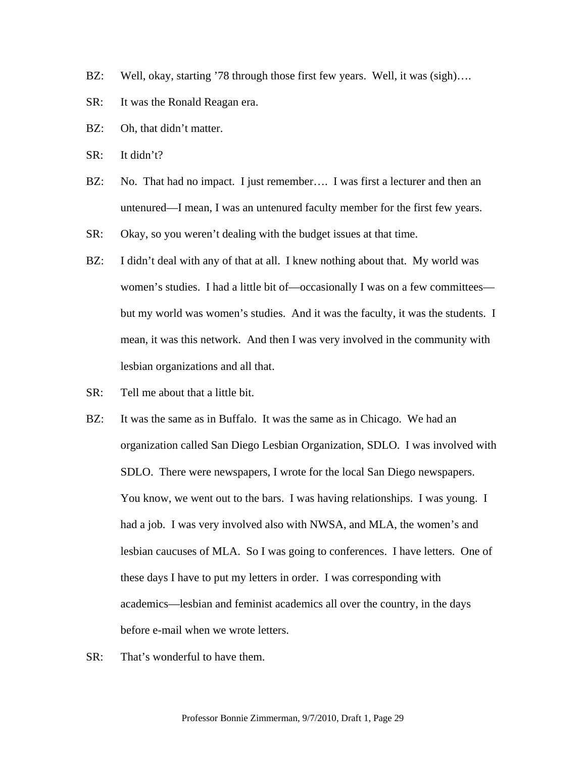BZ: Well, okay, starting ’78 through those first few years. Well, it was (sigh)….

SR: It was the Ronald Reagan era.

BZ: Oh, that didn’t matter.

SR: It didn’t?

BZ: No. That had no impact. I just remember…. I was first a lecturer and then an untenured—I mean, I was an untenured faculty member for the first few years.

SR: Okay, so you weren’t dealing with the budget issues at that time.

BZ: I didn’t deal with any of that at all. I knew nothing about that. My world was women’s studies. I had a little bit of—occasionally I was on a few committees—but my world was women’s studies. And it was the faculty, it was the students. I mean, it was this network. And then I was very involved in the community with lesbian organizations and all that.

SR: Tell me about that a little bit.

BZ: It was the same as in Buffalo. It was the same as in Chicago. We had an organization called San Diego Lesbian Organization, SDLO. I was involved with SDLO. There were newspapers, I wrote for the local San Diego newspapers. You know, we went out to the bars. I was having relationships. I was young. I had a job. I was very involved also with NWSA, and MLA, the women’s and lesbian caucuses of MLA. So I was going to conferences. I have letters. One of these days I have to put my letters in order. I was corresponding with academics—lesbian and feminist academics all over the country, in the days before e-mail when we wrote letters.

SR: That’s wonderful to have them.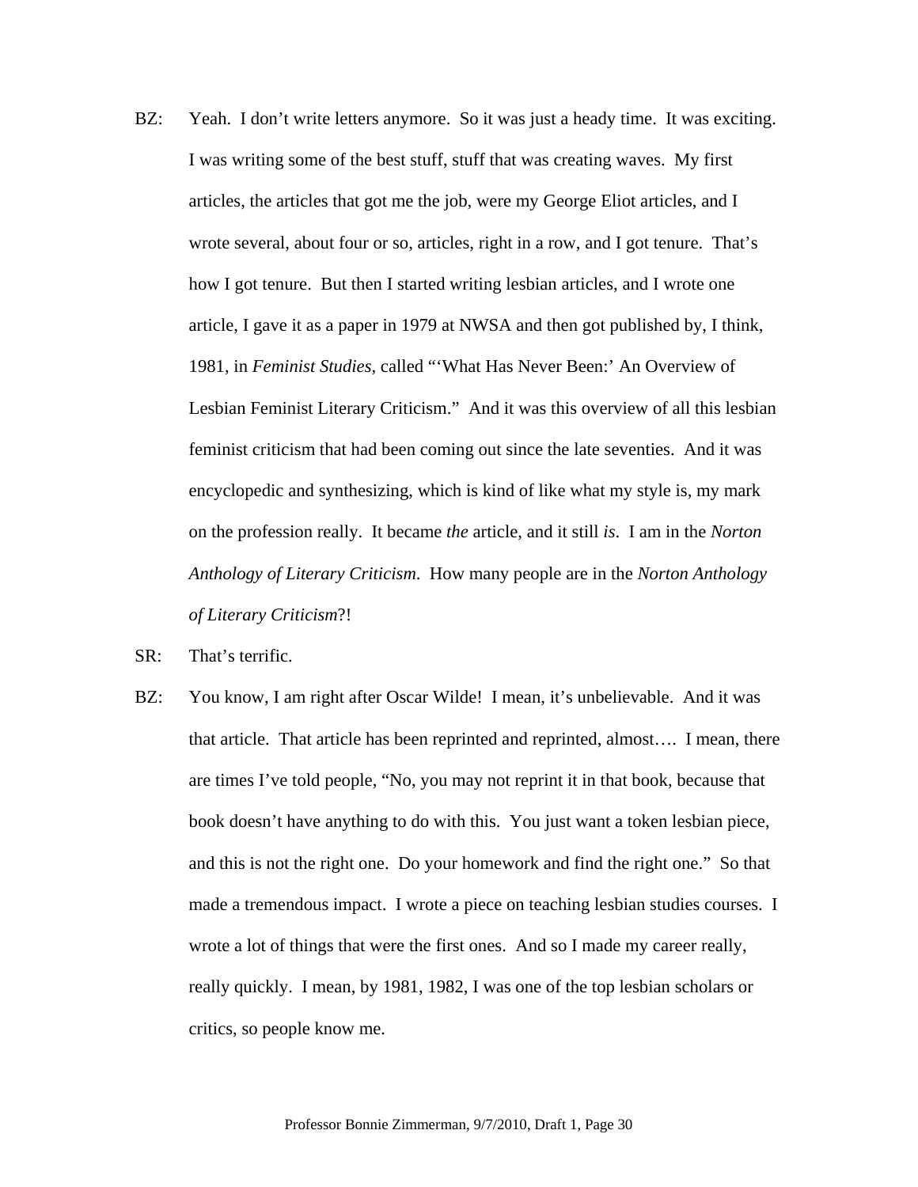BZ: Yeah. I don't write letters anymore. So it was just a heady time. It was exciting. I was writing some of the best stuff, stuff that was creating waves. My first articles, the articles that got me the job, were my George Eliot articles, and I wrote several, about four or so, articles, right in a row, and I got tenure. That's how I got tenure. But then I started writing lesbian articles, and I wrote one article, I gave it as a paper in 1979 at NWSA and then got published by, I think, 1981, in *Feminist Studies*, called "'What Has Never Been:' An Overview of Lesbian Feminist Literary Criticism." And it was this overview of all this lesbian feminist criticism that had been coming out since the late seventies. And it was encyclopedic and synthesizing, which is kind of like what my style is, my mark on the profession really. It became *the* article, and it still *is*. I am in the *Norton Anthology of Literary Criticism*. How many people are in the *Norton Anthology of Literary Criticism*?!

SR: That's terrific.

BZ: You know, I am right after Oscar Wilde! I mean, it's unbelievable. And it was that article. That article has been reprinted and reprinted, almost…. I mean, there are times I've told people, "No, you may not reprint it in that book, because that book doesn't have anything to do with this. You just want a token lesbian piece, and this is not the right one. Do your homework and find the right one." So that made a tremendous impact. I wrote a piece on teaching lesbian studies courses. I wrote a lot of things that were the first ones. And so I made my career really, really quickly. I mean, by 1981, 1982, I was one of the top lesbian scholars or critics, so people know me.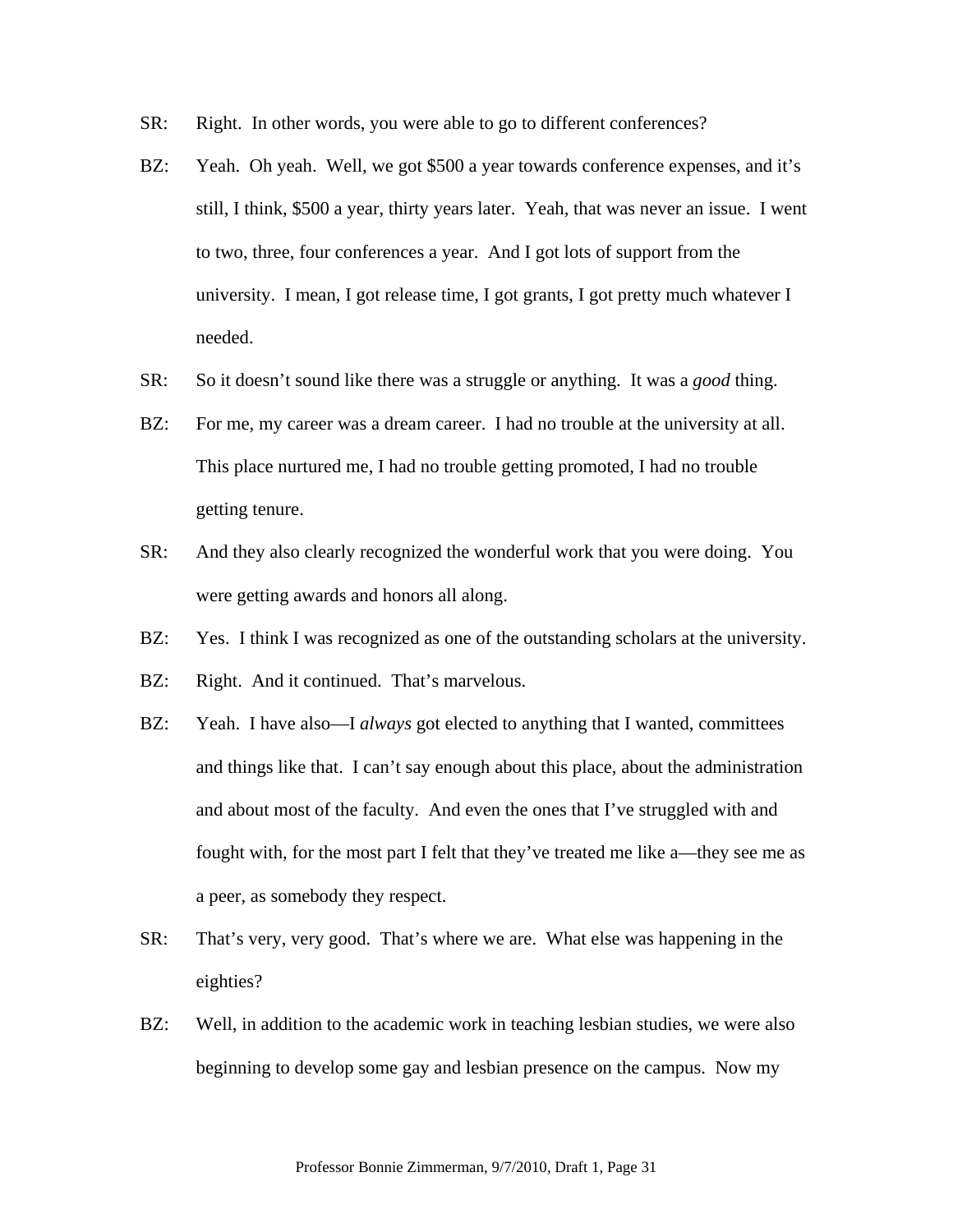SR: Right. In other words, you were able to go to different conferences?

BZ: Yeah. Oh yeah. Well, we got $500 a year towards conference expenses, and it's still, I think, $500 a year, thirty years later. Yeah, that was never an issue. I went to two, three, four conferences a year. And I got lots of support from the university. I mean, I got release time, I got grants, I got pretty much whatever I needed.

SR: So it doesn't sound like there was a struggle or anything. It was a *good* thing.

BZ: For me, my career was a dream career. I had no trouble at the university at all. This place nurtured me, I had no trouble getting promoted, I had no trouble getting tenure.

SR: And they also clearly recognized the wonderful work that you were doing. You were getting awards and honors all along.

BZ: Yes. I think I was recognized as one of the outstanding scholars at the university.

BZ: Right. And it continued. That's marvelous.

BZ: Yeah. I have also—I *always* got elected to anything that I wanted, committees and things like that. I can't say enough about this place, about the administration and about most of the faculty. And even the ones that I've struggled with and fought with, for the most part I felt that they've treated me like a—they see me as a peer, as somebody they respect.

SR: That's very, very good. That's where we are. What else was happening in the eighties?

BZ: Well, in addition to the academic work in teaching lesbian studies, we were also beginning to develop some gay and lesbian presence on the campus. Now my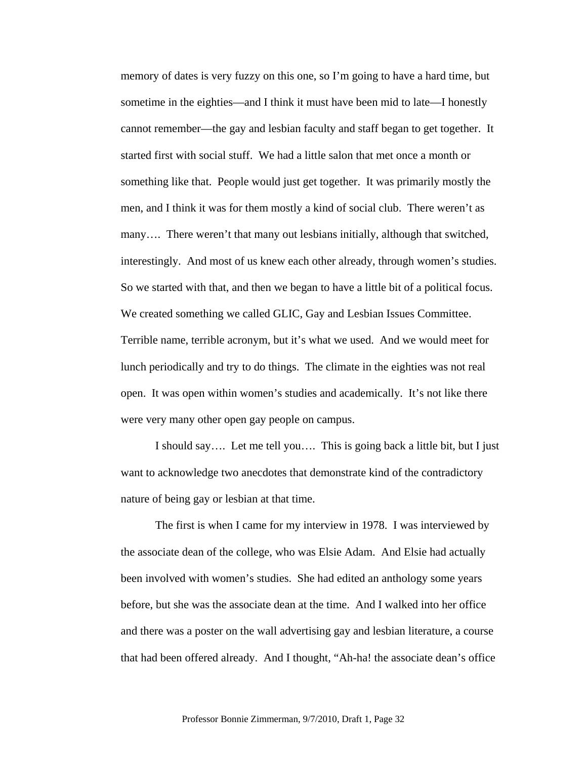memory of dates is very fuzzy on this one, so I'm going to have a hard time, but sometime in the eighties—and I think it must have been mid to late—I honestly cannot remember—the gay and lesbian faculty and staff began to get together. It started first with social stuff. We had a little salon that met once a month or something like that. People would just get together. It was primarily mostly the men, and I think it was for them mostly a kind of social club. There weren't as many…. There weren't that many out lesbians initially, although that switched, interestingly. And most of us knew each other already, through women's studies. So we started with that, and then we began to have a little bit of a political focus. We created something we called GLIC, Gay and Lesbian Issues Committee. Terrible name, terrible acronym, but it's what we used. And we would meet for lunch periodically and try to do things. The climate in the eighties was not real open. It was open within women's studies and academically. It's not like there were very many other open gay people on campus.

I should say…. Let me tell you…. This is going back a little bit, but I just want to acknowledge two anecdotes that demonstrate kind of the contradictory nature of being gay or lesbian at that time.

The first is when I came for my interview in 1978. I was interviewed by the associate dean of the college, who was Elsie Adam. And Elsie had actually been involved with women's studies. She had edited an anthology some years before, but she was the associate dean at the time. And I walked into her office and there was a poster on the wall advertising gay and lesbian literature, a course that had been offered already. And I thought, "Ah-ha! the associate dean's office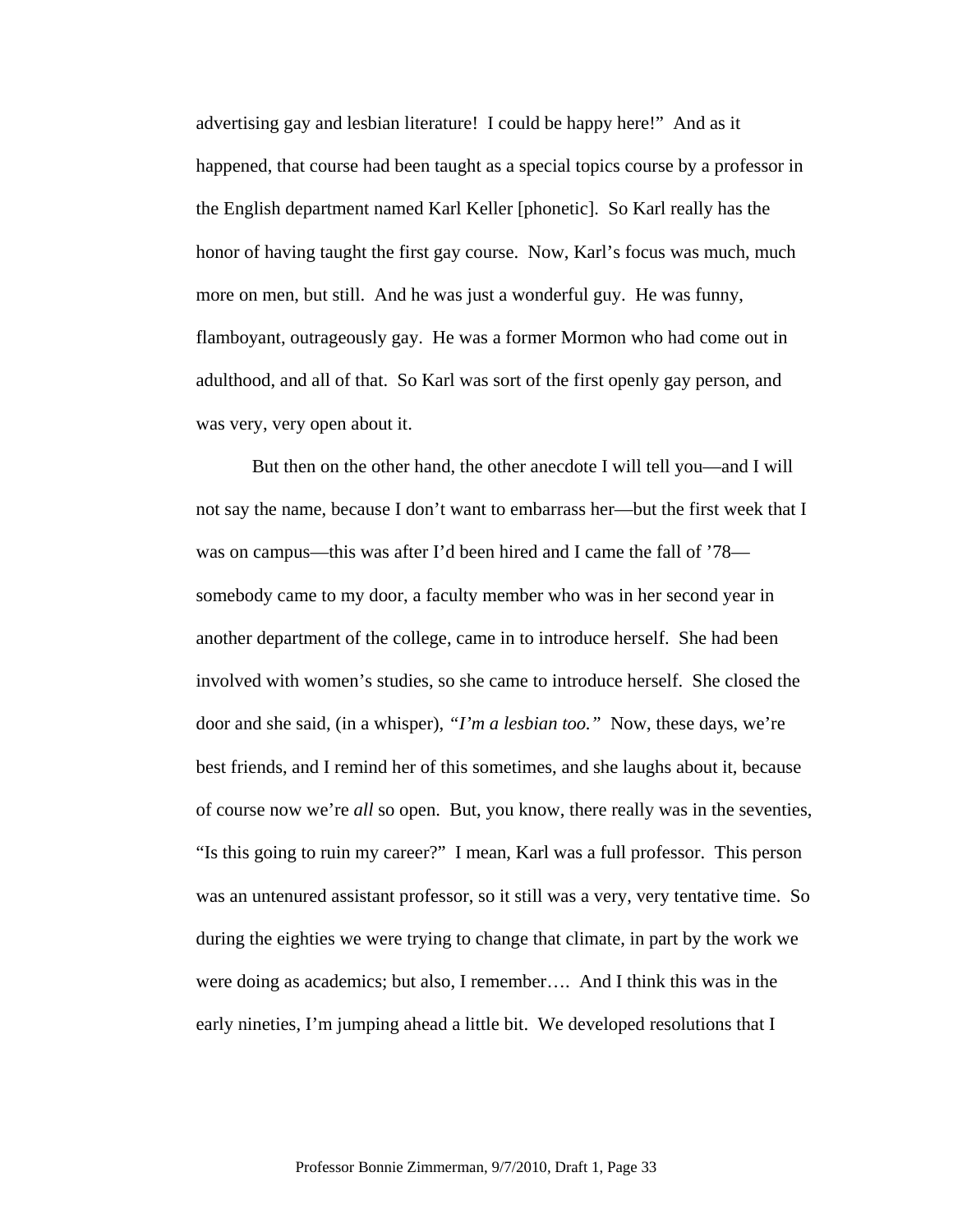advertising gay and lesbian literature! I could be happy here!" And as it happened, that course had been taught as a special topics course by a professor in the English department named Karl Keller [phonetic]. So Karl really has the honor of having taught the first gay course. Now, Karl's focus was much, much more on men, but still. And he was just a wonderful guy. He was funny, flamboyant, outrageously gay. He was a former Mormon who had come out in adulthood, and all of that. So Karl was sort of the first openly gay person, and was very, very open about it.

But then on the other hand, the other anecdote I will tell you—and I will not say the name, because I don't want to embarrass her—but the first week that I was on campus—this was after I'd been hired and I came the fall of '78—somebody came to my door, a faculty member who was in her second year in another department of the college, came in to introduce herself. She had been involved with women's studies, so she came to introduce herself. She closed the door and she said, (in a whisper), *"I'm a lesbian too."* Now, these days, we're best friends, and I remind her of this sometimes, and she laughs about it, because of course now we're *all* so open. But, you know, there really was in the seventies, "Is this going to ruin my career?" I mean, Karl was a full professor. This person was an untenured assistant professor, so it still was a very, very tentative time. So during the eighties we were trying to change that climate, in part by the work we were doing as academics; but also, I remember…. And I think this was in the early nineties, I'm jumping ahead a little bit. We developed resolutions that I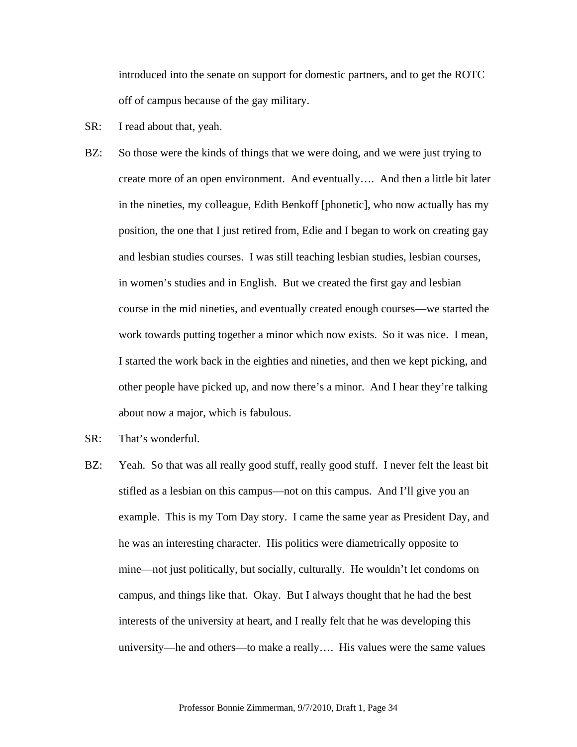introduced into the senate on support for domestic partners, and to get the ROTC off of campus because of the gay military.

SR: I read about that, yeah.

BZ: So those were the kinds of things that we were doing, and we were just trying to create more of an open environment. And eventually…. And then a little bit later in the nineties, my colleague, Edith Benkoff [phonetic], who now actually has my position, the one that I just retired from, Edie and I began to work on creating gay and lesbian studies courses. I was still teaching lesbian studies, lesbian courses, in women's studies and in English. But we created the first gay and lesbian course in the mid nineties, and eventually created enough courses—we started the work towards putting together a minor which now exists. So it was nice. I mean, I started the work back in the eighties and nineties, and then we kept picking, and other people have picked up, and now there's a minor. And I hear they're talking about now a major, which is fabulous.

SR: That's wonderful.

BZ: Yeah. So that was all really good stuff, really good stuff. I never felt the least bit stifled as a lesbian on this campus—not on this campus. And I'll give you an example. This is my Tom Day story. I came the same year as President Day, and he was an interesting character. His politics were diametrically opposite to mine—not just politically, but socially, culturally. He wouldn't let condoms on campus, and things like that. Okay. But I always thought that he had the best interests of the university at heart, and I really felt that he was developing this university—he and others—to make a really…. His values were the same values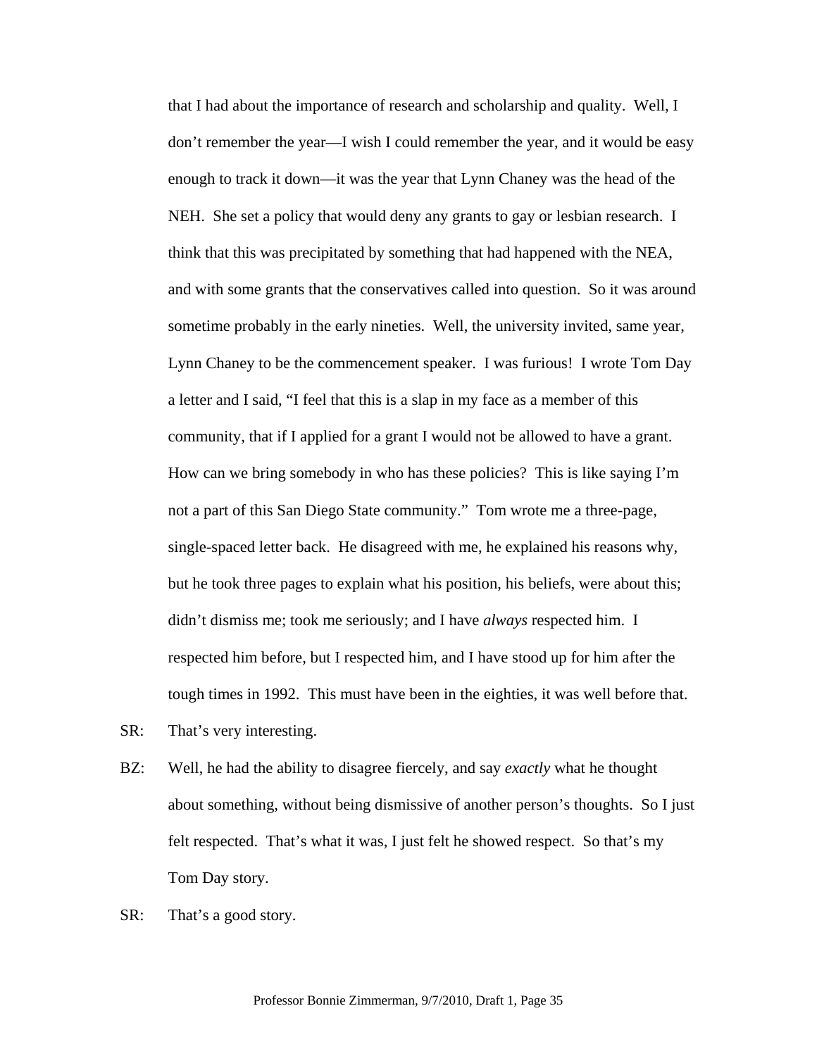that I had about the importance of research and scholarship and quality. Well, I don't remember the year—I wish I could remember the year, and it would be easy enough to track it down—it was the year that Lynn Chaney was the head of the NEH. She set a policy that would deny any grants to gay or lesbian research. I think that this was precipitated by something that had happened with the NEA, and with some grants that the conservatives called into question. So it was around sometime probably in the early nineties. Well, the university invited, same year, Lynn Chaney to be the commencement speaker. I was furious! I wrote Tom Day a letter and I said, "I feel that this is a slap in my face as a member of this community, that if I applied for a grant I would not be allowed to have a grant. How can we bring somebody in who has these policies? This is like saying I'm not a part of this San Diego State community." Tom wrote me a three-page, single-spaced letter back. He disagreed with me, he explained his reasons why, but he took three pages to explain what his position, his beliefs, were about this; didn't dismiss me; took me seriously; and I have *always* respected him. I respected him before, but I respected him, and I have stood up for him after the tough times in 1992. This must have been in the eighties, it was well before that.

SR: That's very interesting.

BZ: Well, he had the ability to disagree fiercely, and say *exactly* what he thought about something, without being dismissive of another person's thoughts. So I just felt respected. That's what it was, I just felt he showed respect. So that's my Tom Day story.

SR: That's a good story.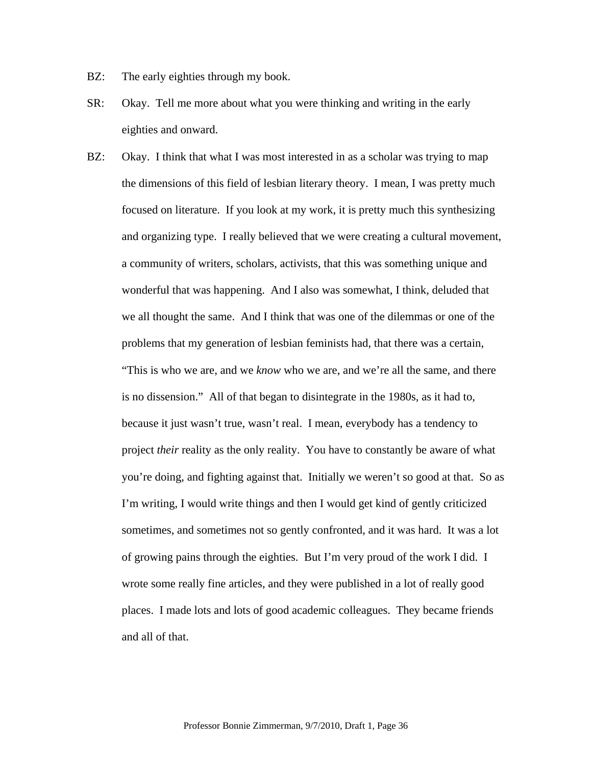BZ: The early eighties through my book.

SR: Okay. Tell me more about what you were thinking and writing in the early eighties and onward.

BZ: Okay. I think that what I was most interested in as a scholar was trying to map the dimensions of this field of lesbian literary theory. I mean, I was pretty much focused on literature. If you look at my work, it is pretty much this synthesizing and organizing type. I really believed that we were creating a cultural movement, a community of writers, scholars, activists, that this was something unique and wonderful that was happening. And I also was somewhat, I think, deluded that we all thought the same. And I think that was one of the dilemmas or one of the problems that my generation of lesbian feminists had, that there was a certain, "This is who we are, and we *know* who we are, and we're all the same, and there is no dissension." All of that began to disintegrate in the 1980s, as it had to, because it just wasn't true, wasn't real. I mean, everybody has a tendency to project *their* reality as the only reality. You have to constantly be aware of what you're doing, and fighting against that. Initially we weren't so good at that. So as I'm writing, I would write things and then I would get kind of gently criticized sometimes, and sometimes not so gently confronted, and it was hard. It was a lot of growing pains through the eighties. But I'm very proud of the work I did. I wrote some really fine articles, and they were published in a lot of really good places. I made lots and lots of good academic colleagues. They became friends and all of that.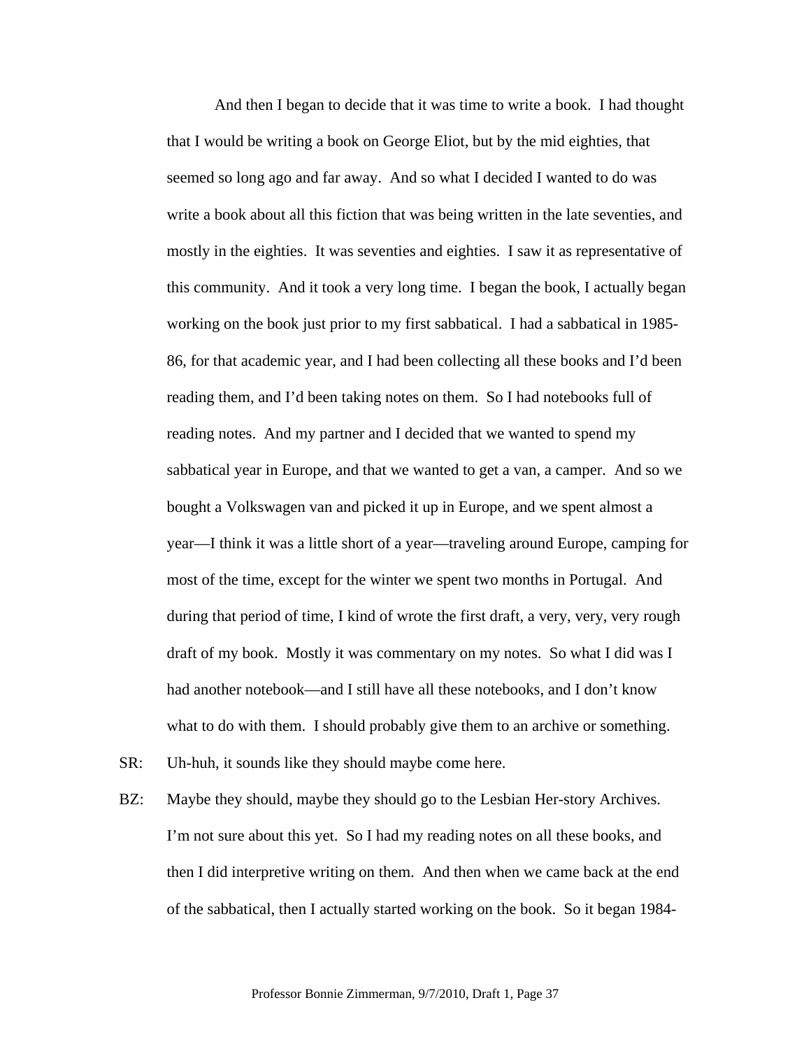And then I began to decide that it was time to write a book. I had thought that I would be writing a book on George Eliot, but by the mid eighties, that seemed so long ago and far away. And so what I decided I wanted to do was write a book about all this fiction that was being written in the late seventies, and mostly in the eighties. It was seventies and eighties. I saw it as representative of this community. And it took a very long time. I began the book, I actually began working on the book just prior to my first sabbatical. I had a sabbatical in 1985-86, for that academic year, and I had been collecting all these books and I'd been reading them, and I'd been taking notes on them. So I had notebooks full of reading notes. And my partner and I decided that we wanted to spend my sabbatical year in Europe, and that we wanted to get a van, a camper. And so we bought a Volkswagen van and picked it up in Europe, and we spent almost a year—I think it was a little short of a year—traveling around Europe, camping for most of the time, except for the winter we spent two months in Portugal. And during that period of time, I kind of wrote the first draft, a very, very, very rough draft of my book. Mostly it was commentary on my notes. So what I did was I had another notebook—and I still have all these notebooks, and I don't know what to do with them. I should probably give them to an archive or something.

SR: Uh-huh, it sounds like they should maybe come here.

BZ: Maybe they should, maybe they should go to the Lesbian Her-story Archives. I'm not sure about this yet. So I had my reading notes on all these books, and then I did interpretive writing on them. And then when we came back at the end of the sabbatical, then I actually started working on the book. So it began 1984-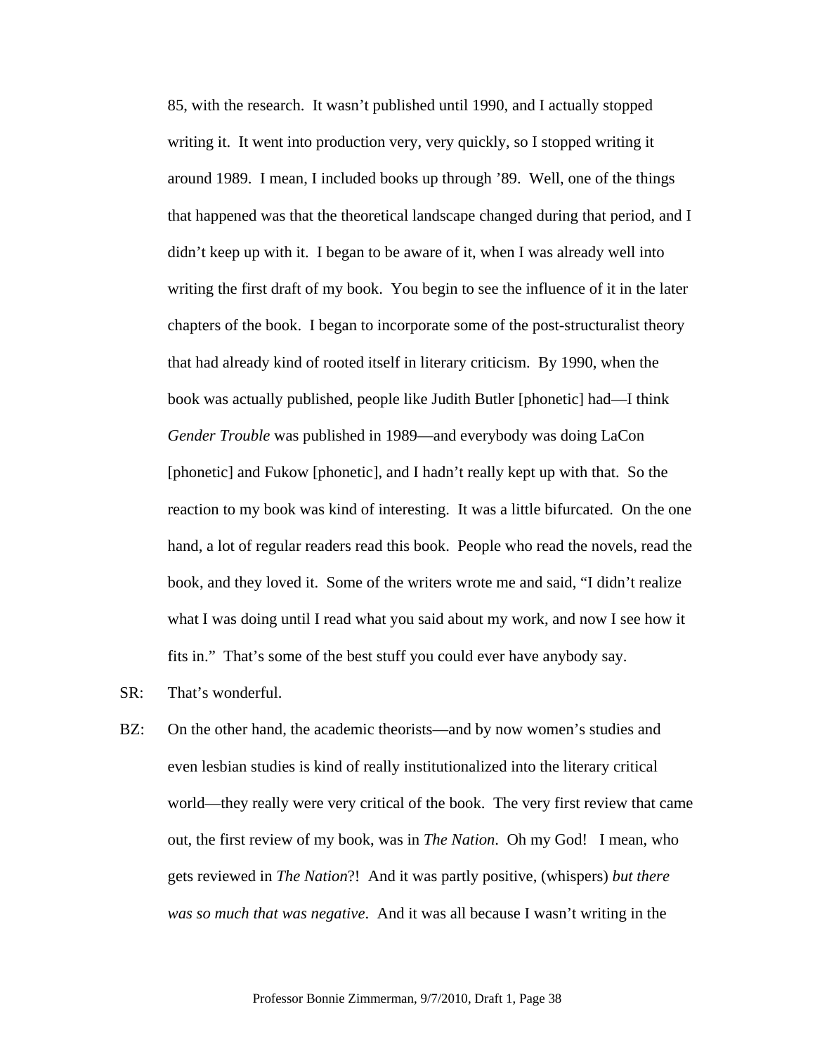85, with the research. It wasn't published until 1990, and I actually stopped writing it. It went into production very, very quickly, so I stopped writing it around 1989. I mean, I included books up through '89. Well, one of the things that happened was that the theoretical landscape changed during that period, and I didn't keep up with it. I began to be aware of it, when I was already well into writing the first draft of my book. You begin to see the influence of it in the later chapters of the book. I began to incorporate some of the post-structuralist theory that had already kind of rooted itself in literary criticism. By 1990, when the book was actually published, people like Judith Butler [phonetic] had—I think *Gender Trouble* was published in 1989—and everybody was doing LaCon [phonetic] and Fukow [phonetic], and I hadn't really kept up with that. So the reaction to my book was kind of interesting. It was a little bifurcated. On the one hand, a lot of regular readers read this book. People who read the novels, read the book, and they loved it. Some of the writers wrote me and said, "I didn't realize what I was doing until I read what you said about my work, and now I see how it fits in." That's some of the best stuff you could ever have anybody say.

SR: That's wonderful.

BZ: On the other hand, the academic theorists—and by now women's studies and even lesbian studies is kind of really institutionalized into the literary critical world—they really were very critical of the book. The very first review that came out, the first review of my book, was in *The Nation*. Oh my God! I mean, who gets reviewed in *The Nation*?! And it was partly positive, (whispers) *but there was so much that was negative*. And it was all because I wasn't writing in the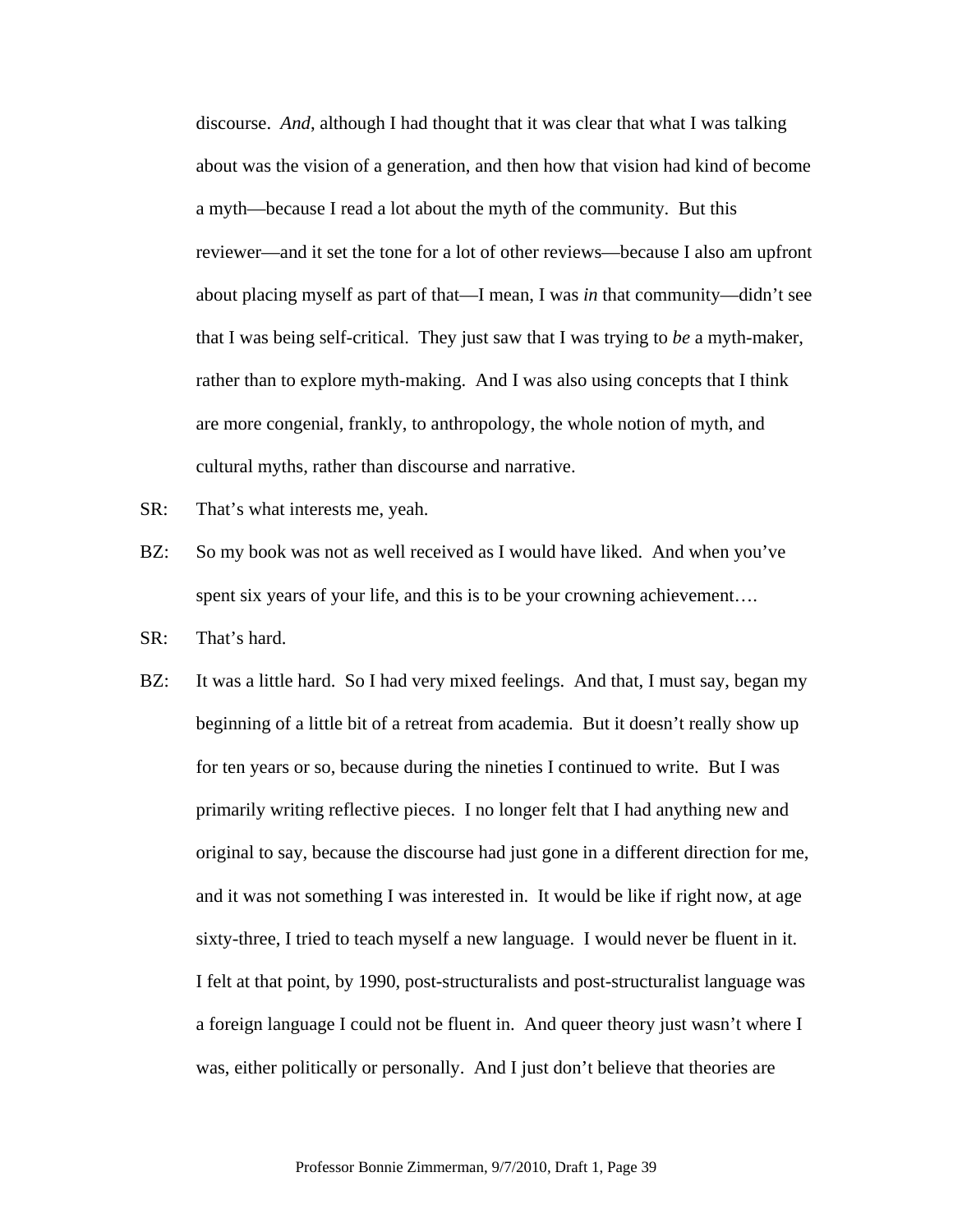discourse. *And*, although I had thought that it was clear that what I was talking about was the vision of a generation, and then how that vision had kind of become a myth—because I read a lot about the myth of the community. But this reviewer—and it set the tone for a lot of other reviews—because I also am upfront about placing myself as part of that—I mean, I was *in* that community—didn't see that I was being self-critical. They just saw that I was trying to *be* a myth-maker, rather than to explore myth-making. And I was also using concepts that I think are more congenial, frankly, to anthropology, the whole notion of myth, and cultural myths, rather than discourse and narrative.

SR: That's what interests me, yeah.

BZ: So my book was not as well received as I would have liked. And when you've spent six years of your life, and this is to be your crowning achievement….

SR: That's hard.

BZ: It was a little hard. So I had very mixed feelings. And that, I must say, began my beginning of a little bit of a retreat from academia. But it doesn't really show up for ten years or so, because during the nineties I continued to write. But I was primarily writing reflective pieces. I no longer felt that I had anything new and original to say, because the discourse had just gone in a different direction for me, and it was not something I was interested in. It would be like if right now, at age sixty-three, I tried to teach myself a new language. I would never be fluent in it. I felt at that point, by 1990, post-structuralists and post-structuralist language was a foreign language I could not be fluent in. And queer theory just wasn't where I was, either politically or personally. And I just don't believe that theories are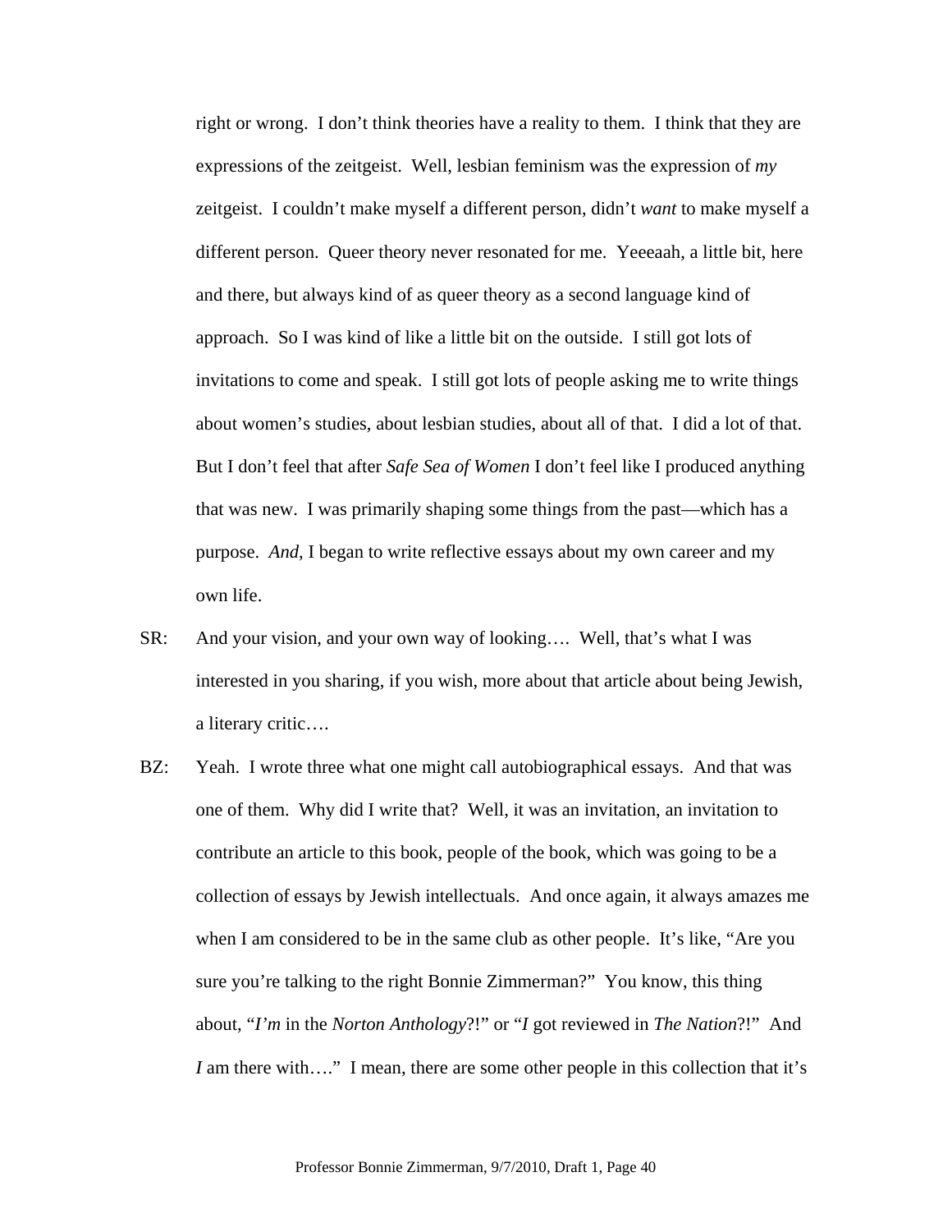right or wrong.  I don't think theories have a reality to them.  I think that they are expressions of the zeitgeist.  Well, lesbian feminism was the expression of *my* zeitgeist.  I couldn't make myself a different person, didn't *want* to make myself a different person.  Queer theory never resonated for me.  Yeeeaah, a little bit, here and there, but always kind of as queer theory as a second language kind of approach.  So I was kind of like a little bit on the outside.  I still got lots of invitations to come and speak.  I still got lots of people asking me to write things about women's studies, about lesbian studies, about all of that.  I did a lot of that.  But I don't feel that after *Safe Sea of Women* I don't feel like I produced anything that was new.  I was primarily shaping some things from the past—which has a purpose.  *And*, I began to write reflective essays about my own career and my own life.

SR: And your vision, and your own way of looking….  Well, that's what I was interested in you sharing, if you wish, more about that article about being Jewish, a literary critic….

BZ: Yeah.  I wrote three what one might call autobiographical essays.  And that was one of them.  Why did I write that?  Well, it was an invitation, an invitation to contribute an article to this book, people of the book, which was going to be a collection of essays by Jewish intellectuals.  And once again, it always amazes me when I am considered to be in the same club as other people.  It's like, "Are you sure you're talking to the right Bonnie Zimmerman?"  You know, this thing about, "*I'm* in the *Norton Anthology*?!" or "*I* got reviewed in *The Nation*?!"  And *I* am there with…."  I mean, there are some other people in this collection that it's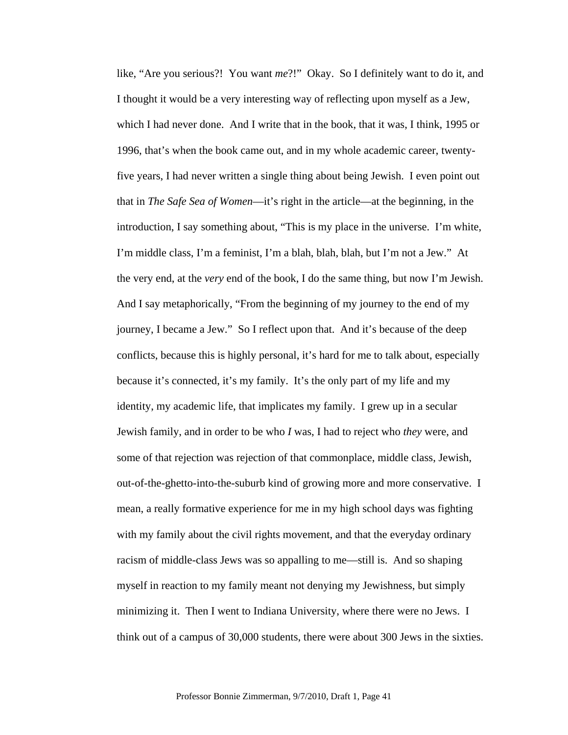like, "Are you serious?! You want *me*?!" Okay. So I definitely want to do it, and I thought it would be a very interesting way of reflecting upon myself as a Jew, which I had never done. And I write that in the book, that it was, I think, 1995 or 1996, that's when the book came out, and in my whole academic career, twenty-five years, I had never written a single thing about being Jewish. I even point out that in *The Safe Sea of Women*—it's right in the article—at the beginning, in the introduction, I say something about, "This is my place in the universe. I'm white, I'm middle class, I'm a feminist, I'm a blah, blah, blah, but I'm not a Jew." At the very end, at the *very* end of the book, I do the same thing, but now I'm Jewish. And I say metaphorically, "From the beginning of my journey to the end of my journey, I became a Jew." So I reflect upon that. And it's because of the deep conflicts, because this is highly personal, it's hard for me to talk about, especially because it's connected, it's my family. It's the only part of my life and my identity, my academic life, that implicates my family. I grew up in a secular Jewish family, and in order to be who *I* was, I had to reject who *they* were, and some of that rejection was rejection of that commonplace, middle class, Jewish, out-of-the-ghetto-into-the-suburb kind of growing more and more conservative. I mean, a really formative experience for me in my high school days was fighting with my family about the civil rights movement, and that the everyday ordinary racism of middle-class Jews was so appalling to me—still is. And so shaping myself in reaction to my family meant not denying my Jewishness, but simply minimizing it. Then I went to Indiana University, where there were no Jews. I think out of a campus of 30,000 students, there were about 300 Jews in the sixties.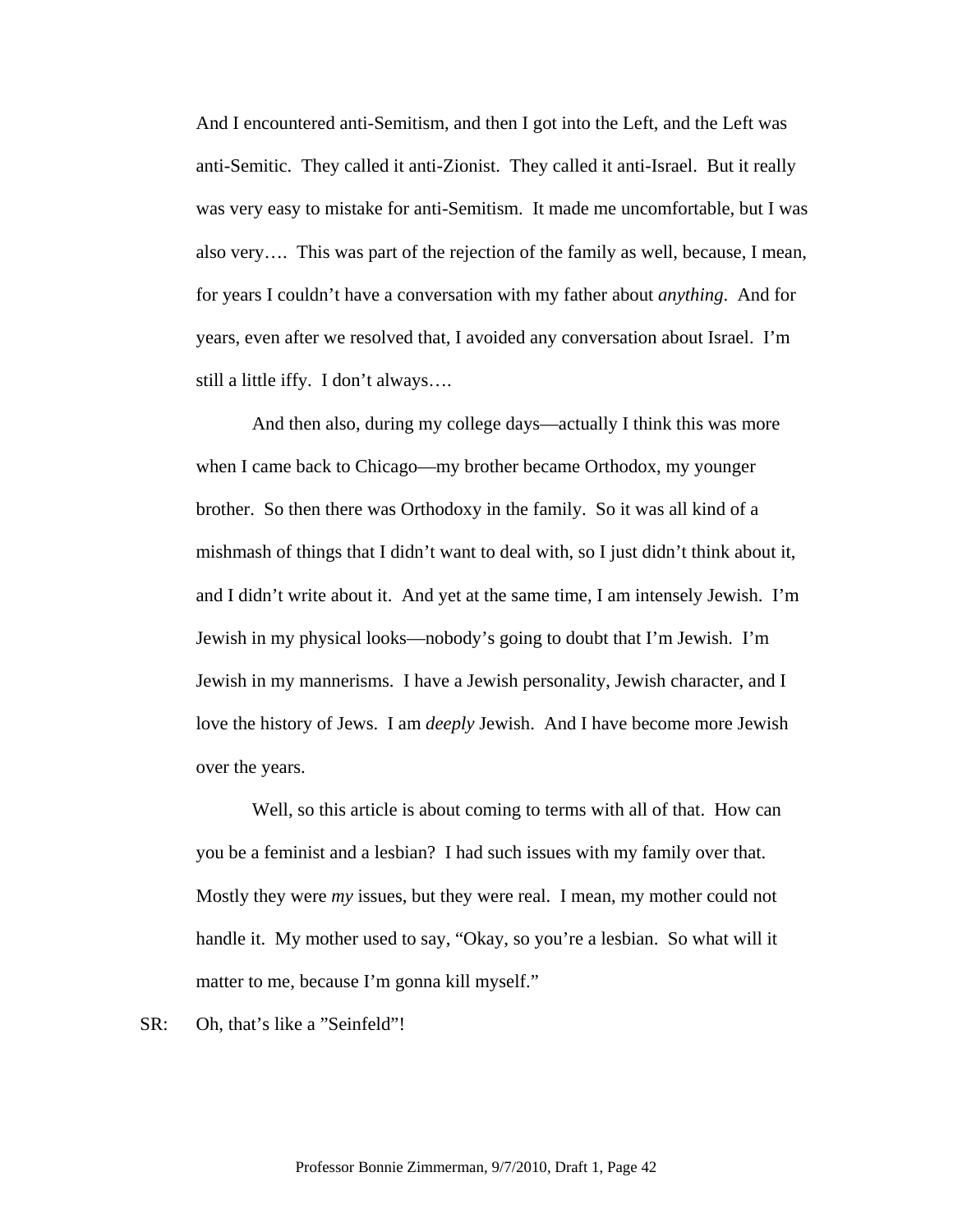And I encountered anti-Semitism, and then I got into the Left, and the Left was anti-Semitic. They called it anti-Zionist. They called it anti-Israel. But it really was very easy to mistake for anti-Semitism. It made me uncomfortable, but I was also very…. This was part of the rejection of the family as well, because, I mean, for years I couldn't have a conversation with my father about *anything*. And for years, even after we resolved that, I avoided any conversation about Israel. I'm still a little iffy. I don't always….

And then also, during my college days—actually I think this was more when I came back to Chicago—my brother became Orthodox, my younger brother. So then there was Orthodoxy in the family. So it was all kind of a mishmash of things that I didn't want to deal with, so I just didn't think about it, and I didn't write about it. And yet at the same time, I am intensely Jewish. I'm Jewish in my physical looks—nobody's going to doubt that I'm Jewish. I'm Jewish in my mannerisms. I have a Jewish personality, Jewish character, and I love the history of Jews. I am *deeply* Jewish. And I have become more Jewish over the years.

Well, so this article is about coming to terms with all of that. How can you be a feminist and a lesbian? I had such issues with my family over that. Mostly they were *my* issues, but they were real. I mean, my mother could not handle it. My mother used to say, "Okay, so you're a lesbian. So what will it matter to me, because I'm gonna kill myself."

SR: Oh, that's like a "Seinfeld"!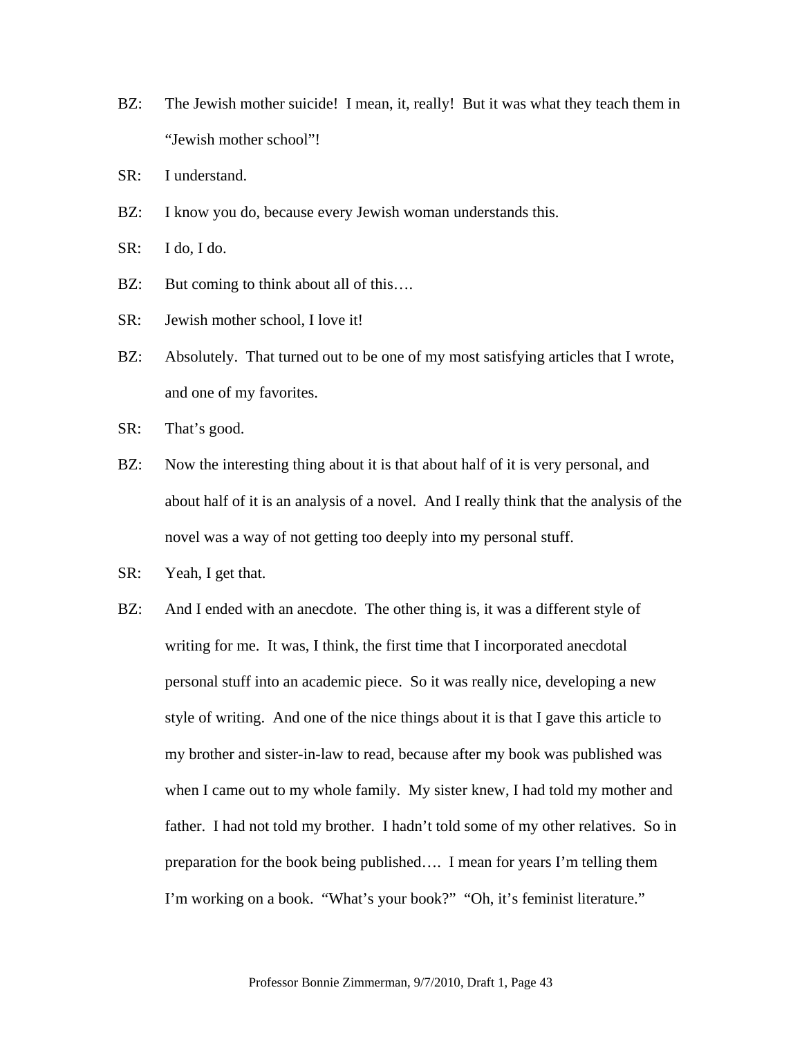BZ: The Jewish mother suicide! I mean, it, really! But it was what they teach them in "Jewish mother school"!

SR: I understand.

BZ: I know you do, because every Jewish woman understands this.

SR: I do, I do.

BZ: But coming to think about all of this….

SR: Jewish mother school, I love it!

BZ: Absolutely. That turned out to be one of my most satisfying articles that I wrote, and one of my favorites.

SR: That's good.

BZ: Now the interesting thing about it is that about half of it is very personal, and about half of it is an analysis of a novel. And I really think that the analysis of the novel was a way of not getting too deeply into my personal stuff.

SR: Yeah, I get that.

BZ: And I ended with an anecdote. The other thing is, it was a different style of writing for me. It was, I think, the first time that I incorporated anecdotal personal stuff into an academic piece. So it was really nice, developing a new style of writing. And one of the nice things about it is that I gave this article to my brother and sister-in-law to read, because after my book was published was when I came out to my whole family. My sister knew, I had told my mother and father. I had not told my brother. I hadn't told some of my other relatives. So in preparation for the book being published…. I mean for years I'm telling them I'm working on a book. "What's your book?" "Oh, it's feminist literature."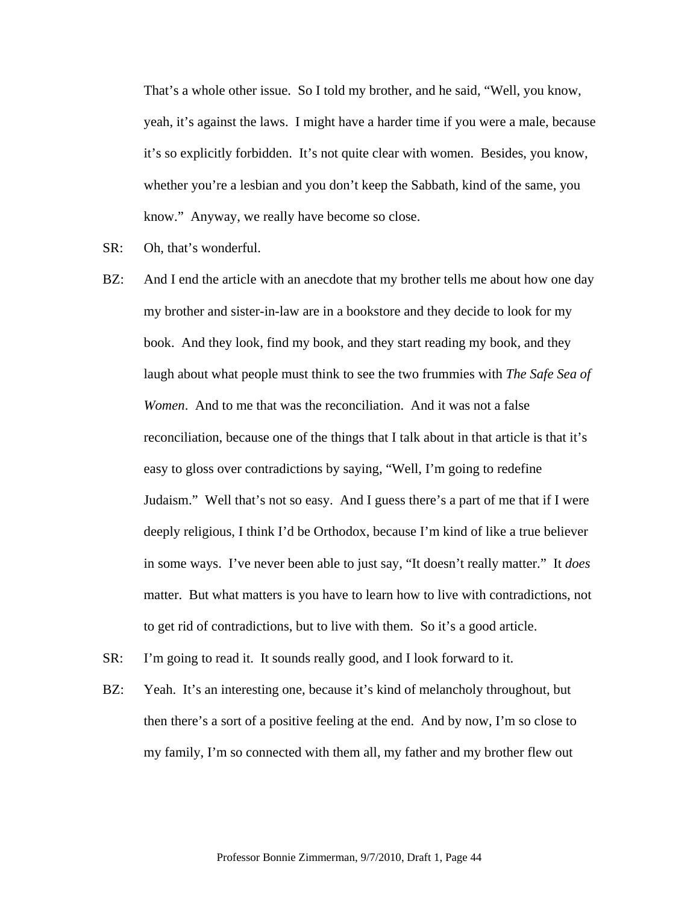That's a whole other issue. So I told my brother, and he said, "Well, you know, yeah, it's against the laws. I might have a harder time if you were a male, because it's so explicitly forbidden. It's not quite clear with women. Besides, you know, whether you're a lesbian and you don't keep the Sabbath, kind of the same, you know." Anyway, we really have become so close.

SR: Oh, that's wonderful.

BZ: And I end the article with an anecdote that my brother tells me about how one day my brother and sister-in-law are in a bookstore and they decide to look for my book. And they look, find my book, and they start reading my book, and they laugh about what people must think to see the two frummies with *The Safe Sea of Women*. And to me that was the reconciliation. And it was not a false reconciliation, because one of the things that I talk about in that article is that it's easy to gloss over contradictions by saying, "Well, I'm going to redefine Judaism." Well that's not so easy. And I guess there's a part of me that if I were deeply religious, I think I'd be Orthodox, because I'm kind of like a true believer in some ways. I've never been able to just say, "It doesn't really matter." It *does* matter. But what matters is you have to learn how to live with contradictions, not to get rid of contradictions, but to live with them. So it's a good article.

SR: I'm going to read it. It sounds really good, and I look forward to it.

BZ: Yeah. It's an interesting one, because it's kind of melancholy throughout, but then there's a sort of a positive feeling at the end. And by now, I'm so close to my family, I'm so connected with them all, my father and my brother flew out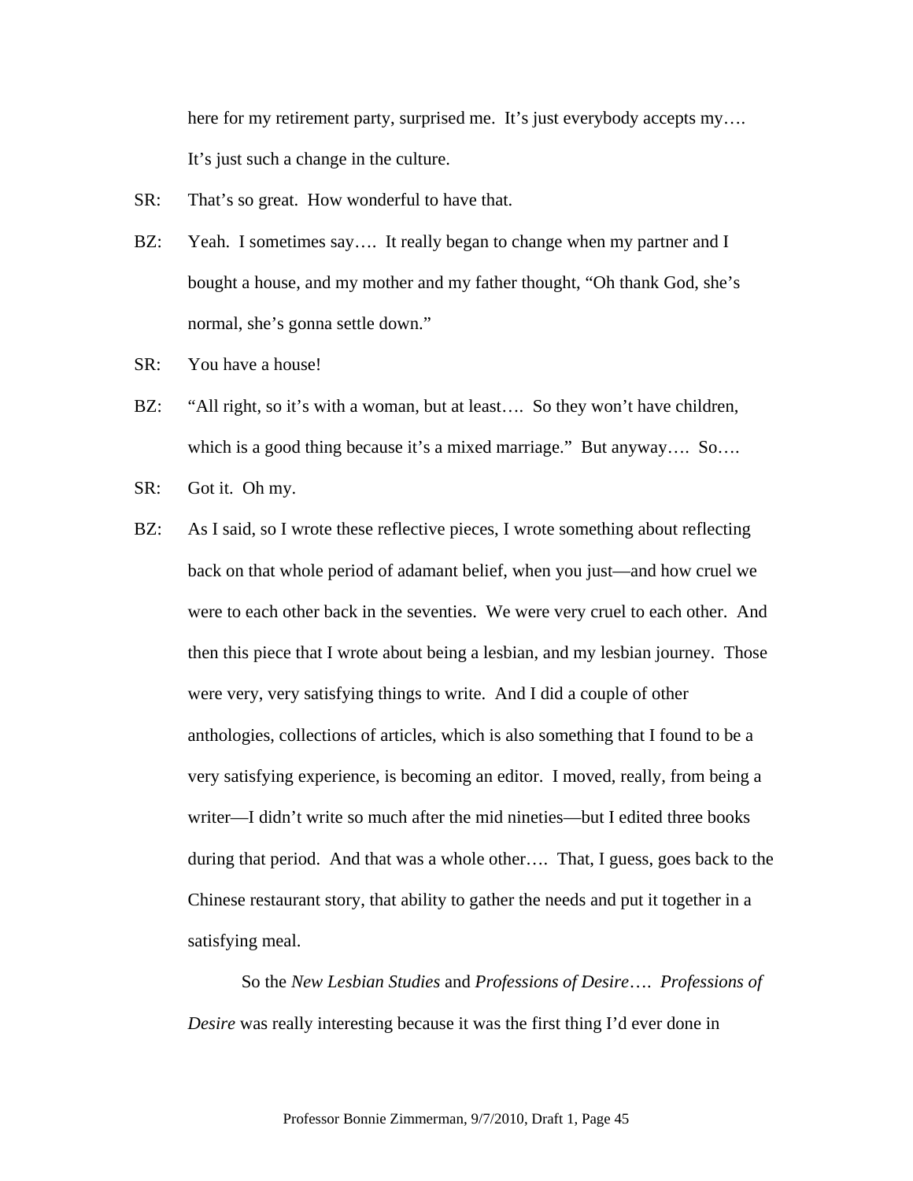here for my retirement party, surprised me. It's just everybody accepts my…. It's just such a change in the culture.

SR: That's so great. How wonderful to have that.

BZ: Yeah. I sometimes say…. It really began to change when my partner and I bought a house, and my mother and my father thought, "Oh thank God, she's normal, she's gonna settle down."

SR: You have a house!

BZ: "All right, so it's with a woman, but at least…. So they won't have children, which is a good thing because it's a mixed marriage." But anyway…. So….

SR: Got it. Oh my.

BZ: As I said, so I wrote these reflective pieces, I wrote something about reflecting back on that whole period of adamant belief, when you just—and how cruel we were to each other back in the seventies. We were very cruel to each other. And then this piece that I wrote about being a lesbian, and my lesbian journey. Those were very, very satisfying things to write. And I did a couple of other anthologies, collections of articles, which is also something that I found to be a very satisfying experience, is becoming an editor. I moved, really, from being a writer—I didn't write so much after the mid nineties—but I edited three books during that period. And that was a whole other…. That, I guess, goes back to the Chinese restaurant story, that ability to gather the needs and put it together in a satisfying meal.

So the *New Lesbian Studies* and *Professions of Desire*…. *Professions of Desire* was really interesting because it was the first thing I'd ever done in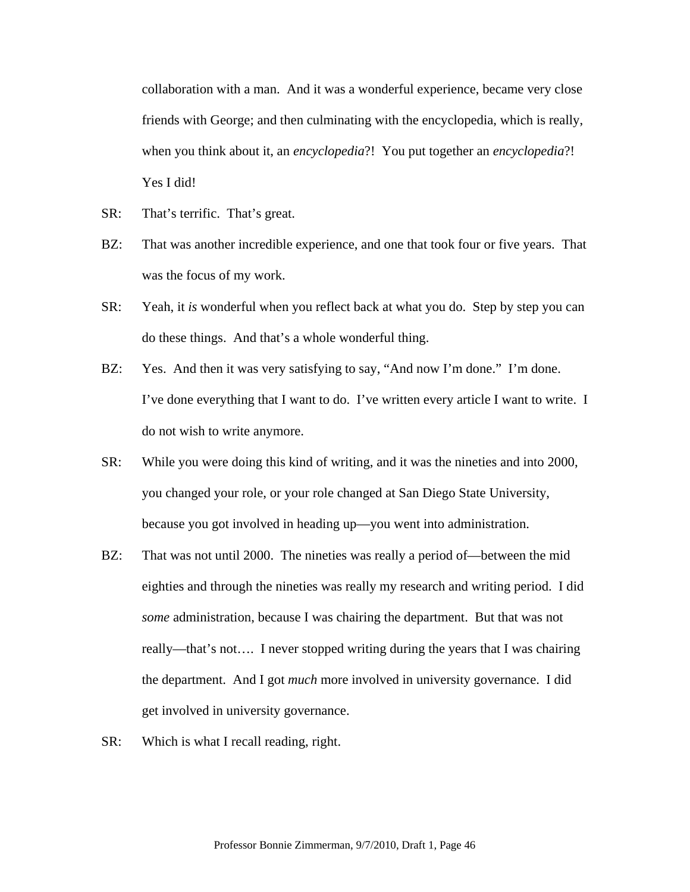collaboration with a man. And it was a wonderful experience, became very close friends with George; and then culminating with the encyclopedia, which is really, when you think about it, an *encyclopedia*?! You put together an *encyclopedia*?! Yes I did!

SR: That's terrific. That's great.

BZ: That was another incredible experience, and one that took four or five years. That was the focus of my work.

SR: Yeah, it *is* wonderful when you reflect back at what you do. Step by step you can do these things. And that's a whole wonderful thing.

BZ: Yes. And then it was very satisfying to say, "And now I'm done." I'm done. I've done everything that I want to do. I've written every article I want to write. I do not wish to write anymore.

SR: While you were doing this kind of writing, and it was the nineties and into 2000, you changed your role, or your role changed at San Diego State University, because you got involved in heading up—you went into administration.

BZ: That was not until 2000. The nineties was really a period of—between the mid eighties and through the nineties was really my research and writing period. I did *some* administration, because I was chairing the department. But that was not really—that's not…. I never stopped writing during the years that I was chairing the department. And I got *much* more involved in university governance. I did get involved in university governance.

SR: Which is what I recall reading, right.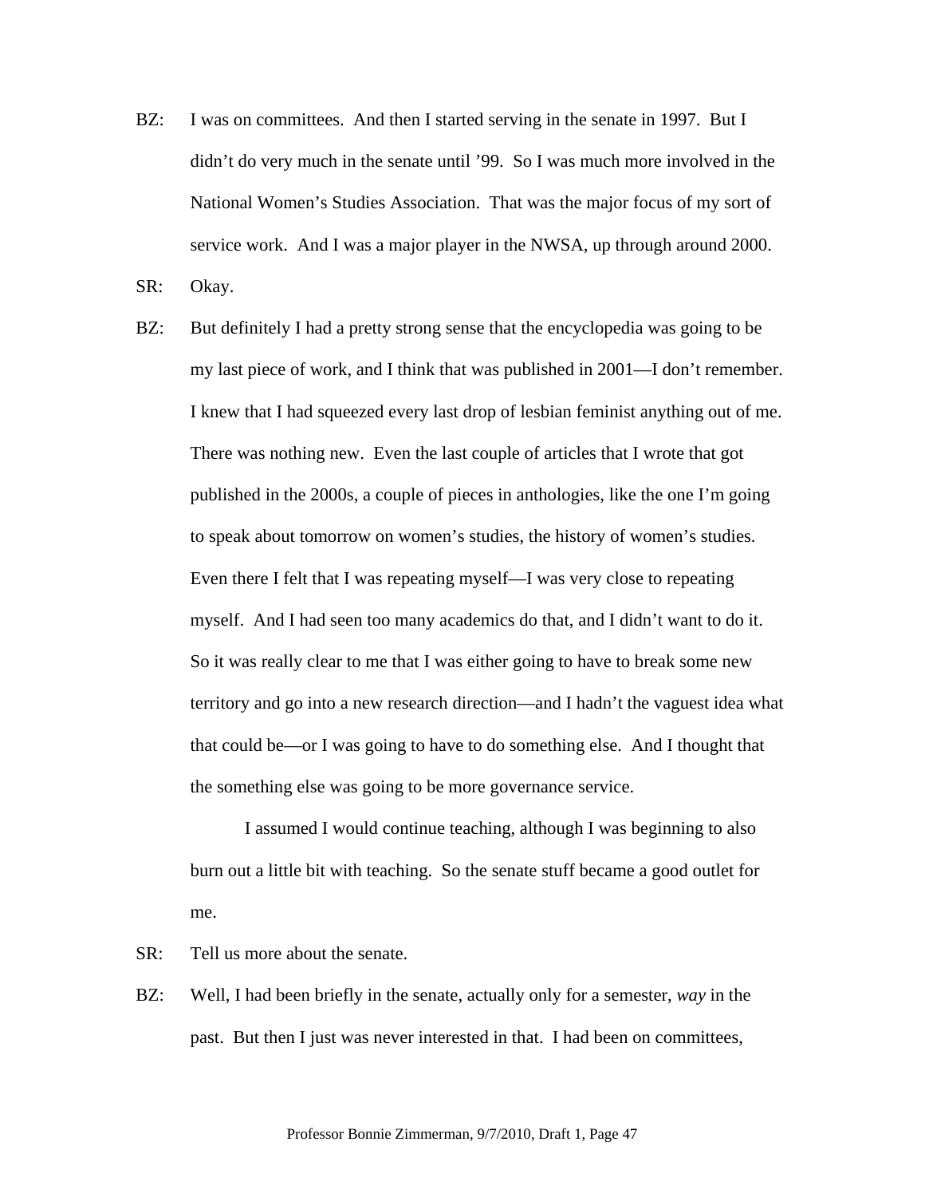BZ: I was on committees. And then I started serving in the senate in 1997. But I didn't do very much in the senate until '99. So I was much more involved in the National Women's Studies Association. That was the major focus of my sort of service work. And I was a major player in the NWSA, up through around 2000.

SR: Okay.

BZ: But definitely I had a pretty strong sense that the encyclopedia was going to be my last piece of work, and I think that was published in 2001—I don't remember. I knew that I had squeezed every last drop of lesbian feminist anything out of me. There was nothing new. Even the last couple of articles that I wrote that got published in the 2000s, a couple of pieces in anthologies, like the one I'm going to speak about tomorrow on women's studies, the history of women's studies. Even there I felt that I was repeating myself—I was very close to repeating myself. And I had seen too many academics do that, and I didn't want to do it. So it was really clear to me that I was either going to have to break some new territory and go into a new research direction—and I hadn't the vaguest idea what that could be—or I was going to have to do something else. And I thought that the something else was going to be more governance service.

I assumed I would continue teaching, although I was beginning to also burn out a little bit with teaching. So the senate stuff became a good outlet for me.

SR: Tell us more about the senate.

BZ: Well, I had been briefly in the senate, actually only for a semester, *way* in the past. But then I just was never interested in that. I had been on committees,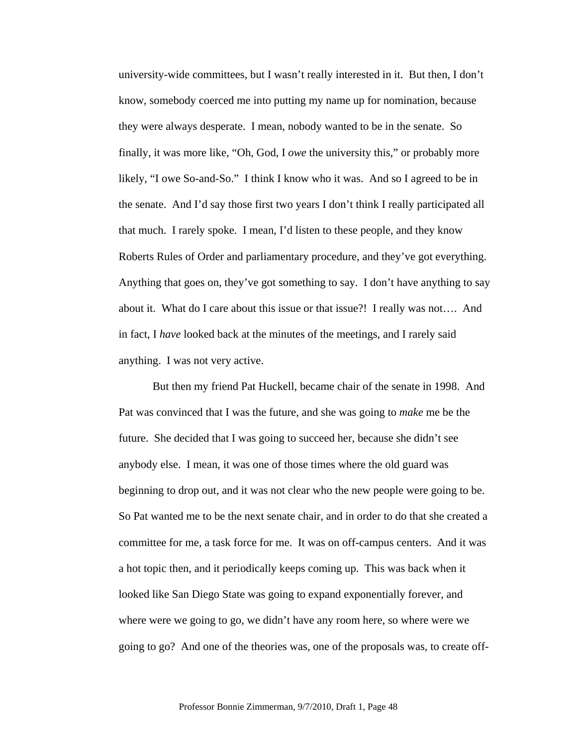university-wide committees, but I wasn't really interested in it. But then, I don't know, somebody coerced me into putting my name up for nomination, because they were always desperate. I mean, nobody wanted to be in the senate. So finally, it was more like, "Oh, God, I *owe* the university this," or probably more likely, "I owe So-and-So." I think I know who it was. And so I agreed to be in the senate. And I'd say those first two years I don't think I really participated all that much. I rarely spoke. I mean, I'd listen to these people, and they know Roberts Rules of Order and parliamentary procedure, and they've got everything. Anything that goes on, they've got something to say. I don't have anything to say about it. What do I care about this issue or that issue?! I really was not…. And in fact, I *have* looked back at the minutes of the meetings, and I rarely said anything. I was not very active.

But then my friend Pat Huckell, became chair of the senate in 1998. And Pat was convinced that I was the future, and she was going to *make* me be the future. She decided that I was going to succeed her, because she didn't see anybody else. I mean, it was one of those times where the old guard was beginning to drop out, and it was not clear who the new people were going to be. So Pat wanted me to be the next senate chair, and in order to do that she created a committee for me, a task force for me. It was on off-campus centers. And it was a hot topic then, and it periodically keeps coming up. This was back when it looked like San Diego State was going to expand exponentially forever, and where were we going to go, we didn't have any room here, so where were we going to go? And one of the theories was, one of the proposals was, to create off-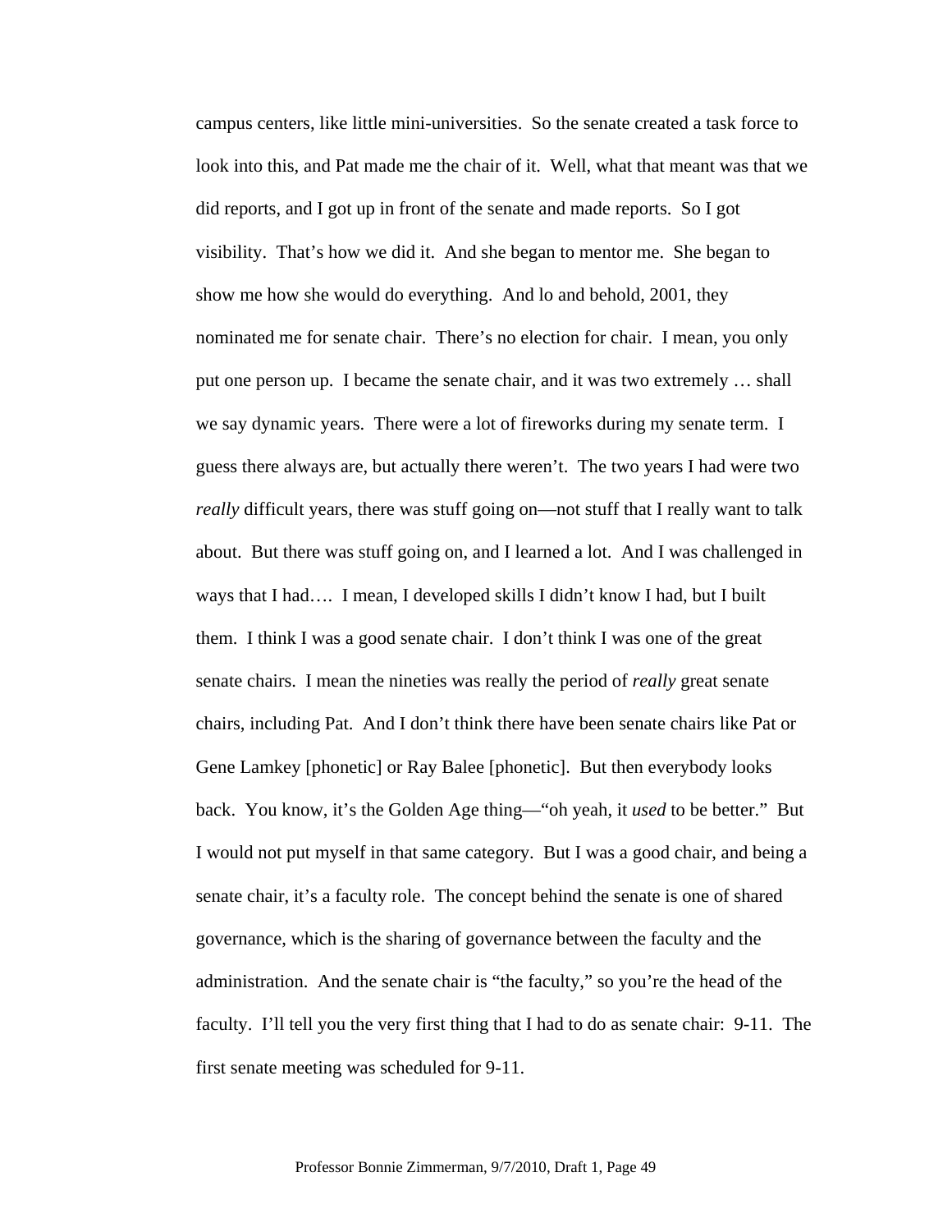campus centers, like little mini-universities. So the senate created a task force to look into this, and Pat made me the chair of it. Well, what that meant was that we did reports, and I got up in front of the senate and made reports. So I got visibility. That's how we did it. And she began to mentor me. She began to show me how she would do everything. And lo and behold, 2001, they nominated me for senate chair. There's no election for chair. I mean, you only put one person up. I became the senate chair, and it was two extremely … shall we say dynamic years. There were a lot of fireworks during my senate term. I guess there always are, but actually there weren't. The two years I had were two *really* difficult years, there was stuff going on—not stuff that I really want to talk about. But there was stuff going on, and I learned a lot. And I was challenged in ways that I had…. I mean, I developed skills I didn't know I had, but I built them. I think I was a good senate chair. I don't think I was one of the great senate chairs. I mean the nineties was really the period of *really* great senate chairs, including Pat. And I don't think there have been senate chairs like Pat or Gene Lamkey [phonetic] or Ray Balee [phonetic]. But then everybody looks back. You know, it's the Golden Age thing—"oh yeah, it *used* to be better." But I would not put myself in that same category. But I was a good chair, and being a senate chair, it's a faculty role. The concept behind the senate is one of shared governance, which is the sharing of governance between the faculty and the administration. And the senate chair is "the faculty," so you're the head of the faculty. I'll tell you the very first thing that I had to do as senate chair: 9-11. The first senate meeting was scheduled for 9-11.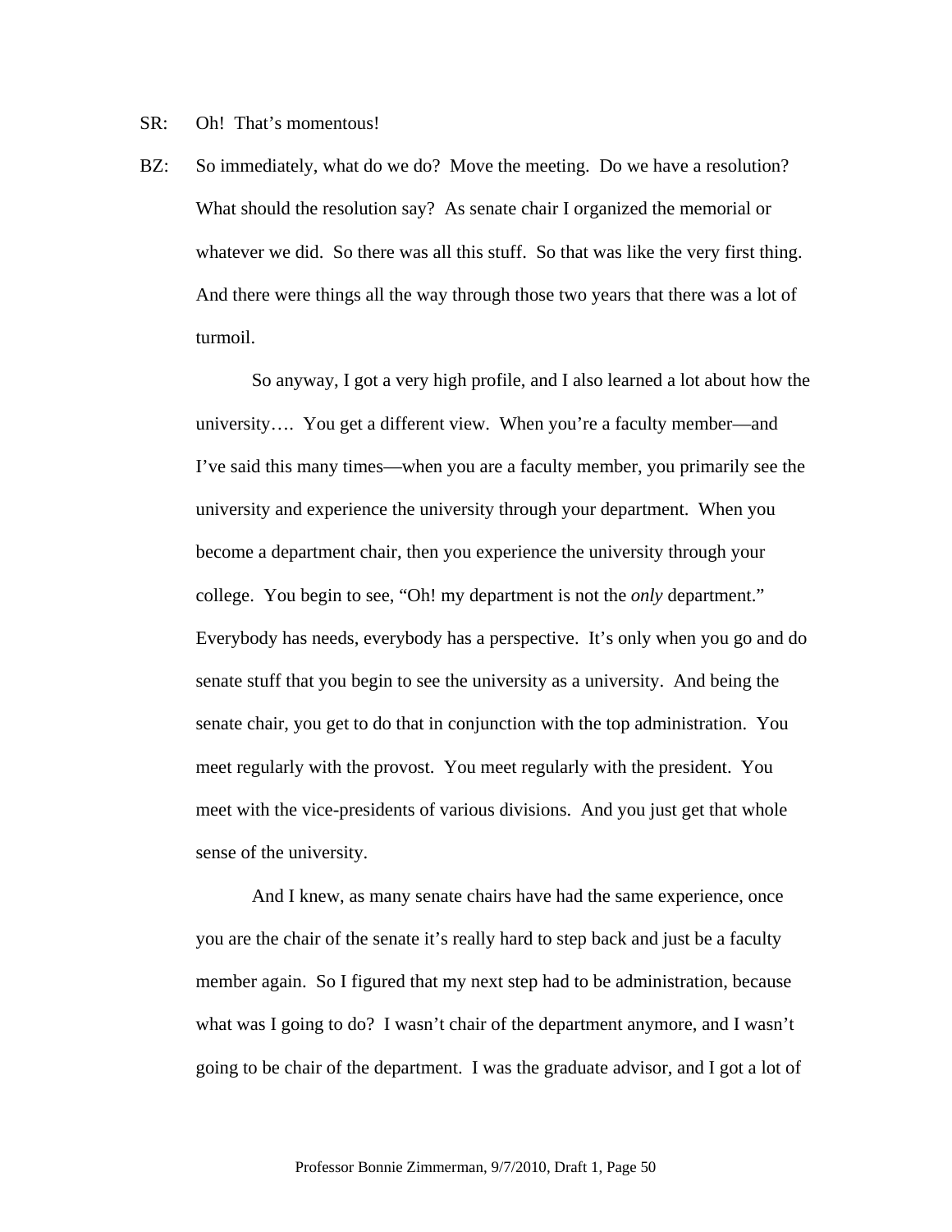SR: Oh! That's momentous!

BZ: So immediately, what do we do? Move the meeting. Do we have a resolution? What should the resolution say? As senate chair I organized the memorial or whatever we did. So there was all this stuff. So that was like the very first thing. And there were things all the way through those two years that there was a lot of turmoil.

So anyway, I got a very high profile, and I also learned a lot about how the university…. You get a different view. When you're a faculty member—and I've said this many times—when you are a faculty member, you primarily see the university and experience the university through your department. When you become a department chair, then you experience the university through your college. You begin to see, "Oh! my department is not the *only* department." Everybody has needs, everybody has a perspective. It's only when you go and do senate stuff that you begin to see the university as a university. And being the senate chair, you get to do that in conjunction with the top administration. You meet regularly with the provost. You meet regularly with the president. You meet with the vice-presidents of various divisions. And you just get that whole sense of the university.

And I knew, as many senate chairs have had the same experience, once you are the chair of the senate it's really hard to step back and just be a faculty member again. So I figured that my next step had to be administration, because what was I going to do? I wasn't chair of the department anymore, and I wasn't going to be chair of the department. I was the graduate advisor, and I got a lot of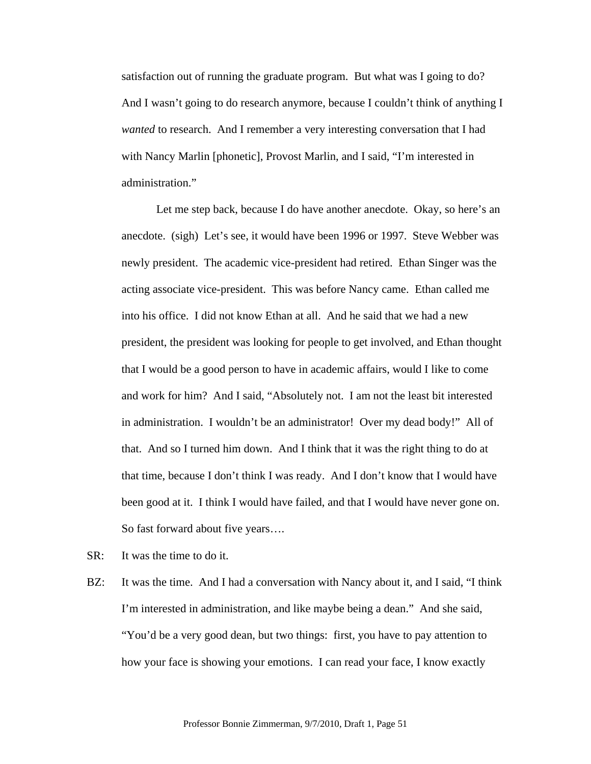satisfaction out of running the graduate program. But what was I going to do? And I wasn't going to do research anymore, because I couldn't think of anything I *wanted* to research. And I remember a very interesting conversation that I had with Nancy Marlin [phonetic], Provost Marlin, and I said, "I'm interested in administration."

Let me step back, because I do have another anecdote. Okay, so here's an anecdote. (sigh) Let's see, it would have been 1996 or 1997. Steve Webber was newly president. The academic vice-president had retired. Ethan Singer was the acting associate vice-president. This was before Nancy came. Ethan called me into his office. I did not know Ethan at all. And he said that we had a new president, the president was looking for people to get involved, and Ethan thought that I would be a good person to have in academic affairs, would I like to come and work for him? And I said, "Absolutely not. I am not the least bit interested in administration. I wouldn't be an administrator! Over my dead body!" All of that. And so I turned him down. And I think that it was the right thing to do at that time, because I don't think I was ready. And I don't know that I would have been good at it. I think I would have failed, and that I would have never gone on. So fast forward about five years….

SR: It was the time to do it.

BZ: It was the time. And I had a conversation with Nancy about it, and I said, "I think I'm interested in administration, and like maybe being a dean." And she said, "You'd be a very good dean, but two things: first, you have to pay attention to how your face is showing your emotions. I can read your face, I know exactly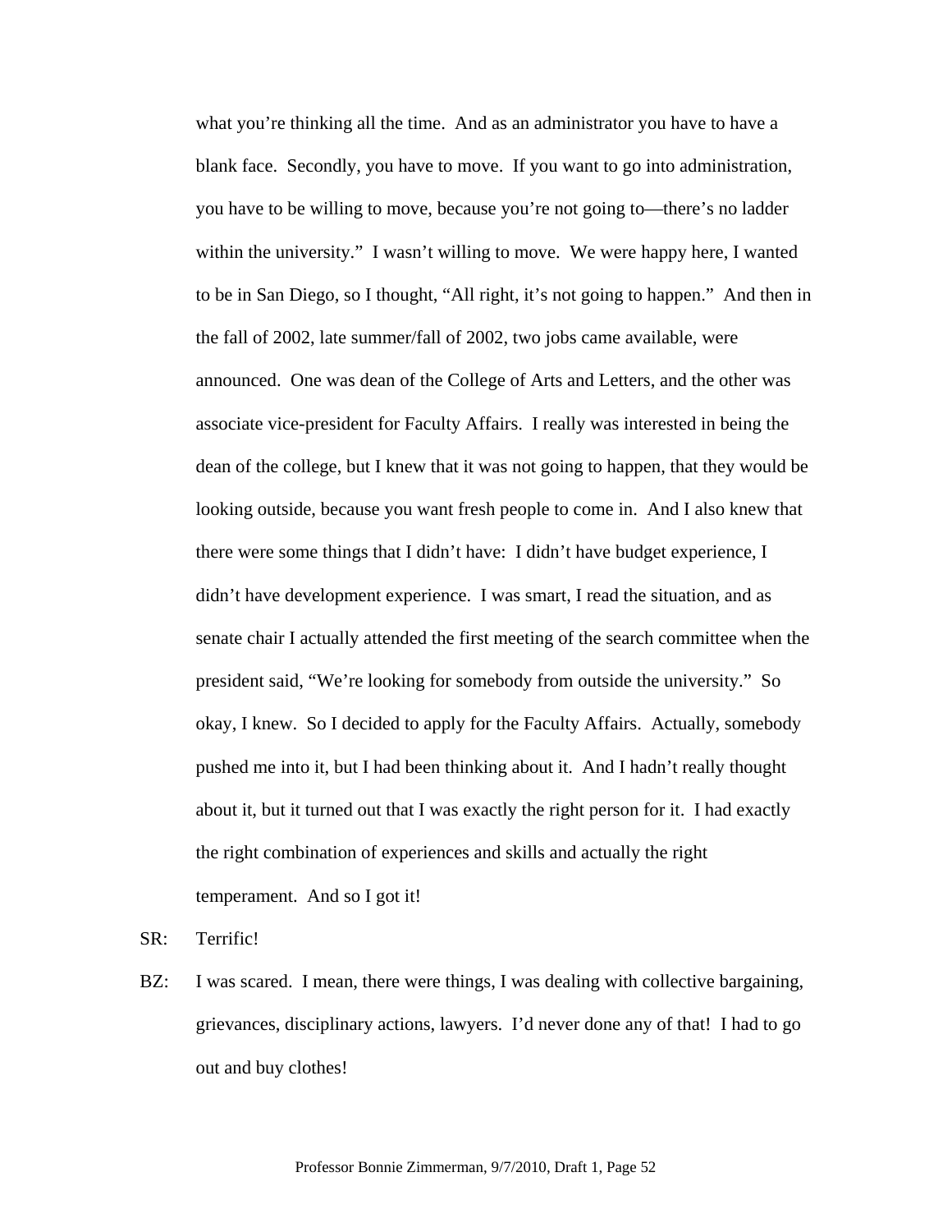what you're thinking all the time. And as an administrator you have to have a blank face. Secondly, you have to move. If you want to go into administration, you have to be willing to move, because you're not going to—there's no ladder within the university." I wasn't willing to move. We were happy here, I wanted to be in San Diego, so I thought, "All right, it's not going to happen." And then in the fall of 2002, late summer/fall of 2002, two jobs came available, were announced. One was dean of the College of Arts and Letters, and the other was associate vice-president for Faculty Affairs. I really was interested in being the dean of the college, but I knew that it was not going to happen, that they would be looking outside, because you want fresh people to come in. And I also knew that there were some things that I didn't have: I didn't have budget experience, I didn't have development experience. I was smart, I read the situation, and as senate chair I actually attended the first meeting of the search committee when the president said, "We're looking for somebody from outside the university." So okay, I knew. So I decided to apply for the Faculty Affairs. Actually, somebody pushed me into it, but I had been thinking about it. And I hadn't really thought about it, but it turned out that I was exactly the right person for it. I had exactly the right combination of experiences and skills and actually the right temperament. And so I got it!

SR: Terrific!

BZ: I was scared. I mean, there were things, I was dealing with collective bargaining, grievances, disciplinary actions, lawyers. I'd never done any of that! I had to go out and buy clothes!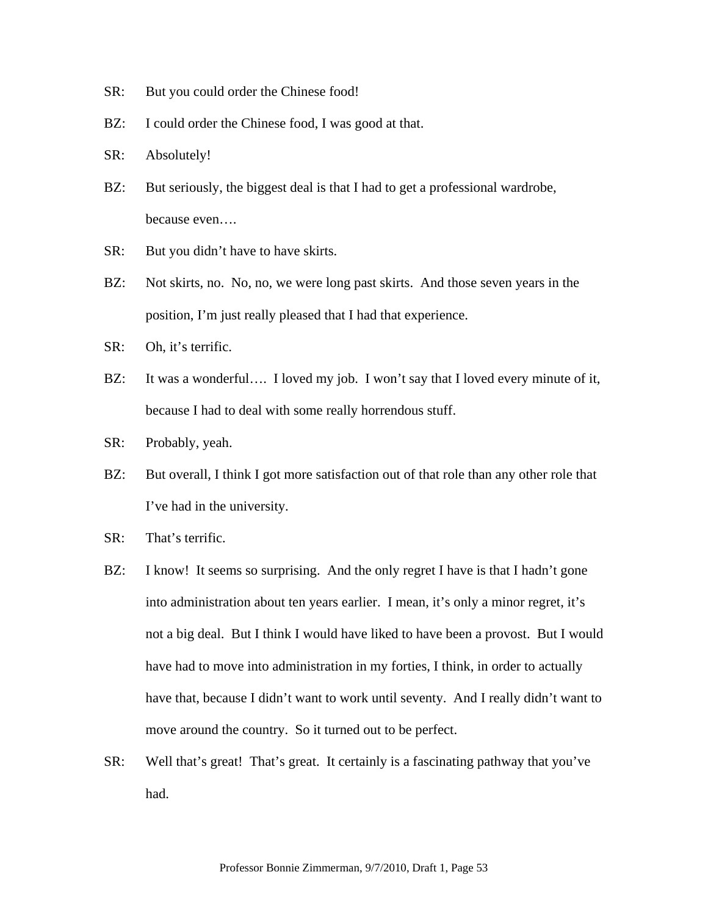SR: But you could order the Chinese food!

BZ: I could order the Chinese food, I was good at that.

SR: Absolutely!

BZ: But seriously, the biggest deal is that I had to get a professional wardrobe, because even….

SR: But you didn't have to have skirts.

BZ: Not skirts, no. No, no, we were long past skirts. And those seven years in the position, I'm just really pleased that I had that experience.

SR: Oh, it's terrific.

BZ: It was a wonderful…. I loved my job. I won't say that I loved every minute of it, because I had to deal with some really horrendous stuff.

SR: Probably, yeah.

BZ: But overall, I think I got more satisfaction out of that role than any other role that I've had in the university.

SR: That's terrific.

BZ: I know! It seems so surprising. And the only regret I have is that I hadn't gone into administration about ten years earlier. I mean, it's only a minor regret, it's not a big deal. But I think I would have liked to have been a provost. But I would have had to move into administration in my forties, I think, in order to actually have that, because I didn't want to work until seventy. And I really didn't want to move around the country. So it turned out to be perfect.

SR: Well that's great! That's great. It certainly is a fascinating pathway that you've had.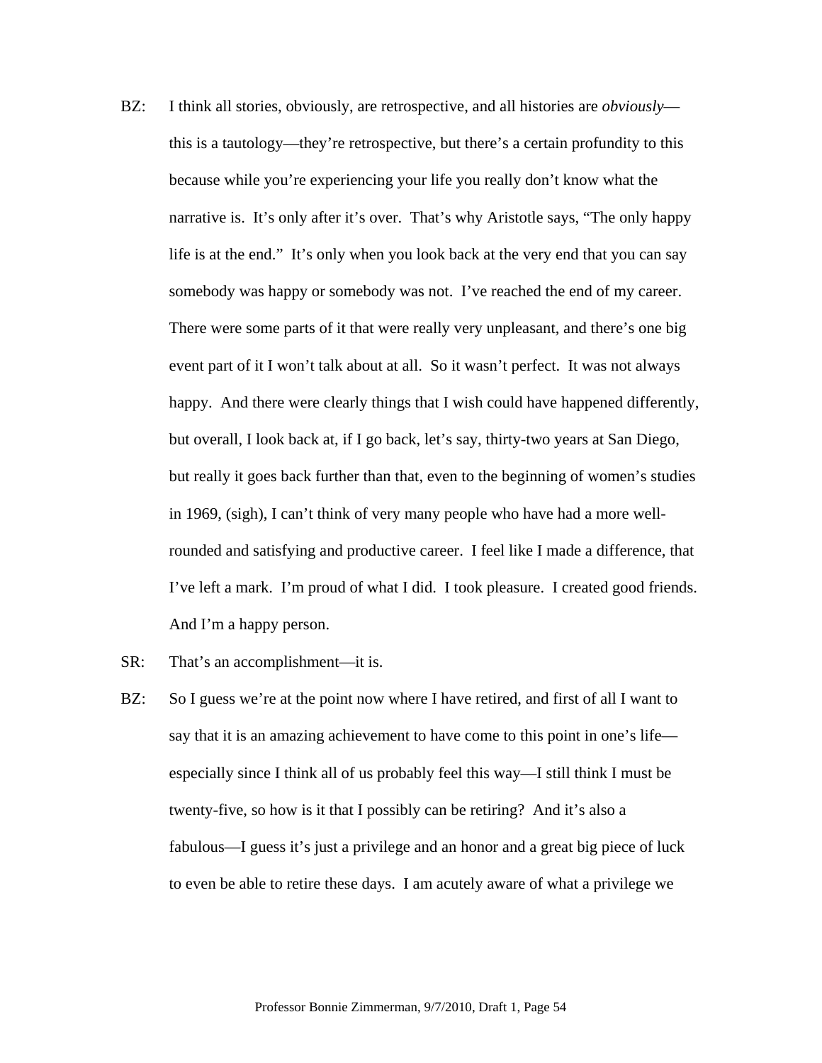BZ: I think all stories, obviously, are retrospective, and all histories are *obviously*—this is a tautology—they're retrospective, but there's a certain profundity to this because while you're experiencing your life you really don't know what the narrative is. It's only after it's over. That's why Aristotle says, "The only happy life is at the end." It's only when you look back at the very end that you can say somebody was happy or somebody was not. I've reached the end of my career. There were some parts of it that were really very unpleasant, and there's one big event part of it I won't talk about at all. So it wasn't perfect. It was not always happy. And there were clearly things that I wish could have happened differently, but overall, I look back at, if I go back, let's say, thirty-two years at San Diego, but really it goes back further than that, even to the beginning of women's studies in 1969, (sigh), I can't think of very many people who have had a more well-rounded and satisfying and productive career. I feel like I made a difference, that I've left a mark. I'm proud of what I did. I took pleasure. I created good friends. And I'm a happy person.

SR: That's an accomplishment—it is.

BZ: So I guess we're at the point now where I have retired, and first of all I want to say that it is an amazing achievement to have come to this point in one's life—especially since I think all of us probably feel this way—I still think I must be twenty-five, so how is it that I possibly can be retiring? And it's also a fabulous—I guess it's just a privilege and an honor and a great big piece of luck to even be able to retire these days. I am acutely aware of what a privilege we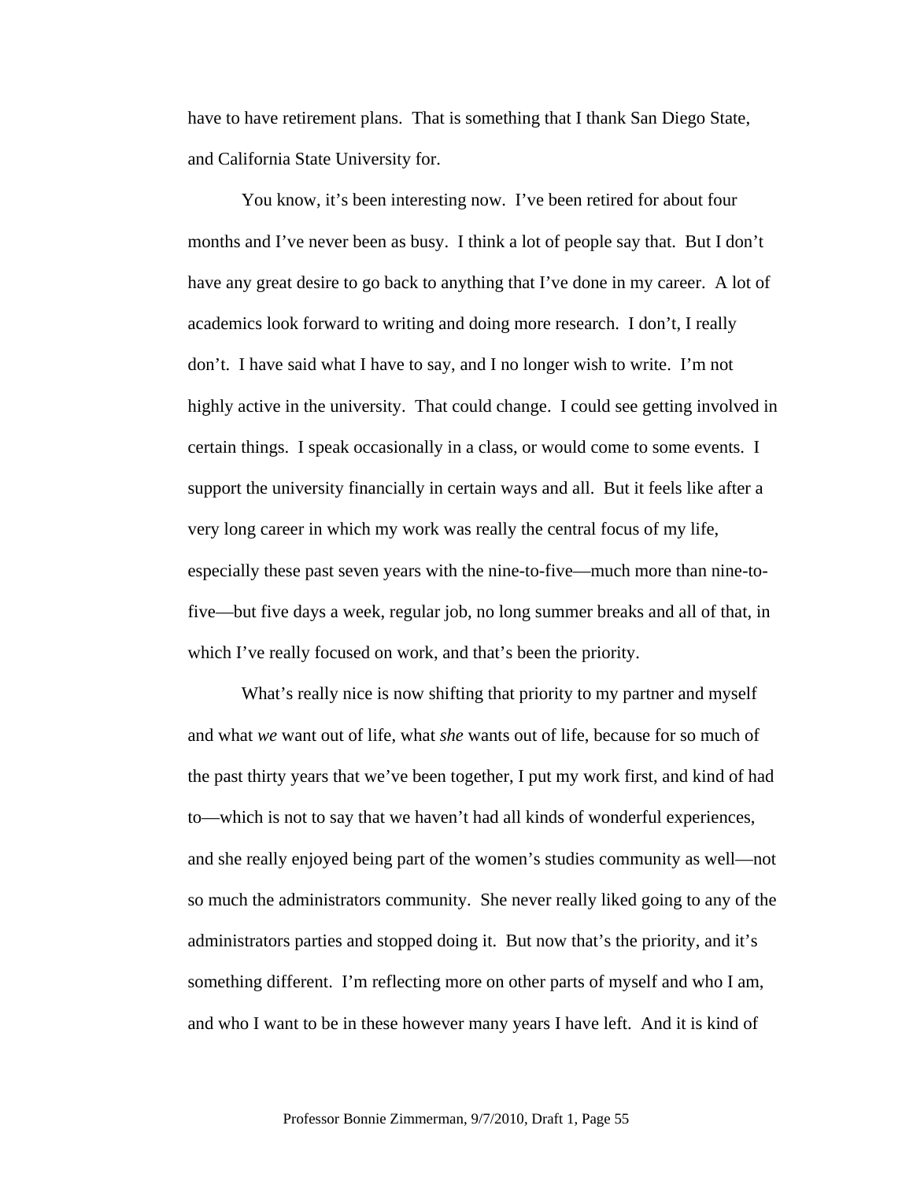have to have retirement plans. That is something that I thank San Diego State, and California State University for.

You know, it's been interesting now. I've been retired for about four months and I've never been as busy. I think a lot of people say that. But I don't have any great desire to go back to anything that I've done in my career. A lot of academics look forward to writing and doing more research. I don't, I really don't. I have said what I have to say, and I no longer wish to write. I'm not highly active in the university. That could change. I could see getting involved in certain things. I speak occasionally in a class, or would come to some events. I support the university financially in certain ways and all. But it feels like after a very long career in which my work was really the central focus of my life, especially these past seven years with the nine-to-five—much more than nine-to-five—but five days a week, regular job, no long summer breaks and all of that, in which I've really focused on work, and that's been the priority.

What's really nice is now shifting that priority to my partner and myself and what *we* want out of life, what *she* wants out of life, because for so much of the past thirty years that we've been together, I put my work first, and kind of had to—which is not to say that we haven't had all kinds of wonderful experiences, and she really enjoyed being part of the women's studies community as well—not so much the administrators community. She never really liked going to any of the administrators parties and stopped doing it. But now that's the priority, and it's something different. I'm reflecting more on other parts of myself and who I am, and who I want to be in these however many years I have left. And it is kind of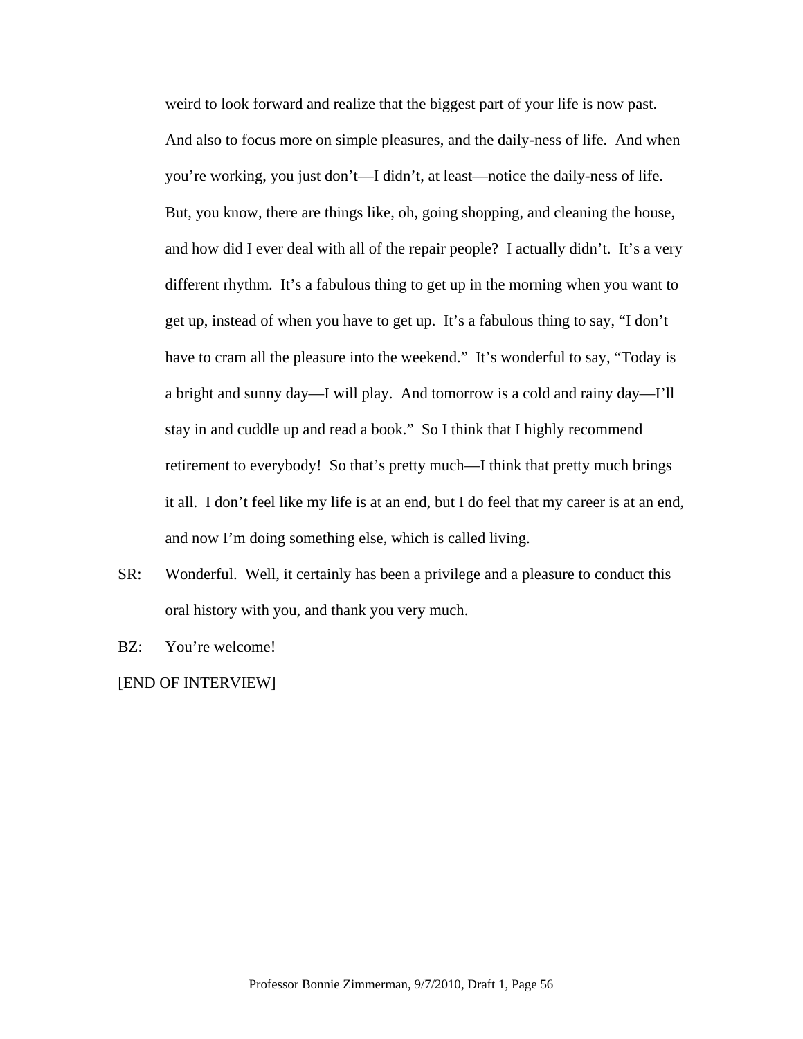weird to look forward and realize that the biggest part of your life is now past. And also to focus more on simple pleasures, and the daily-ness of life. And when you're working, you just don't—I didn't, at least—notice the daily-ness of life. But, you know, there are things like, oh, going shopping, and cleaning the house, and how did I ever deal with all of the repair people? I actually didn't. It's a very different rhythm. It's a fabulous thing to get up in the morning when you want to get up, instead of when you have to get up. It's a fabulous thing to say, "I don't have to cram all the pleasure into the weekend." It's wonderful to say, "Today is a bright and sunny day—I will play. And tomorrow is a cold and rainy day—I'll stay in and cuddle up and read a book." So I think that I highly recommend retirement to everybody! So that's pretty much—I think that pretty much brings it all. I don't feel like my life is at an end, but I do feel that my career is at an end, and now I'm doing something else, which is called living.

SR: Wonderful. Well, it certainly has been a privilege and a pleasure to conduct this oral history with you, and thank you very much.

BZ: You're welcome!

[END OF INTERVIEW]